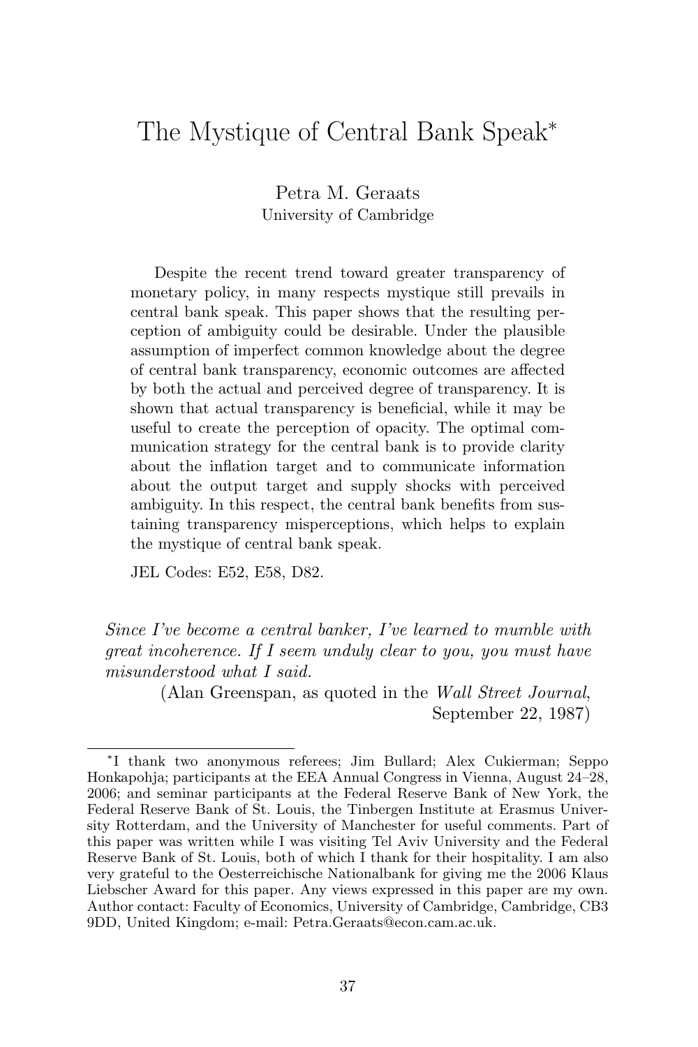# The Mystique of Central Bank Speak*

Petra M. Geraats
University of Cambridge

Despite the recent trend toward greater transparency of monetary policy, in many respects mystique still prevails in central bank speak. This paper shows that the resulting perception of ambiguity could be desirable. Under the plausible assumption of imperfect common knowledge about the degree of central bank transparency, economic outcomes are affected by both the actual and perceived degree of transparency. It is shown that actual transparency is beneficial, while it may be useful to create the perception of opacity. The optimal communication strategy for the central bank is to provide clarity about the inflation target and to communicate information about the output target and supply shocks with perceived ambiguity. In this respect, the central bank benefits from sustaining transparency misperceptions, which helps to explain the mystique of central bank speak.

JEL Codes: E52, E58, D82.

*Since I've become a central banker, I've learned to mumble with great incoherence. If I seem unduly clear to you, you must have misunderstood what I said.*

(Alan Greenspan, as quoted in the *Wall Street Journal*, September 22, 1987)

---

*I thank two anonymous referees; Jim Bullard; Alex Cukierman; Seppo Honkapohja; participants at the EEA Annual Congress in Vienna, August 24–28, 2006; and seminar participants at the Federal Reserve Bank of New York, the Federal Reserve Bank of St. Louis, the Tinbergen Institute at Erasmus University Rotterdam, and the University of Manchester for useful comments. Part of this paper was written while I was visiting Tel Aviv University and the Federal Reserve Bank of St. Louis, both of which I thank for their hospitality. I am also very grateful to the Oesterreichische Nationalbank for giving me the 2006 Klaus Liebscher Award for this paper. Any views expressed in this paper are my own. Author contact: Faculty of Economics, University of Cambridge, Cambridge, CB3 9DD, United Kingdom; e-mail: Petra.Geraats@econ.cam.ac.uk.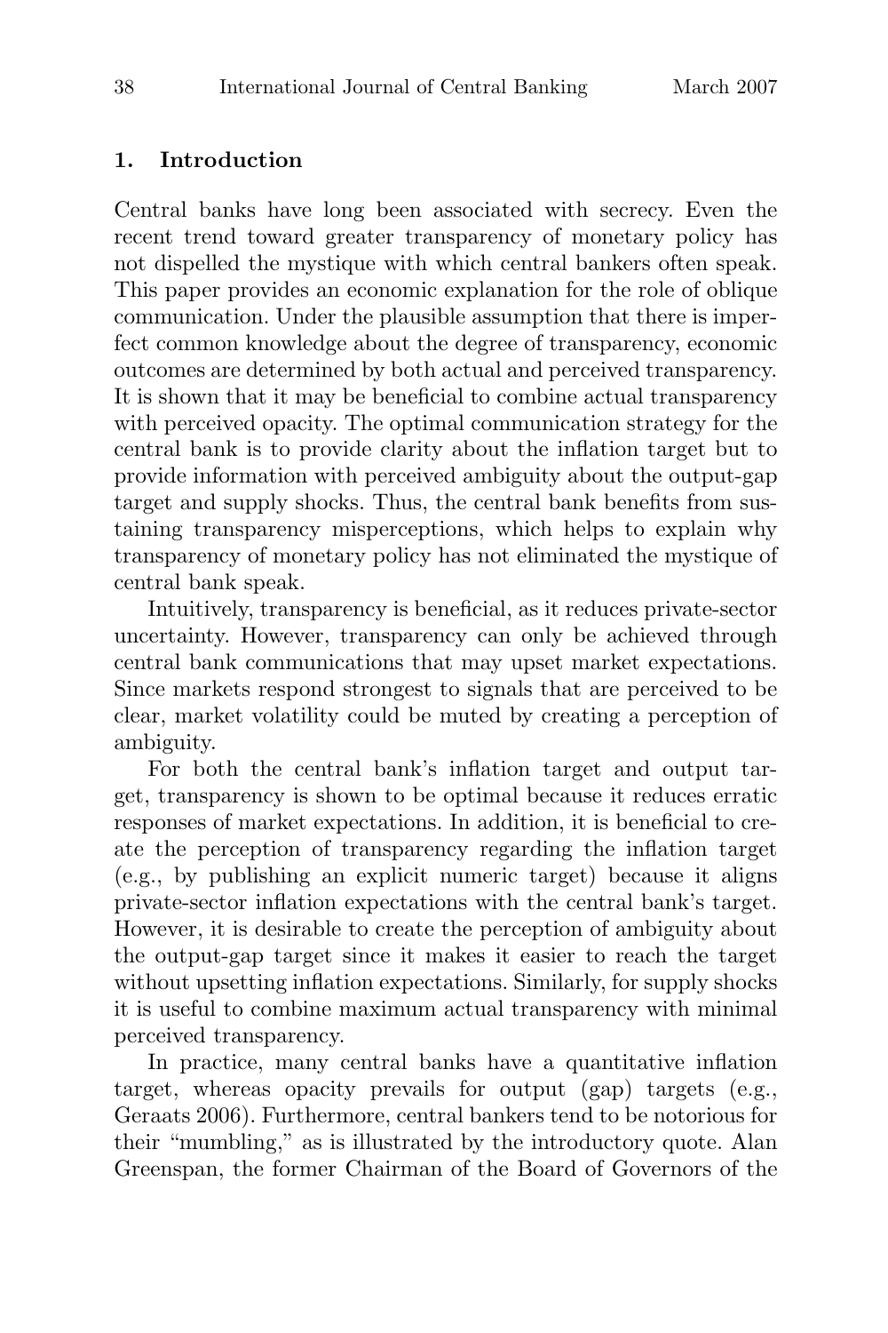## 1. Introduction

Central banks have long been associated with secrecy. Even the recent trend toward greater transparency of monetary policy has not dispelled the mystique with which central bankers often speak. This paper provides an economic explanation for the role of oblique communication. Under the plausible assumption that there is imperfect common knowledge about the degree of transparency, economic outcomes are determined by both actual and perceived transparency. It is shown that it may be beneficial to combine actual transparency with perceived opacity. The optimal communication strategy for the central bank is to provide clarity about the inflation target but to provide information with perceived ambiguity about the output-gap target and supply shocks. Thus, the central bank benefits from sustaining transparency misperceptions, which helps to explain why transparency of monetary policy has not eliminated the mystique of central bank speak.

Intuitively, transparency is beneficial, as it reduces private-sector uncertainty. However, transparency can only be achieved through central bank communications that may upset market expectations. Since markets respond strongest to signals that are perceived to be clear, market volatility could be muted by creating a perception of ambiguity.

For both the central bank's inflation target and output target, transparency is shown to be optimal because it reduces erratic responses of market expectations. In addition, it is beneficial to create the perception of transparency regarding the inflation target (e.g., by publishing an explicit numeric target) because it aligns private-sector inflation expectations with the central bank's target. However, it is desirable to create the perception of ambiguity about the output-gap target since it makes it easier to reach the target without upsetting inflation expectations. Similarly, for supply shocks it is useful to combine maximum actual transparency with minimal perceived transparency.

In practice, many central banks have a quantitative inflation target, whereas opacity prevails for output (gap) targets (e.g., Geraats 2006). Furthermore, central bankers tend to be notorious for their "mumbling," as is illustrated by the introductory quote. Alan Greenspan, the former Chairman of the Board of Governors of the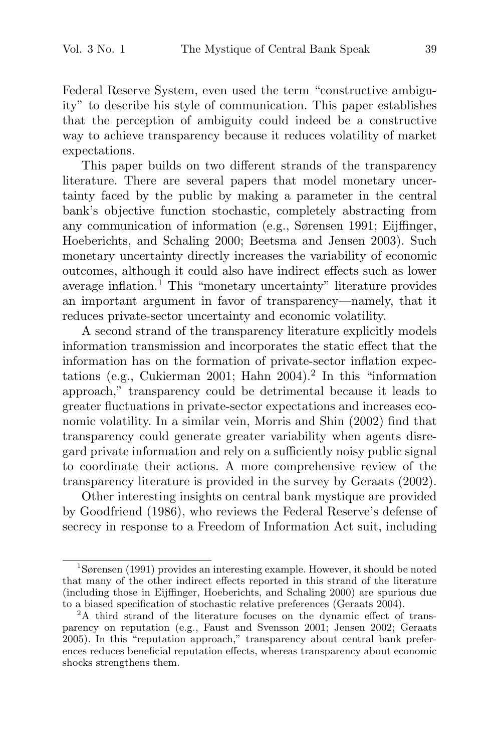Federal Reserve System, even used the term "constructive ambiguity" to describe his style of communication. This paper establishes that the perception of ambiguity could indeed be a constructive way to achieve transparency because it reduces volatility of market expectations.

This paper builds on two different strands of the transparency literature. There are several papers that model monetary uncertainty faced by the public by making a parameter in the central bank's objective function stochastic, completely abstracting from any communication of information (e.g., Sørensen 1991; Eijffinger, Hoeberichts, and Schaling 2000; Beetsma and Jensen 2003). Such monetary uncertainty directly increases the variability of economic outcomes, although it could also have indirect effects such as lower average inflation.[1] This "monetary uncertainty" literature provides an important argument in favor of transparency—namely, that it reduces private-sector uncertainty and economic volatility.

A second strand of the transparency literature explicitly models information transmission and incorporates the static effect that the information has on the formation of private-sector inflation expectations (e.g., Cukierman 2001; Hahn 2004).[2] In this "information approach," transparency could be detrimental because it leads to greater fluctuations in private-sector expectations and increases economic volatility. In a similar vein, Morris and Shin (2002) find that transparency could generate greater variability when agents disregard private information and rely on a sufficiently noisy public signal to coordinate their actions. A more comprehensive review of the transparency literature is provided in the survey by Geraats (2002).

Other interesting insights on central bank mystique are provided by Goodfriend (1986), who reviews the Federal Reserve's defense of secrecy in response to a Freedom of Information Act suit, including

[1] Sørensen (1991) provides an interesting example. However, it should be noted that many of the other indirect effects reported in this strand of the literature (including those in Eijffinger, Hoeberichts, and Schaling 2000) are spurious due to a biased specification of stochastic relative preferences (Geraats 2004).

[2] A third strand of the literature focuses on the dynamic effect of transparency on reputation (e.g., Faust and Svensson 2001; Jensen 2002; Geraats 2005). In this "reputation approach," transparency about central bank preferences reduces beneficial reputation effects, whereas transparency about economic shocks strengthens them.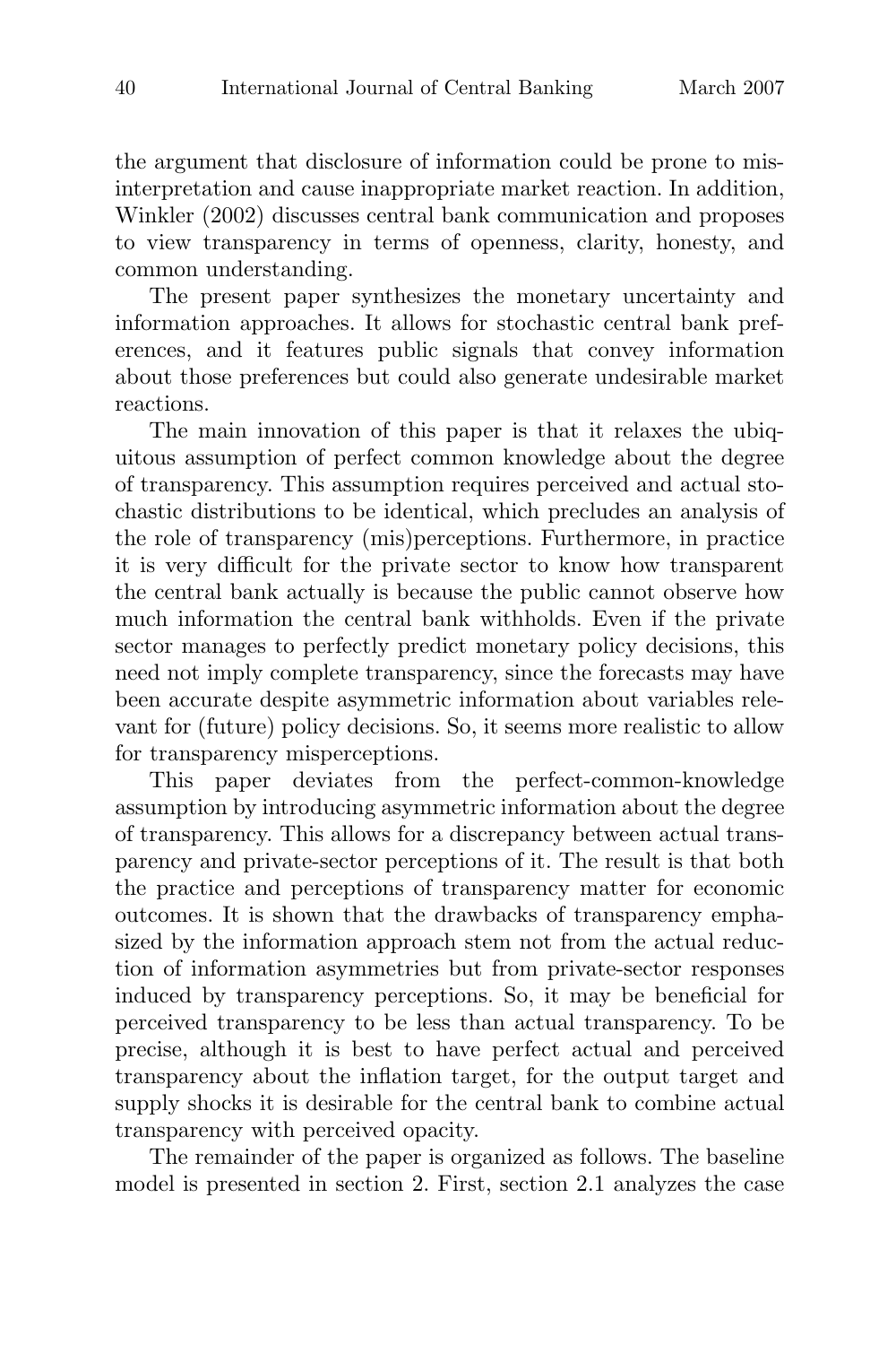the argument that disclosure of information could be prone to misinterpretation and cause inappropriate market reaction. In addition, Winkler (2002) discusses central bank communication and proposes to view transparency in terms of openness, clarity, honesty, and common understanding.

The present paper synthesizes the monetary uncertainty and information approaches. It allows for stochastic central bank preferences, and it features public signals that convey information about those preferences but could also generate undesirable market reactions.

The main innovation of this paper is that it relaxes the ubiquitous assumption of perfect common knowledge about the degree of transparency. This assumption requires perceived and actual stochastic distributions to be identical, which precludes an analysis of the role of transparency (mis)perceptions. Furthermore, in practice it is very difficult for the private sector to know how transparent the central bank actually is because the public cannot observe how much information the central bank withholds. Even if the private sector manages to perfectly predict monetary policy decisions, this need not imply complete transparency, since the forecasts may have been accurate despite asymmetric information about variables relevant for (future) policy decisions. So, it seems more realistic to allow for transparency misperceptions.

This paper deviates from the perfect-common-knowledge assumption by introducing asymmetric information about the degree of transparency. This allows for a discrepancy between actual transparency and private-sector perceptions of it. The result is that both the practice and perceptions of transparency matter for economic outcomes. It is shown that the drawbacks of transparency emphasized by the information approach stem not from the actual reduction of information asymmetries but from private-sector responses induced by transparency perceptions. So, it may be beneficial for perceived transparency to be less than actual transparency. To be precise, although it is best to have perfect actual and perceived transparency about the inflation target, for the output target and supply shocks it is desirable for the central bank to combine actual transparency with perceived opacity.

The remainder of the paper is organized as follows. The baseline model is presented in section 2. First, section 2.1 analyzes the case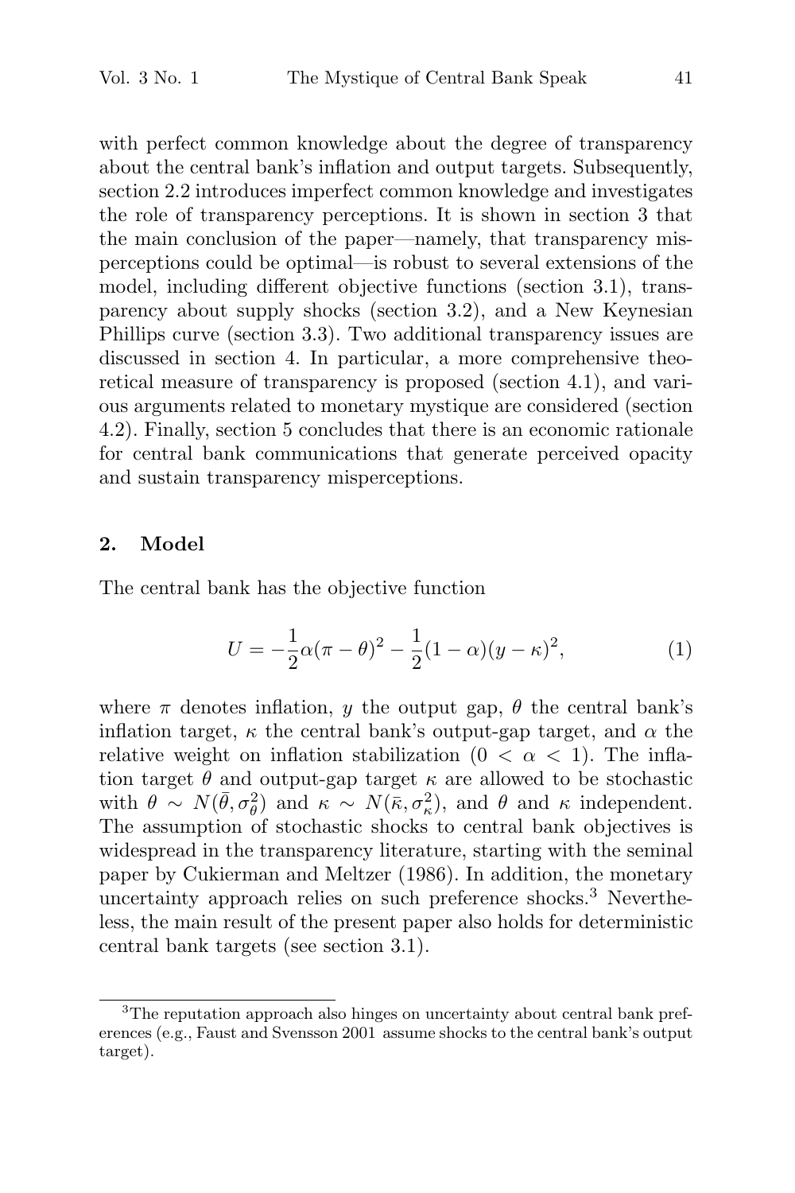with perfect common knowledge about the degree of transparency about the central bank's inflation and output targets. Subsequently, section 2.2 introduces imperfect common knowledge and investigates the role of transparency perceptions. It is shown in section 3 that the main conclusion of the paper—namely, that transparency misperceptions could be optimal—is robust to several extensions of the model, including different objective functions (section 3.1), transparency about supply shocks (section 3.2), and a New Keynesian Phillips curve (section 3.3). Two additional transparency issues are discussed in section 4. In particular, a more comprehensive theoretical measure of transparency is proposed (section 4.1), and various arguments related to monetary mystique are considered (section 4.2). Finally, section 5 concludes that there is an economic rationale for central bank communications that generate perceived opacity and sustain transparency misperceptions.

## 2. Model

The central bank has the objective function

$$U = -\frac{1}{2}\alpha(\pi - \theta)^2 - \frac{1}{2}(1-\alpha)(y - \kappa)^2, \tag{1}$$

where $\pi$ denotes inflation, $y$ the output gap, $\theta$ the central bank's inflation target, $\kappa$ the central bank's output-gap target, and $\alpha$ the relative weight on inflation stabilization ($0 < \alpha < 1$). The inflation target $\theta$ and output-gap target $\kappa$ are allowed to be stochastic with $\theta \sim N(\bar{\theta}, \sigma_\theta^2)$ and $\kappa \sim N(\bar{\kappa}, \sigma_\kappa^2)$, and $\theta$ and $\kappa$ independent. The assumption of stochastic shocks to central bank objectives is widespread in the transparency literature, starting with the seminal paper by Cukierman and Meltzer (1986). In addition, the monetary uncertainty approach relies on such preference shocks.[3] Nevertheless, the main result of the present paper also holds for deterministic central bank targets (see section 3.1).

[3]The reputation approach also hinges on uncertainty about central bank preferences (e.g., Faust and Svensson 2001 assume shocks to the central bank's output target).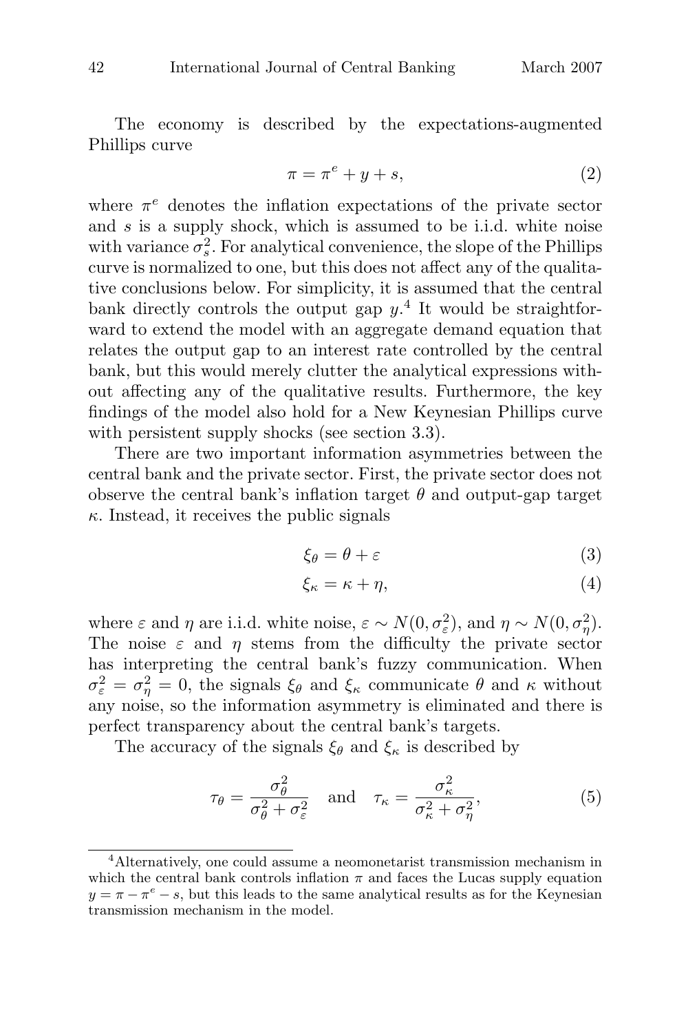The economy is described by the expectations-augmented Phillips curve

$$\pi = \pi^e + y + s, \tag{2}$$

where $\pi^e$ denotes the inflation expectations of the private sector and $s$ is a supply shock, which is assumed to be i.i.d. white noise with variance $\sigma_s^2$. For analytical convenience, the slope of the Phillips curve is normalized to one, but this does not affect any of the qualitative conclusions below. For simplicity, it is assumed that the central bank directly controls the output gap $y$.[4] It would be straightforward to extend the model with an aggregate demand equation that relates the output gap to an interest rate controlled by the central bank, but this would merely clutter the analytical expressions without affecting any of the qualitative results. Furthermore, the key findings of the model also hold for a New Keynesian Phillips curve with persistent supply shocks (see section 3.3).

There are two important information asymmetries between the central bank and the private sector. First, the private sector does not observe the central bank's inflation target $\theta$ and output-gap target $\kappa$. Instead, it receives the public signals

$$\xi_\theta = \theta + \varepsilon \tag{3}$$

$$\xi_\kappa = \kappa + \eta, \tag{4}$$

where $\varepsilon$ and $\eta$ are i.i.d. white noise, $\varepsilon \sim N(0, \sigma_\varepsilon^2)$, and $\eta \sim N(0, \sigma_\eta^2)$. The noise $\varepsilon$ and $\eta$ stems from the difficulty the private sector has interpreting the central bank's fuzzy communication. When $\sigma_\varepsilon^2 = \sigma_\eta^2 = 0$, the signals $\xi_\theta$ and $\xi_\kappa$ communicate $\theta$ and $\kappa$ without any noise, so the information asymmetry is eliminated and there is perfect transparency about the central bank's targets.

The accuracy of the signals $\xi_\theta$ and $\xi_\kappa$ is described by

$$\tau_\theta = \frac{\sigma_\theta^2}{\sigma_\theta^2 + \sigma_\varepsilon^2} \quad \text{and} \quad \tau_\kappa = \frac{\sigma_\kappa^2}{\sigma_\kappa^2 + \sigma_\eta^2}, \tag{5}$$

[4] Alternatively, one could assume a neomonetarist transmission mechanism in which the central bank controls inflation $\pi$ and faces the Lucas supply equation $y = \pi - \pi^e - s$, but this leads to the same analytical results as for the Keynesian transmission mechanism in the model.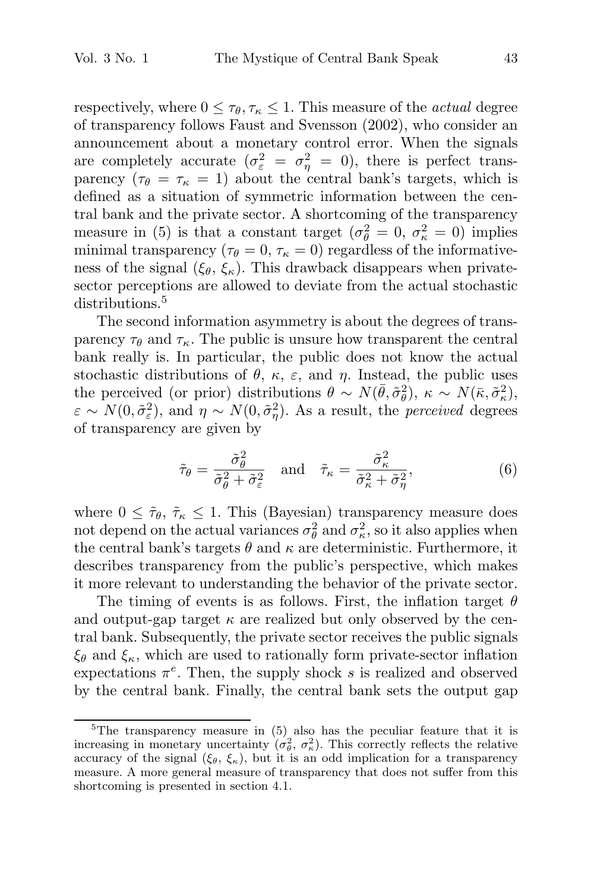respectively, where $0 \leq \tau_\theta, \tau_\kappa \leq 1$. This measure of the *actual* degree of transparency follows Faust and Svensson (2002), who consider an announcement about a monetary control error. When the signals are completely accurate ($\sigma_\varepsilon^2 = \sigma_\eta^2 = 0$), there is perfect transparency ($\tau_\theta = \tau_\kappa = 1$) about the central bank's targets, which is defined as a situation of symmetric information between the central bank and the private sector. A shortcoming of the transparency measure in (5) is that a constant target ($\sigma_\theta^2 = 0$, $\sigma_\kappa^2 = 0$) implies minimal transparency ($\tau_\theta = 0$, $\tau_\kappa = 0$) regardless of the informativeness of the signal ($\xi_\theta$, $\xi_\kappa$). This drawback disappears when private-sector perceptions are allowed to deviate from the actual stochastic distributions.[5]

The second information asymmetry is about the degrees of transparency $\tau_\theta$ and $\tau_\kappa$. The public is unsure how transparent the central bank really is. In particular, the public does not know the actual stochastic distributions of $\theta$, $\kappa$, $\varepsilon$, and $\eta$. Instead, the public uses the perceived (or prior) distributions $\theta \sim N(\bar{\theta}, \tilde{\sigma}_\theta^2)$, $\kappa \sim N(\bar{\kappa}, \tilde{\sigma}_\kappa^2)$, $\varepsilon \sim N(0, \tilde{\sigma}_\varepsilon^2)$, and $\eta \sim N(0, \tilde{\sigma}_\eta^2)$. As a result, the *perceived* degrees of transparency are given by

$$\tilde{\tau}_\theta = \frac{\tilde{\sigma}_\theta^2}{\tilde{\sigma}_\theta^2 + \tilde{\sigma}_\varepsilon^2} \quad \text{and} \quad \tilde{\tau}_\kappa = \frac{\tilde{\sigma}_\kappa^2}{\tilde{\sigma}_\kappa^2 + \tilde{\sigma}_\eta^2}, \tag{6}$$

where $0 \leq \tilde{\tau}_\theta$, $\tilde{\tau}_\kappa \leq 1$. This (Bayesian) transparency measure does not depend on the actual variances $\sigma_\theta^2$ and $\sigma_\kappa^2$, so it also applies when the central bank's targets $\theta$ and $\kappa$ are deterministic. Furthermore, it describes transparency from the public's perspective, which makes it more relevant to understanding the behavior of the private sector.

The timing of events is as follows. First, the inflation target $\theta$ and output-gap target $\kappa$ are realized but only observed by the central bank. Subsequently, the private sector receives the public signals $\xi_\theta$ and $\xi_\kappa$, which are used to rationally form private-sector inflation expectations $\pi^e$. Then, the supply shock $s$ is realized and observed by the central bank. Finally, the central bank sets the output gap

[5] The transparency measure in (5) also has the peculiar feature that it is increasing in monetary uncertainty ($\sigma_\theta^2$, $\sigma_\kappa^2$). This correctly reflects the relative accuracy of the signal ($\xi_\theta$, $\xi_\kappa$), but it is an odd implication for a transparency measure. A more general measure of transparency that does not suffer from this shortcoming is presented in section 4.1.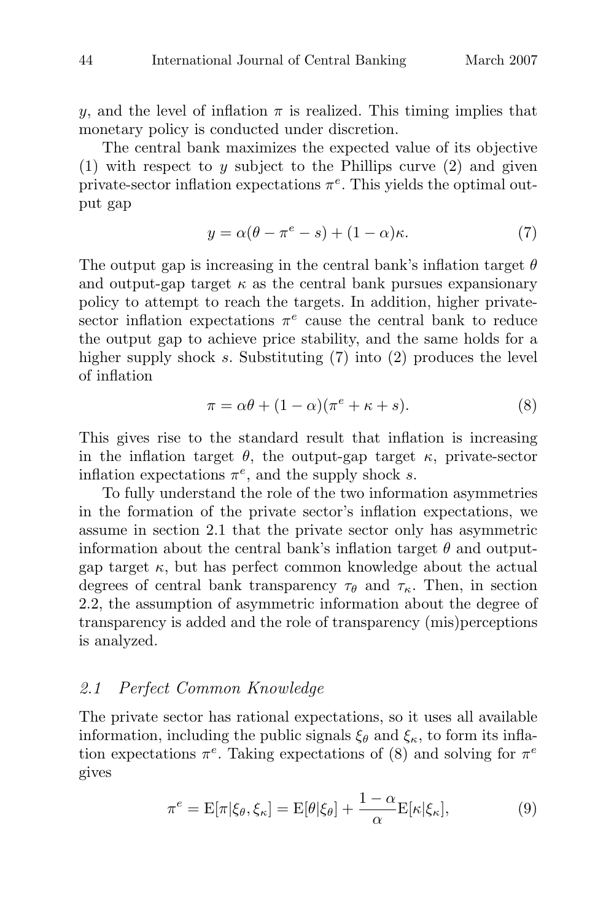$y$, and the level of inflation $\pi$ is realized. This timing implies that monetary policy is conducted under discretion.

The central bank maximizes the expected value of its objective (1) with respect to $y$ subject to the Phillips curve (2) and given private-sector inflation expectations $\pi^e$. This yields the optimal output gap

$$y = \alpha(\theta - \pi^e - s) + (1 - \alpha)\kappa. \tag{7}$$

The output gap is increasing in the central bank's inflation target $\theta$ and output-gap target $\kappa$ as the central bank pursues expansionary policy to attempt to reach the targets. In addition, higher private-sector inflation expectations $\pi^e$ cause the central bank to reduce the output gap to achieve price stability, and the same holds for a higher supply shock $s$. Substituting (7) into (2) produces the level of inflation

$$\pi = \alpha\theta + (1 - \alpha)(\pi^e + \kappa + s). \tag{8}$$

This gives rise to the standard result that inflation is increasing in the inflation target $\theta$, the output-gap target $\kappa$, private-sector inflation expectations $\pi^e$, and the supply shock $s$.

To fully understand the role of the two information asymmetries in the formation of the private sector's inflation expectations, we assume in section 2.1 that the private sector only has asymmetric information about the central bank's inflation target $\theta$ and output-gap target $\kappa$, but has perfect common knowledge about the actual degrees of central bank transparency $\tau_\theta$ and $\tau_\kappa$. Then, in section 2.2, the assumption of asymmetric information about the degree of transparency is added and the role of transparency (mis)perceptions is analyzed.

## *2.1 Perfect Common Knowledge*

The private sector has rational expectations, so it uses all available information, including the public signals $\xi_\theta$ and $\xi_\kappa$, to form its inflation expectations $\pi^e$. Taking expectations of (8) and solving for $\pi^e$ gives

$$\pi^e = \mathrm{E}[\pi|\xi_\theta, \xi_\kappa] = \mathrm{E}[\theta|\xi_\theta] + \frac{1 - \alpha}{\alpha}\mathrm{E}[\kappa|\xi_\kappa], \tag{9}$$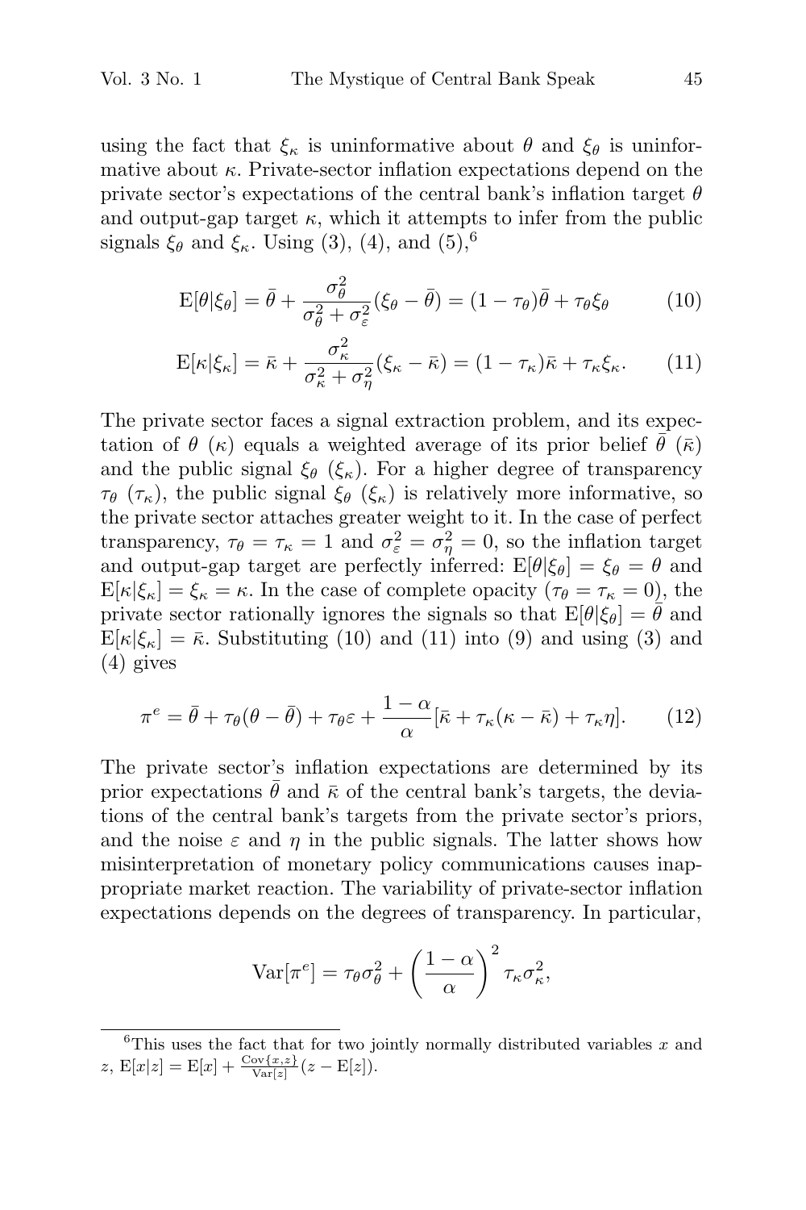using the fact that $\xi_\kappa$ is uninformative about $\theta$ and $\xi_\theta$ is uninformative about $\kappa$. Private-sector inflation expectations depend on the private sector's expectations of the central bank's inflation target $\theta$ and output-gap target $\kappa$, which it attempts to infer from the public signals $\xi_\theta$ and $\xi_\kappa$. Using (3), (4), and (5),[6]

$$\mathrm{E}[\theta|\xi_\theta] = \bar{\theta} + \frac{\sigma_\theta^2}{\sigma_\theta^2 + \sigma_\varepsilon^2}(\xi_\theta - \bar{\theta}) = (1 - \tau_\theta)\bar{\theta} + \tau_\theta \xi_\theta \tag{10}$$

$$\mathrm{E}[\kappa|\xi_\kappa] = \bar{\kappa} + \frac{\sigma_\kappa^2}{\sigma_\kappa^2 + \sigma_\eta^2}(\xi_\kappa - \bar{\kappa}) = (1 - \tau_\kappa)\bar{\kappa} + \tau_\kappa \xi_\kappa. \tag{11}$$

The private sector faces a signal extraction problem, and its expectation of $\theta$ ($\kappa$) equals a weighted average of its prior belief $\bar{\theta}$ ($\bar{\kappa}$) and the public signal $\xi_\theta$ ($\xi_\kappa$). For a higher degree of transparency $\tau_\theta$ ($\tau_\kappa$), the public signal $\xi_\theta$ ($\xi_\kappa$) is relatively more informative, so the private sector attaches greater weight to it. In the case of perfect transparency, $\tau_\theta = \tau_\kappa = 1$ and $\sigma_\varepsilon^2 = \sigma_\eta^2 = 0$, so the inflation target and output-gap target are perfectly inferred: $\mathrm{E}[\theta|\xi_\theta] = \xi_\theta = \theta$ and $\mathrm{E}[\kappa|\xi_\kappa] = \xi_\kappa = \kappa$. In the case of complete opacity ($\tau_\theta = \tau_\kappa = 0$), the private sector rationally ignores the signals so that $\mathrm{E}[\theta|\xi_\theta] = \bar{\theta}$ and $\mathrm{E}[\kappa|\xi_\kappa] = \bar{\kappa}$. Substituting (10) and (11) into (9) and using (3) and (4) gives

$$\pi^e = \bar{\theta} + \tau_\theta(\theta - \bar{\theta}) + \tau_\theta \varepsilon + \frac{1-\alpha}{\alpha}[\bar{\kappa} + \tau_\kappa(\kappa - \bar{\kappa}) + \tau_\kappa \eta]. \tag{12}$$

The private sector's inflation expectations are determined by its prior expectations $\bar{\theta}$ and $\bar{\kappa}$ of the central bank's targets, the deviations of the central bank's targets from the private sector's priors, and the noise $\varepsilon$ and $\eta$ in the public signals. The latter shows how misinterpretation of monetary policy communications causes inappropriate market reaction. The variability of private-sector inflation expectations depends on the degrees of transparency. In particular,

$$\mathrm{Var}[\pi^e] = \tau_\theta \sigma_\theta^2 + \left(\frac{1-\alpha}{\alpha}\right)^2 \tau_\kappa \sigma_\kappa^2,$$

[6] This uses the fact that for two jointly normally distributed variables $x$ and $z$, $\mathrm{E}[x|z] = \mathrm{E}[x] + \frac{\mathrm{Cov}\{x,z\}}{\mathrm{Var}[z]}(z - \mathrm{E}[z])$.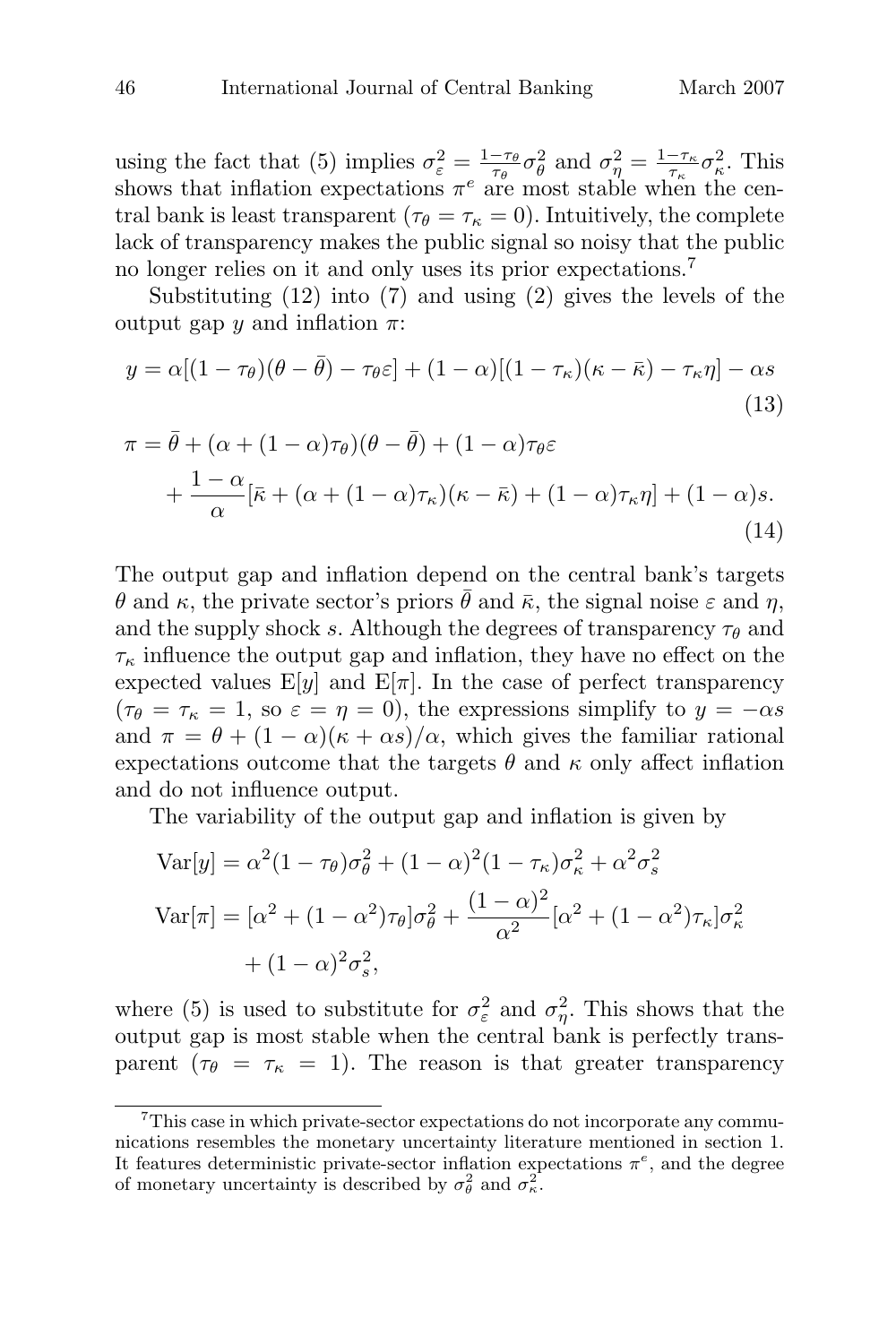using the fact that (5) implies $\sigma_\varepsilon^2 = \frac{1-\tau_\theta}{\tau_\theta}\sigma_\theta^2$ and $\sigma_\eta^2 = \frac{1-\tau_\kappa}{\tau_\kappa}\sigma_\kappa^2$. This shows that inflation expectations $\pi^e$ are most stable when the central bank is least transparent ($\tau_\theta = \tau_\kappa = 0$). Intuitively, the complete lack of transparency makes the public signal so noisy that the public no longer relies on it and only uses its prior expectations.[7]

Substituting (12) into (7) and using (2) gives the levels of the output gap $y$ and inflation $\pi$:

$$y = \alpha[(1-\tau_\theta)(\theta - \bar{\theta}) - \tau_\theta \varepsilon] + (1-\alpha)[(1-\tau_\kappa)(\kappa - \bar{\kappa}) - \tau_\kappa \eta] - \alpha s \tag{13}$$

$$\pi = \bar{\theta} + (\alpha + (1-\alpha)\tau_\theta)(\theta - \bar{\theta}) + (1-\alpha)\tau_\theta \varepsilon + \frac{1-\alpha}{\alpha}[\bar{\kappa} + (\alpha + (1-\alpha)\tau_\kappa)(\kappa - \bar{\kappa}) + (1-\alpha)\tau_\kappa \eta] + (1-\alpha)s. \tag{14}$$

The output gap and inflation depend on the central bank's targets $\theta$ and $\kappa$, the private sector's priors $\bar{\theta}$ and $\bar{\kappa}$, the signal noise $\varepsilon$ and $\eta$, and the supply shock $s$. Although the degrees of transparency $\tau_\theta$ and $\tau_\kappa$ influence the output gap and inflation, they have no effect on the expected values $\mathrm{E}[y]$ and $\mathrm{E}[\pi]$. In the case of perfect transparency ($\tau_\theta = \tau_\kappa = 1$, so $\varepsilon = \eta = 0$), the expressions simplify to $y = -\alpha s$ and $\pi = \theta + (1-\alpha)(\kappa + \alpha s)/\alpha$, which gives the familiar rational expectations outcome that the targets $\theta$ and $\kappa$ only affect inflation and do not influence output.

The variability of the output gap and inflation is given by

$$\mathrm{Var}[y] = \alpha^2(1-\tau_\theta)\sigma_\theta^2 + (1-\alpha)^2(1-\tau_\kappa)\sigma_\kappa^2 + \alpha^2\sigma_s^2$$

$$\mathrm{Var}[\pi] = [\alpha^2 + (1-\alpha^2)\tau_\theta]\sigma_\theta^2 + \frac{(1-\alpha)^2}{\alpha^2}[\alpha^2 + (1-\alpha^2)\tau_\kappa]\sigma_\kappa^2 + (1-\alpha)^2\sigma_s^2,$$

where (5) is used to substitute for $\sigma_\varepsilon^2$ and $\sigma_\eta^2$. This shows that the output gap is most stable when the central bank is perfectly transparent ($\tau_\theta = \tau_\kappa = 1$). The reason is that greater transparency

[7] This case in which private-sector expectations do not incorporate any communications resembles the monetary uncertainty literature mentioned in section 1. It features deterministic private-sector inflation expectations $\pi^e$, and the degree of monetary uncertainty is described by $\sigma_\theta^2$ and $\sigma_\kappa^2$.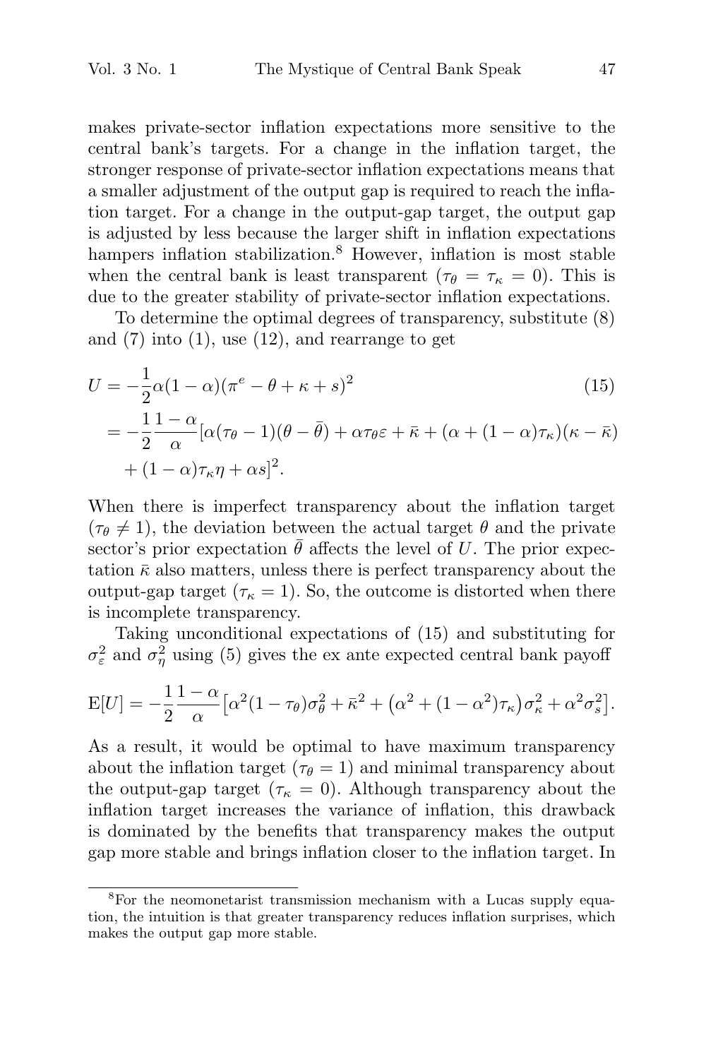makes private-sector inflation expectations more sensitive to the central bank's targets. For a change in the inflation target, the stronger response of private-sector inflation expectations means that a smaller adjustment of the output gap is required to reach the inflation target. For a change in the output-gap target, the output gap is adjusted by less because the larger shift in inflation expectations hampers inflation stabilization.[8] However, inflation is most stable when the central bank is least transparent ($\tau_\theta = \tau_\kappa = 0$). This is due to the greater stability of private-sector inflation expectations.

To determine the optimal degrees of transparency, substitute (8) and (7) into (1), use (12), and rearrange to get

$$
\begin{aligned}
U &= -\frac{1}{2}\alpha(1-\alpha)(\pi^e - \theta + \kappa + s)^2 \qquad (15)\\
&= -\frac{1}{2}\frac{1-\alpha}{\alpha}[\alpha(\tau_\theta - 1)(\theta - \bar{\theta}) + \alpha\tau_\theta\varepsilon + \bar{\kappa} + (\alpha + (1-\alpha)\tau_\kappa)(\kappa - \bar{\kappa})\\
&\quad + (1-\alpha)\tau_\kappa\eta + \alpha s]^2.
\end{aligned}
$$

When there is imperfect transparency about the inflation target ($\tau_\theta \neq 1$), the deviation between the actual target $\theta$ and the private sector's prior expectation $\bar{\theta}$ affects the level of $U$. The prior expectation $\bar{\kappa}$ also matters, unless there is perfect transparency about the output-gap target ($\tau_\kappa = 1$). So, the outcome is distorted when there is incomplete transparency.

Taking unconditional expectations of (15) and substituting for $\sigma_\varepsilon^2$ and $\sigma_\eta^2$ using (5) gives the ex ante expected central bank payoff

$$
\mathrm{E}[U] = -\frac{1}{2}\frac{1-\alpha}{\alpha}\left[\alpha^2(1-\tau_\theta)\sigma_\theta^2 + \bar{\kappa}^2 + \left(\alpha^2 + (1-\alpha^2)\tau_\kappa\right)\sigma_\kappa^2 + \alpha^2\sigma_s^2\right].
$$

As a result, it would be optimal to have maximum transparency about the inflation target ($\tau_\theta = 1$) and minimal transparency about the output-gap target ($\tau_\kappa = 0$). Although transparency about the inflation target increases the variance of inflation, this drawback is dominated by the benefits that transparency makes the output gap more stable and brings inflation closer to the inflation target. In

[8] For the neomonetarist transmission mechanism with a Lucas supply equation, the intuition is that greater transparency reduces inflation surprises, which makes the output gap more stable.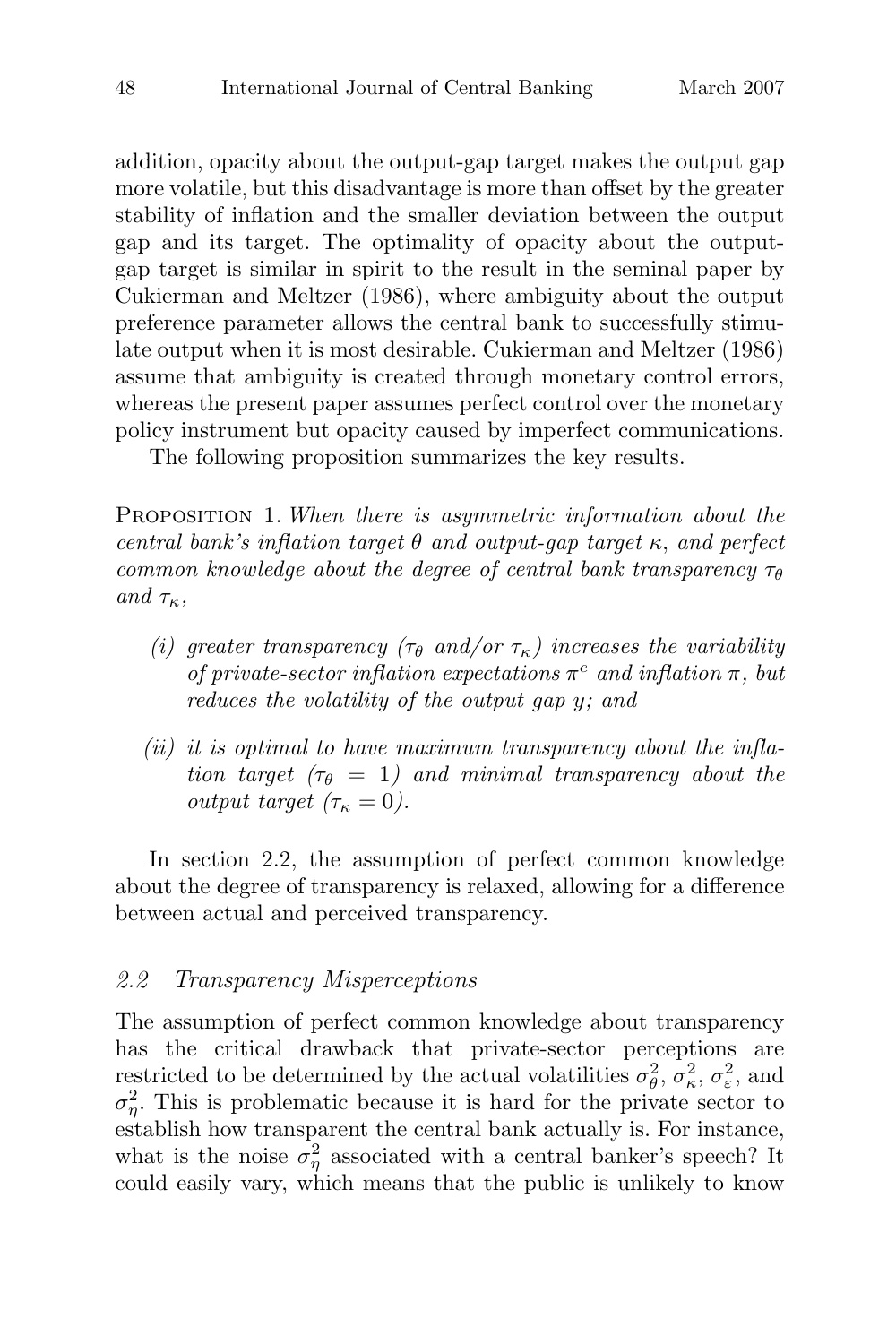addition, opacity about the output-gap target makes the output gap more volatile, but this disadvantage is more than offset by the greater stability of inflation and the smaller deviation between the output gap and its target. The optimality of opacity about the output-gap target is similar in spirit to the result in the seminal paper by Cukierman and Meltzer (1986), where ambiguity about the output preference parameter allows the central bank to successfully stimulate output when it is most desirable. Cukierman and Meltzer (1986) assume that ambiguity is created through monetary control errors, whereas the present paper assumes perfect control over the monetary policy instrument but opacity caused by imperfect communications.

The following proposition summarizes the key results.

Proposition 1. *When there is asymmetric information about the central bank's inflation target $\theta$ and output-gap target $\kappa$, and perfect common knowledge about the degree of central bank transparency $\tau_\theta$ and $\tau_\kappa$,*

- *(i) greater transparency ($\tau_\theta$ and/or $\tau_\kappa$) increases the variability of private-sector inflation expectations $\pi^e$ and inflation $\pi$, but reduces the volatility of the output gap $y$; and*
- *(ii) it is optimal to have maximum transparency about the inflation target ($\tau_\theta = 1$) and minimal transparency about the output target ($\tau_\kappa = 0$).*

In section 2.2, the assumption of perfect common knowledge about the degree of transparency is relaxed, allowing for a difference between actual and perceived transparency.

## 2.2 Transparency Misperceptions

The assumption of perfect common knowledge about transparency has the critical drawback that private-sector perceptions are restricted to be determined by the actual volatilities $\sigma_\theta^2$, $\sigma_\kappa^2$, $\sigma_\varepsilon^2$, and $\sigma_\eta^2$. This is problematic because it is hard for the private sector to establish how transparent the central bank actually is. For instance, what is the noise $\sigma_\eta^2$ associated with a central banker's speech? It could easily vary, which means that the public is unlikely to know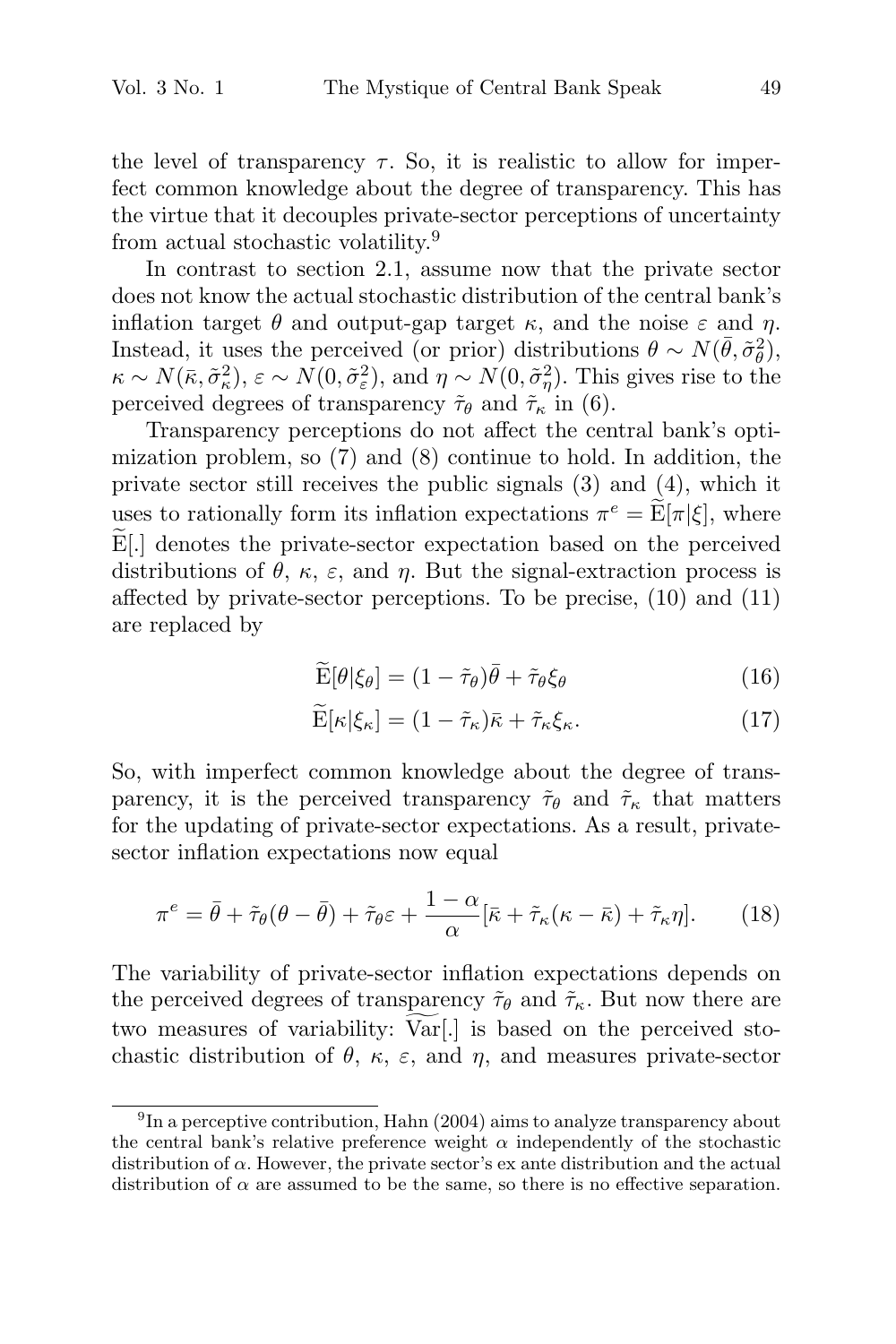the level of transparency $\tau$. So, it is realistic to allow for imperfect common knowledge about the degree of transparency. This has the virtue that it decouples private-sector perceptions of uncertainty from actual stochastic volatility.[9]

In contrast to section 2.1, assume now that the private sector does not know the actual stochastic distribution of the central bank's inflation target $\theta$ and output-gap target $\kappa$, and the noise $\varepsilon$ and $\eta$. Instead, it uses the perceived (or prior) distributions $\theta \sim N(\bar{\theta}, \tilde{\sigma}_\theta^2)$, $\kappa \sim N(\bar{\kappa}, \tilde{\sigma}_\kappa^2)$, $\varepsilon \sim N(0, \tilde{\sigma}_\varepsilon^2)$, and $\eta \sim N(0, \tilde{\sigma}_\eta^2)$. This gives rise to the perceived degrees of transparency $\tilde{\tau}_\theta$ and $\tilde{\tau}_\kappa$ in (6).

Transparency perceptions do not affect the central bank's optimization problem, so (7) and (8) continue to hold. In addition, the private sector still receives the public signals (3) and (4), which it uses to rationally form its inflation expectations $\pi^e = \widetilde{\mathrm{E}}[\pi|\xi]$, where $\widetilde{\mathrm{E}}[.]$ denotes the private-sector expectation based on the perceived distributions of $\theta$, $\kappa$, $\varepsilon$, and $\eta$. But the signal-extraction process is affected by private-sector perceptions. To be precise, (10) and (11) are replaced by

$$\widetilde{\mathrm{E}}[\theta|\xi_\theta] = (1 - \tilde{\tau}_\theta)\bar{\theta} + \tilde{\tau}_\theta \xi_\theta \tag{16}$$

$$\widetilde{\mathrm{E}}[\kappa|\xi_\kappa] = (1 - \tilde{\tau}_\kappa)\bar{\kappa} + \tilde{\tau}_\kappa \xi_\kappa. \tag{17}$$

So, with imperfect common knowledge about the degree of transparency, it is the perceived transparency $\tilde{\tau}_\theta$ and $\tilde{\tau}_\kappa$ that matters for the updating of private-sector expectations. As a result, private-sector inflation expectations now equal

$$\pi^e = \bar{\theta} + \tilde{\tau}_\theta(\theta - \bar{\theta}) + \tilde{\tau}_\theta \varepsilon + \frac{1-\alpha}{\alpha}[\bar{\kappa} + \tilde{\tau}_\kappa(\kappa - \bar{\kappa}) + \tilde{\tau}_\kappa \eta]. \tag{18}$$

The variability of private-sector inflation expectations depends on the perceived degrees of transparency $\tilde{\tau}_\theta$ and $\tilde{\tau}_\kappa$. But now there are two measures of variability: $\widetilde{\mathrm{Var}}[.]$ is based on the perceived stochastic distribution of $\theta$, $\kappa$, $\varepsilon$, and $\eta$, and measures private-sector

[9] In a perceptive contribution, Hahn (2004) aims to analyze transparency about the central bank's relative preference weight $\alpha$ independently of the stochastic distribution of $\alpha$. However, the private sector's ex ante distribution and the actual distribution of $\alpha$ are assumed to be the same, so there is no effective separation.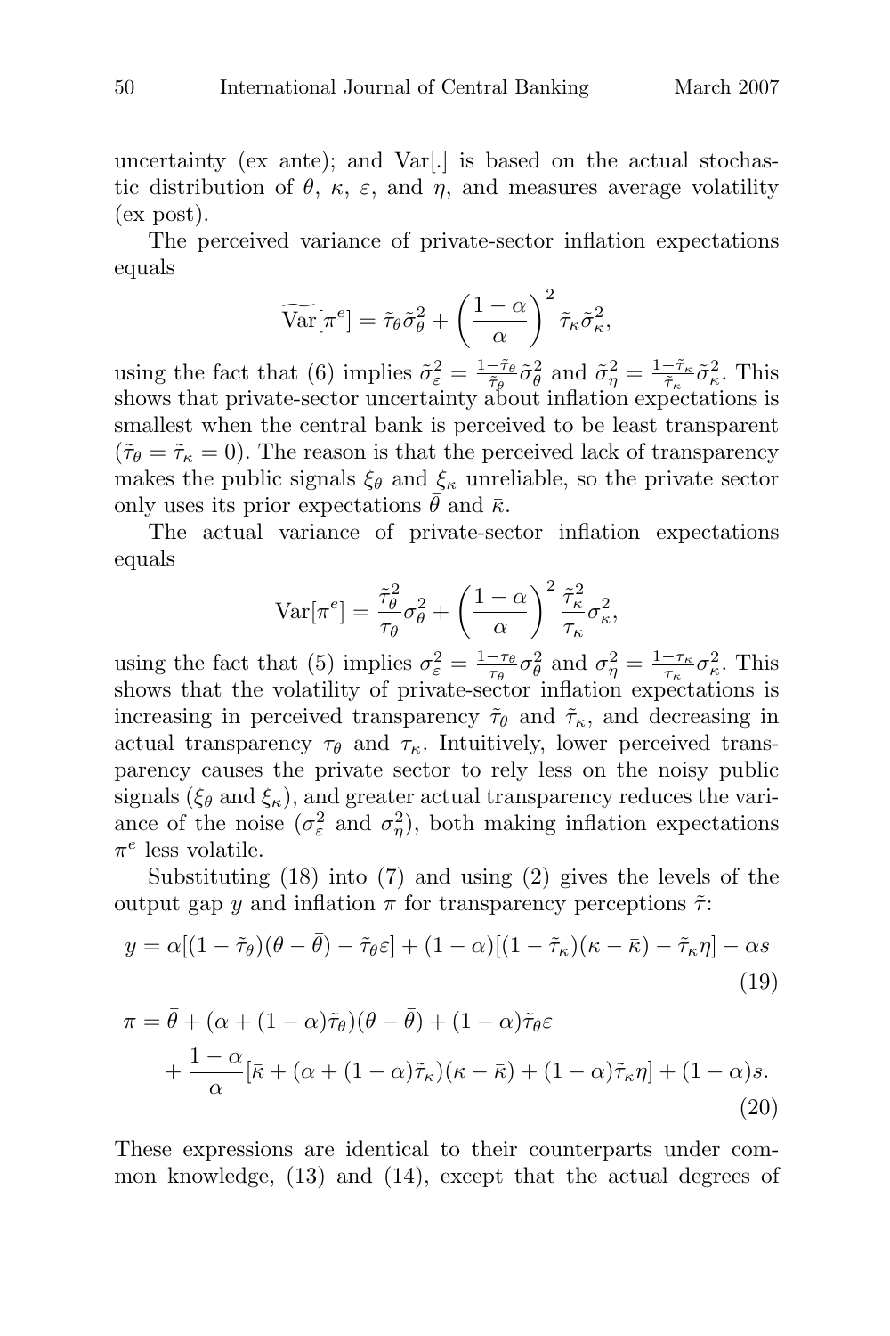uncertainty (ex ante); and Var[.] is based on the actual stochastic distribution of $\theta$, $\kappa$, $\varepsilon$, and $\eta$, and measures average volatility (ex post).

The perceived variance of private-sector inflation expectations equals

$$\widetilde{\text{Var}}[\pi^e] = \tilde{\tau}_\theta \tilde{\sigma}_\theta^2 + \left(\frac{1-\alpha}{\alpha}\right)^2 \tilde{\tau}_\kappa \tilde{\sigma}_\kappa^2,$$

using the fact that (6) implies $\tilde{\sigma}_\varepsilon^2 = \frac{1-\tilde{\tau}_\theta}{\tilde{\tau}_\theta}\tilde{\sigma}_\theta^2$ and $\tilde{\sigma}_\eta^2 = \frac{1-\tilde{\tau}_\kappa}{\tilde{\tau}_\kappa}\tilde{\sigma}_\kappa^2$. This shows that private-sector uncertainty about inflation expectations is smallest when the central bank is perceived to be least transparent ($\tilde{\tau}_\theta = \tilde{\tau}_\kappa = 0$). The reason is that the perceived lack of transparency makes the public signals $\xi_\theta$ and $\xi_\kappa$ unreliable, so the private sector only uses its prior expectations $\bar{\theta}$ and $\bar{\kappa}$.

The actual variance of private-sector inflation expectations equals

$$\text{Var}[\pi^e] = \frac{\tilde{\tau}_\theta^2}{\tau_\theta}\sigma_\theta^2 + \left(\frac{1-\alpha}{\alpha}\right)^2 \frac{\tilde{\tau}_\kappa^2}{\tau_\kappa}\sigma_\kappa^2,$$

using the fact that (5) implies $\sigma_\varepsilon^2 = \frac{1-\tau_\theta}{\tau_\theta}\sigma_\theta^2$ and $\sigma_\eta^2 = \frac{1-\tau_\kappa}{\tau_\kappa}\sigma_\kappa^2$. This shows that the volatility of private-sector inflation expectations is increasing in perceived transparency $\tilde{\tau}_\theta$ and $\tilde{\tau}_\kappa$, and decreasing in actual transparency $\tau_\theta$ and $\tau_\kappa$. Intuitively, lower perceived transparency causes the private sector to rely less on the noisy public signals ($\xi_\theta$ and $\xi_\kappa$), and greater actual transparency reduces the variance of the noise ($\sigma_\varepsilon^2$ and $\sigma_\eta^2$), both making inflation expectations $\pi^e$ less volatile.

Substituting (18) into (7) and using (2) gives the levels of the output gap $y$ and inflation $\pi$ for transparency perceptions $\tilde{\tau}$:

$$y = \alpha[(1-\tilde{\tau}_\theta)(\theta-\bar{\theta}) - \tilde{\tau}_\theta\varepsilon] + (1-\alpha)[(1-\tilde{\tau}_\kappa)(\kappa-\bar{\kappa}) - \tilde{\tau}_\kappa\eta] - \alpha s \tag{19}$$

$$\begin{aligned}\pi = \bar{\theta} &+ (\alpha + (1-\alpha)\tilde{\tau}_\theta)(\theta-\bar{\theta}) + (1-\alpha)\tilde{\tau}_\theta\varepsilon \\ &+ \frac{1-\alpha}{\alpha}[\bar{\kappa} + (\alpha + (1-\alpha)\tilde{\tau}_\kappa)(\kappa-\bar{\kappa}) + (1-\alpha)\tilde{\tau}_\kappa\eta] + (1-\alpha)s.\end{aligned} \tag{20}$$

These expressions are identical to their counterparts under common knowledge, (13) and (14), except that the actual degrees of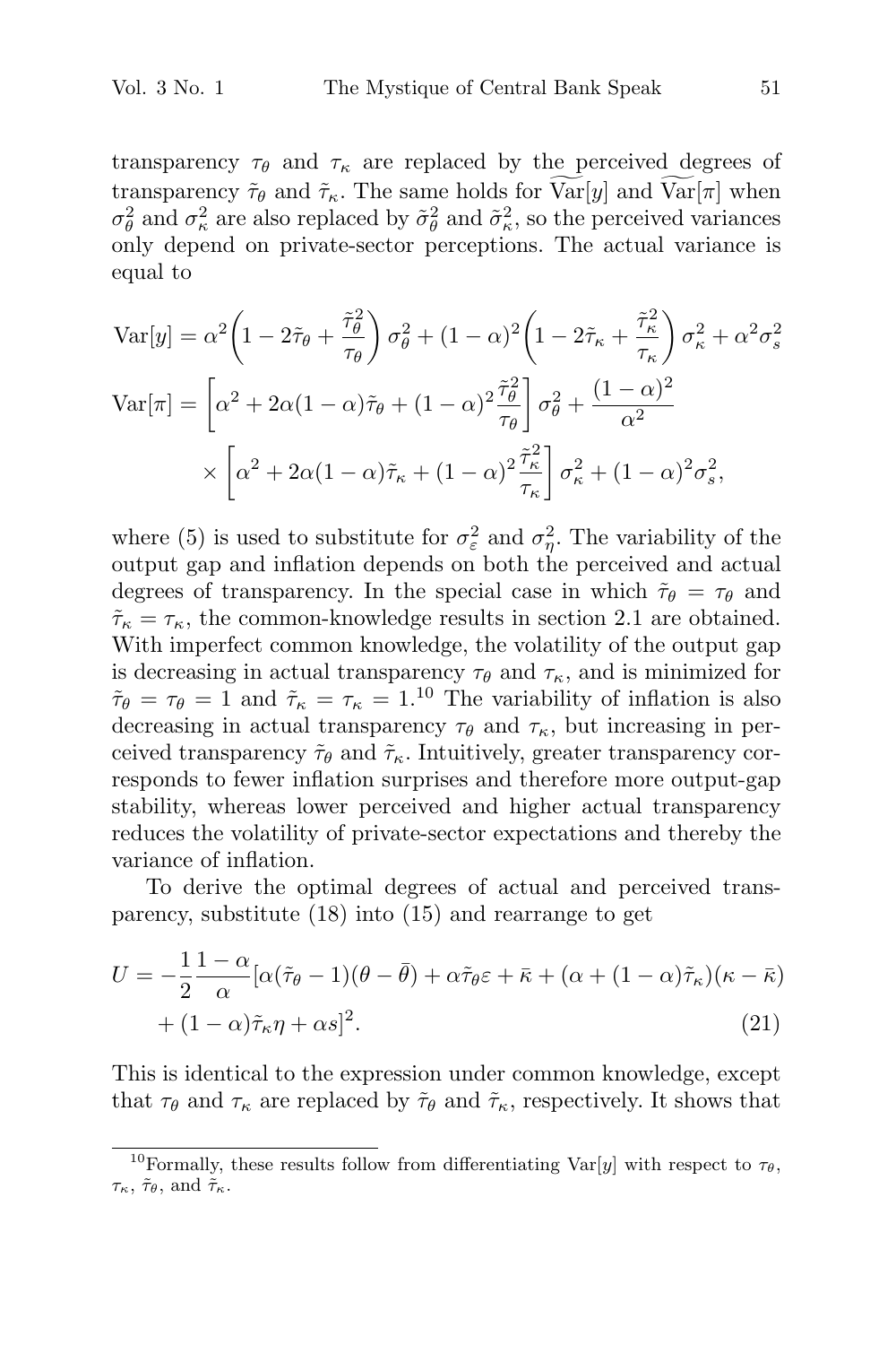transparency $\tau_\theta$ and $\tau_\kappa$ are replaced by the perceived degrees of transparency $\tilde{\tau}_\theta$ and $\tilde{\tau}_\kappa$. The same holds for $\widetilde{\text{Var}}[y]$ and $\widetilde{\text{Var}}[\pi]$ when $\sigma_\theta^2$ and $\sigma_\kappa^2$ are also replaced by $\tilde{\sigma}_\theta^2$ and $\tilde{\sigma}_\kappa^2$, so the perceived variances only depend on private-sector perceptions. The actual variance is equal to

$$
\begin{aligned}
\text{Var}[y] &= \alpha^2\left(1 - 2\tilde{\tau}_\theta + \frac{\tilde{\tau}_\theta^2}{\tau_\theta}\right)\sigma_\theta^2 + (1-\alpha)^2\left(1 - 2\tilde{\tau}_\kappa + \frac{\tilde{\tau}_\kappa^2}{\tau_\kappa}\right)\sigma_\kappa^2 + \alpha^2\sigma_s^2 \\
\text{Var}[\pi] &= \left[\alpha^2 + 2\alpha(1-\alpha)\tilde{\tau}_\theta + (1-\alpha)^2\frac{\tilde{\tau}_\theta^2}{\tau_\theta}\right]\sigma_\theta^2 + \frac{(1-\alpha)^2}{\alpha^2} \\
&\quad \times \left[\alpha^2 + 2\alpha(1-\alpha)\tilde{\tau}_\kappa + (1-\alpha)^2\frac{\tilde{\tau}_\kappa^2}{\tau_\kappa}\right]\sigma_\kappa^2 + (1-\alpha)^2\sigma_s^2,
\end{aligned}
$$

where (5) is used to substitute for $\sigma_\varepsilon^2$ and $\sigma_\eta^2$. The variability of the output gap and inflation depends on both the perceived and actual degrees of transparency. In the special case in which $\tilde{\tau}_\theta = \tau_\theta$ and $\tilde{\tau}_\kappa = \tau_\kappa$, the common-knowledge results in section 2.1 are obtained. With imperfect common knowledge, the volatility of the output gap is decreasing in actual transparency $\tau_\theta$ and $\tau_\kappa$, and is minimized for $\tilde{\tau}_\theta = \tau_\theta = 1$ and $\tilde{\tau}_\kappa = \tau_\kappa = 1$.[10] The variability of inflation is also decreasing in actual transparency $\tau_\theta$ and $\tau_\kappa$, but increasing in perceived transparency $\tilde{\tau}_\theta$ and $\tilde{\tau}_\kappa$. Intuitively, greater transparency corresponds to fewer inflation surprises and therefore more output-gap stability, whereas lower perceived and higher actual transparency reduces the volatility of private-sector expectations and thereby the variance of inflation.

To derive the optimal degrees of actual and perceived transparency, substitute (18) into (15) and rearrange to get

$$
\begin{aligned}
U = -\frac{1}{2}\frac{1-\alpha}{\alpha}[&\alpha(\tilde{\tau}_\theta - 1)(\theta - \bar{\theta}) + \alpha\tilde{\tau}_\theta\varepsilon + \bar{\kappa} + (\alpha + (1-\alpha)\tilde{\tau}_\kappa)(\kappa - \bar{\kappa}) \\
&+ (1-\alpha)\tilde{\tau}_\kappa\eta + \alpha s]^2. \qquad (21)
\end{aligned}
$$

This is identical to the expression under common knowledge, except that $\tau_\theta$ and $\tau_\kappa$ are replaced by $\tilde{\tau}_\theta$ and $\tilde{\tau}_\kappa$, respectively. It shows that

[10] Formally, these results follow from differentiating Var[$y$] with respect to $\tau_\theta$, $\tau_\kappa$, $\tilde{\tau}_\theta$, and $\tilde{\tau}_\kappa$.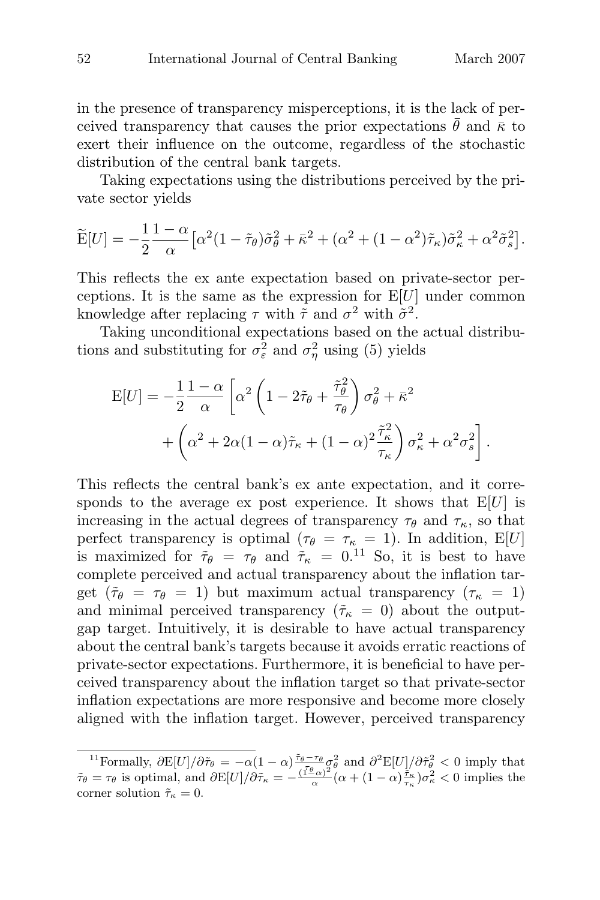in the presence of transparency misperceptions, it is the lack of perceived transparency that causes the prior expectations $\bar{\theta}$ and $\bar{\kappa}$ to exert their influence on the outcome, regardless of the stochastic distribution of the central bank targets.

Taking expectations using the distributions perceived by the private sector yields

$$\widetilde{\mathrm{E}}[U] = -\frac{1}{2}\frac{1-\alpha}{\alpha}\left[\alpha^2(1-\tilde{\tau}_\theta)\tilde{\sigma}_\theta^2 + \bar{\kappa}^2 + (\alpha^2 + (1-\alpha^2)\tilde{\tau}_\kappa)\tilde{\sigma}_\kappa^2 + \alpha^2\tilde{\sigma}_s^2\right].$$

This reflects the ex ante expectation based on private-sector perceptions. It is the same as the expression for $\mathrm{E}[U]$ under common knowledge after replacing $\tau$ with $\tilde{\tau}$ and $\sigma^2$ with $\tilde{\sigma}^2$.

Taking unconditional expectations based on the actual distributions and substituting for $\sigma_\varepsilon^2$ and $\sigma_\eta^2$ using (5) yields

$$\mathrm{E}[U] = -\frac{1}{2}\frac{1-\alpha}{\alpha}\left[\alpha^2\left(1 - 2\tilde{\tau}_\theta + \frac{\tilde{\tau}_\theta^2}{\tau_\theta}\right)\sigma_\theta^2 + \bar{\kappa}^2 + \left(\alpha^2 + 2\alpha(1-\alpha)\tilde{\tau}_\kappa + (1-\alpha)^2\frac{\tilde{\tau}_\kappa^2}{\tau_\kappa}\right)\sigma_\kappa^2 + \alpha^2\sigma_s^2\right].$$

This reflects the central bank's ex ante expectation, and it corresponds to the average ex post experience. It shows that $\mathrm{E}[U]$ is increasing in the actual degrees of transparency $\tau_\theta$ and $\tau_\kappa$, so that perfect transparency is optimal ($\tau_\theta = \tau_\kappa = 1$). In addition, $\mathrm{E}[U]$ is maximized for $\tilde{\tau}_\theta = \tau_\theta$ and $\tilde{\tau}_\kappa = 0$.[11] So, it is best to have complete perceived and actual transparency about the inflation target ($\tilde{\tau}_\theta = \tau_\theta = 1$) but maximum actual transparency ($\tau_\kappa = 1$) and minimal perceived transparency ($\tilde{\tau}_\kappa = 0$) about the output-gap target. Intuitively, it is desirable to have actual transparency about the central bank's targets because it avoids erratic reactions of private-sector expectations. Furthermore, it is beneficial to have perceived transparency about the inflation target so that private-sector inflation expectations are more responsive and become more closely aligned with the inflation target. However, perceived transparency

[11] Formally, $\partial \mathrm{E}[U]/\partial\tilde{\tau}_\theta = -\alpha(1-\alpha)\frac{\tilde{\tau}_\theta - \tau_\theta}{\tau_\theta}\sigma_\theta^2$ and $\partial^2\mathrm{E}[U]/\partial\tilde{\tau}_\theta^2 < 0$ imply that $\tilde{\tau}_\theta = \tau_\theta$ is optimal, and $\partial \mathrm{E}[U]/\partial\tilde{\tau}_\kappa = -\frac{(1-\alpha)^2}{\alpha}(\alpha + (1-\alpha)\frac{\tilde{\tau}_\kappa}{\tau_\kappa})\sigma_\kappa^2 < 0$ implies the corner solution $\tilde{\tau}_\kappa = 0$.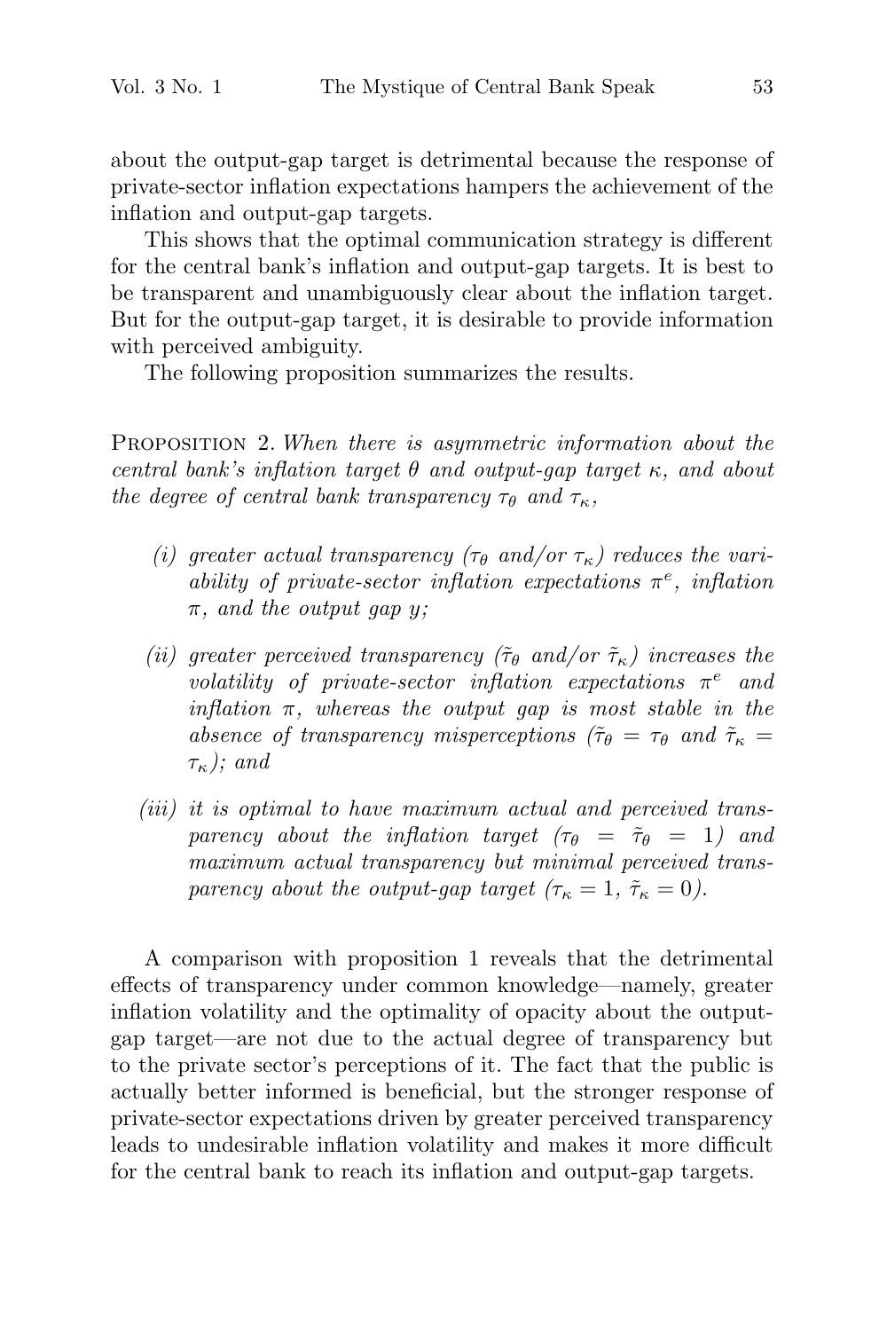about the output-gap target is detrimental because the response of private-sector inflation expectations hampers the achievement of the inflation and output-gap targets.

This shows that the optimal communication strategy is different for the central bank's inflation and output-gap targets. It is best to be transparent and unambiguously clear about the inflation target. But for the output-gap target, it is desirable to provide information with perceived ambiguity.

The following proposition summarizes the results.

Proposition 2. *When there is asymmetric information about the central bank's inflation target $\theta$ and output-gap target $\kappa$, and about the degree of central bank transparency $\tau_\theta$ and $\tau_\kappa$,*

*(i) greater actual transparency ($\tau_\theta$ and/or $\tau_\kappa$) reduces the variability of private-sector inflation expectations $\pi^e$, inflation $\pi$, and the output gap $y$;*

*(ii) greater perceived transparency ($\tilde{\tau}_\theta$ and/or $\tilde{\tau}_\kappa$) increases the volatility of private-sector inflation expectations $\pi^e$ and inflation $\pi$, whereas the output gap is most stable in the absence of transparency misperceptions ($\tilde{\tau}_\theta = \tau_\theta$ and $\tilde{\tau}_\kappa = \tau_\kappa$); and*

*(iii) it is optimal to have maximum actual and perceived transparency about the inflation target ($\tau_\theta = \tilde{\tau}_\theta = 1$) and maximum actual transparency but minimal perceived transparency about the output-gap target ($\tau_\kappa = 1$, $\tilde{\tau}_\kappa = 0$).*

A comparison with proposition 1 reveals that the detrimental effects of transparency under common knowledge—namely, greater inflation volatility and the optimality of opacity about the output-gap target—are not due to the actual degree of transparency but to the private sector's perceptions of it. The fact that the public is actually better informed is beneficial, but the stronger response of private-sector expectations driven by greater perceived transparency leads to undesirable inflation volatility and makes it more difficult for the central bank to reach its inflation and output-gap targets.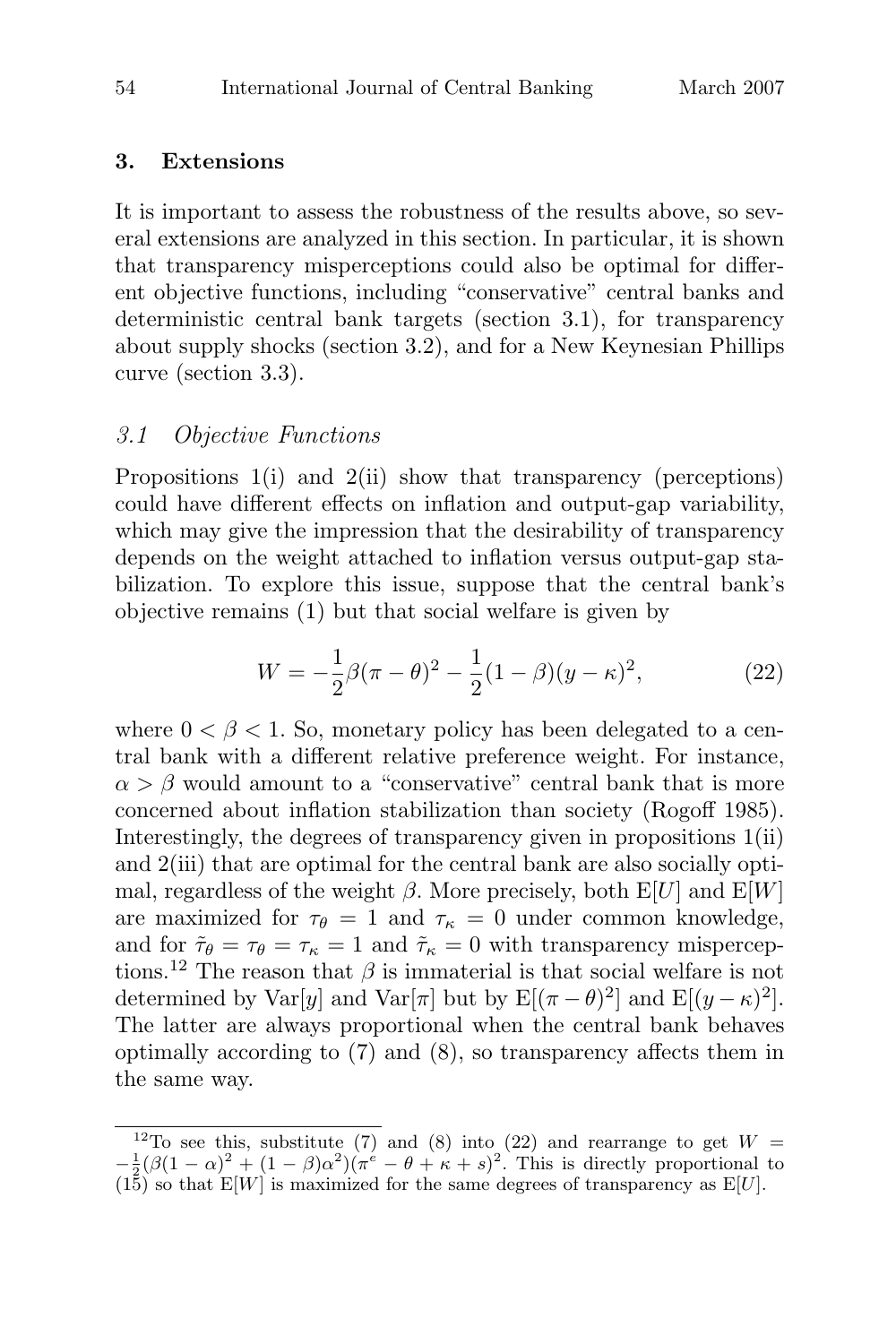## 3. Extensions

It is important to assess the robustness of the results above, so several extensions are analyzed in this section. In particular, it is shown that transparency misperceptions could also be optimal for different objective functions, including "conservative" central banks and deterministic central bank targets (section 3.1), for transparency about supply shocks (section 3.2), and for a New Keynesian Phillips curve (section 3.3).

### *3.1 Objective Functions*

Propositions 1(i) and 2(ii) show that transparency (perceptions) could have different effects on inflation and output-gap variability, which may give the impression that the desirability of transparency depends on the weight attached to inflation versus output-gap stabilization. To explore this issue, suppose that the central bank's objective remains (1) but that social welfare is given by

$$W = -\frac{1}{2}\beta(\pi - \theta)^2 - \frac{1}{2}(1 - \beta)(y - \kappa)^2, \tag{22}$$

where $0 < \beta < 1$. So, monetary policy has been delegated to a central bank with a different relative preference weight. For instance, $\alpha > \beta$ would amount to a "conservative" central bank that is more concerned about inflation stabilization than society (Rogoff 1985). Interestingly, the degrees of transparency given in propositions 1(ii) and 2(iii) that are optimal for the central bank are also socially optimal, regardless of the weight $\beta$. More precisely, both $\mathrm{E}[U]$ and $\mathrm{E}[W]$ are maximized for $\tau_\theta = 1$ and $\tau_\kappa = 0$ under common knowledge, and for $\tilde{\tau}_\theta = \tau_\theta = \tau_\kappa = 1$ and $\tilde{\tau}_\kappa = 0$ with transparency misperceptions.[12] The reason that $\beta$ is immaterial is that social welfare is not determined by $\mathrm{Var}[y]$ and $\mathrm{Var}[\pi]$ but by $\mathrm{E}[(\pi - \theta)^2]$ and $\mathrm{E}[(y - \kappa)^2]$. The latter are always proportional when the central bank behaves optimally according to (7) and (8), so transparency affects them in the same way.

[12]To see this, substitute (7) and (8) into (22) and rearrange to get $W = -\frac{1}{2}(\beta(1-\alpha)^2 + (1-\beta)\alpha^2)(\pi^e - \theta + \kappa + s)^2$. This is directly proportional to (15) so that $\mathrm{E}[W]$ is maximized for the same degrees of transparency as $\mathrm{E}[U]$.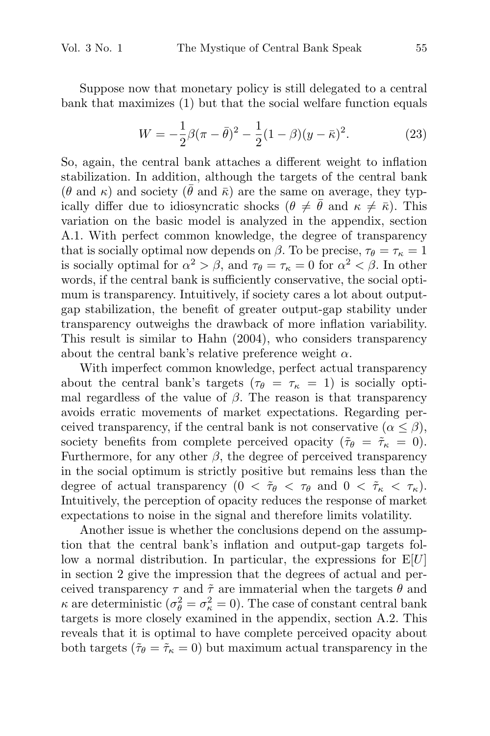Suppose now that monetary policy is still delegated to a central bank that maximizes (1) but that the social welfare function equals

$$W = -\frac{1}{2}\beta(\pi - \bar{\theta})^2 - \frac{1}{2}(1-\beta)(y - \bar{\kappa})^2. \tag{23}$$

So, again, the central bank attaches a different weight to inflation stabilization. In addition, although the targets of the central bank ($\theta$ and $\kappa$) and society ($\bar{\theta}$ and $\bar{\kappa}$) are the same on average, they typically differ due to idiosyncratic shocks ($\theta \neq \bar{\theta}$ and $\kappa \neq \bar{\kappa}$). This variation on the basic model is analyzed in the appendix, section A.1. With perfect common knowledge, the degree of transparency that is socially optimal now depends on $\beta$. To be precise, $\tau_\theta = \tau_\kappa = 1$ is socially optimal for $\alpha^2 > \beta$, and $\tau_\theta = \tau_\kappa = 0$ for $\alpha^2 < \beta$. In other words, if the central bank is sufficiently conservative, the social optimum is transparency. Intuitively, if society cares a lot about output-gap stabilization, the benefit of greater output-gap stability under transparency outweighs the drawback of more inflation variability. This result is similar to Hahn (2004), who considers transparency about the central bank's relative preference weight $\alpha$.

With imperfect common knowledge, perfect actual transparency about the central bank's targets ($\tau_\theta = \tau_\kappa = 1$) is socially optimal regardless of the value of $\beta$. The reason is that transparency avoids erratic movements of market expectations. Regarding perceived transparency, if the central bank is not conservative ($\alpha \leq \beta$), society benefits from complete perceived opacity ($\tilde{\tau}_\theta = \tilde{\tau}_\kappa = 0$). Furthermore, for any other $\beta$, the degree of perceived transparency in the social optimum is strictly positive but remains less than the degree of actual transparency ($0 < \tilde{\tau}_\theta < \tau_\theta$ and $0 < \tilde{\tau}_\kappa < \tau_\kappa$). Intuitively, the perception of opacity reduces the response of market expectations to noise in the signal and therefore limits volatility.

Another issue is whether the conclusions depend on the assumption that the central bank's inflation and output-gap targets follow a normal distribution. In particular, the expressions for $\mathrm{E}[U]$ in section 2 give the impression that the degrees of actual and perceived transparency $\tau$ and $\tilde{\tau}$ are immaterial when the targets $\theta$ and $\kappa$ are deterministic ($\sigma_\theta^2 = \sigma_\kappa^2 = 0$). The case of constant central bank targets is more closely examined in the appendix, section A.2. This reveals that it is optimal to have complete perceived opacity about both targets ($\tilde{\tau}_\theta = \tilde{\tau}_\kappa = 0$) but maximum actual transparency in the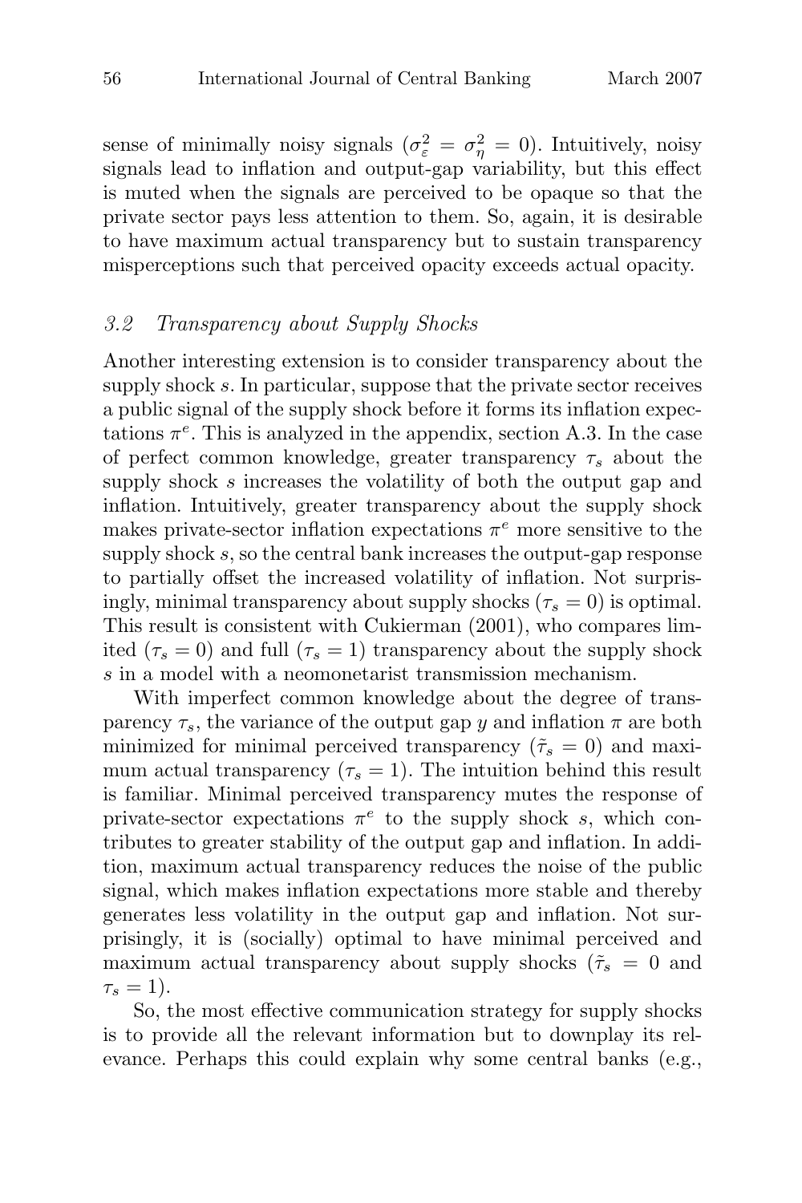sense of minimally noisy signals ($\sigma_\varepsilon^2 = \sigma_\eta^2 = 0$). Intuitively, noisy signals lead to inflation and output-gap variability, but this effect is muted when the signals are perceived to be opaque so that the private sector pays less attention to them. So, again, it is desirable to have maximum actual transparency but to sustain transparency misperceptions such that perceived opacity exceeds actual opacity.

### *3.2 Transparency about Supply Shocks*

Another interesting extension is to consider transparency about the supply shock $s$. In particular, suppose that the private sector receives a public signal of the supply shock before it forms its inflation expectations $\pi^e$. This is analyzed in the appendix, section A.3. In the case of perfect common knowledge, greater transparency $\tau_s$ about the supply shock $s$ increases the volatility of both the output gap and inflation. Intuitively, greater transparency about the supply shock makes private-sector inflation expectations $\pi^e$ more sensitive to the supply shock $s$, so the central bank increases the output-gap response to partially offset the increased volatility of inflation. Not surprisingly, minimal transparency about supply shocks ($\tau_s = 0$) is optimal. This result is consistent with Cukierman (2001), who compares limited ($\tau_s = 0$) and full ($\tau_s = 1$) transparency about the supply shock $s$ in a model with a neomonetarist transmission mechanism.

With imperfect common knowledge about the degree of transparency $\tau_s$, the variance of the output gap $y$ and inflation $\pi$ are both minimized for minimal perceived transparency ($\tilde{\tau}_s = 0$) and maximum actual transparency ($\tau_s = 1$). The intuition behind this result is familiar. Minimal perceived transparency mutes the response of private-sector expectations $\pi^e$ to the supply shock $s$, which contributes to greater stability of the output gap and inflation. In addition, maximum actual transparency reduces the noise of the public signal, which makes inflation expectations more stable and thereby generates less volatility in the output gap and inflation. Not surprisingly, it is (socially) optimal to have minimal perceived and maximum actual transparency about supply shocks ($\tilde{\tau}_s = 0$ and $\tau_s = 1$).

So, the most effective communication strategy for supply shocks is to provide all the relevant information but to downplay its relevance. Perhaps this could explain why some central banks (e.g.,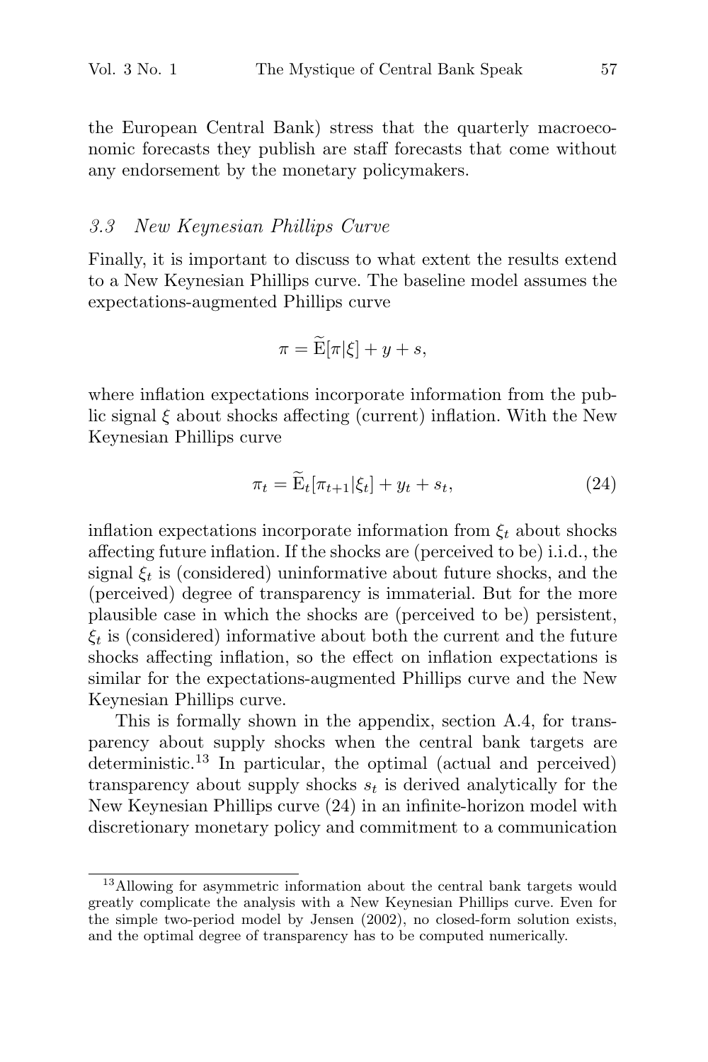the European Central Bank) stress that the quarterly macroeconomic forecasts they publish are staff forecasts that come without any endorsement by the monetary policymakers.

### 3.3 New Keynesian Phillips Curve

Finally, it is important to discuss to what extent the results extend to a New Keynesian Phillips curve. The baseline model assumes the expectations-augmented Phillips curve

$$\pi = \widetilde{\mathrm{E}}[\pi|\xi] + y + s,$$

where inflation expectations incorporate information from the public signal $\xi$ about shocks affecting (current) inflation. With the New Keynesian Phillips curve

$$\pi_t = \widetilde{\mathrm{E}}_t[\pi_{t+1}|\xi_t] + y_t + s_t, \tag{24}$$

inflation expectations incorporate information from $\xi_t$ about shocks affecting future inflation. If the shocks are (perceived to be) i.i.d., the signal $\xi_t$ is (considered) uninformative about future shocks, and the (perceived) degree of transparency is immaterial. But for the more plausible case in which the shocks are (perceived to be) persistent, $\xi_t$ is (considered) informative about both the current and the future shocks affecting inflation, so the effect on inflation expectations is similar for the expectations-augmented Phillips curve and the New Keynesian Phillips curve.

This is formally shown in the appendix, section A.4, for transparency about supply shocks when the central bank targets are deterministic.[13] In particular, the optimal (actual and perceived) transparency about supply shocks $s_t$ is derived analytically for the New Keynesian Phillips curve (24) in an infinite-horizon model with discretionary monetary policy and commitment to a communication

[13] Allowing for asymmetric information about the central bank targets would greatly complicate the analysis with a New Keynesian Phillips curve. Even for the simple two-period model by Jensen (2002), no closed-form solution exists, and the optimal degree of transparency has to be computed numerically.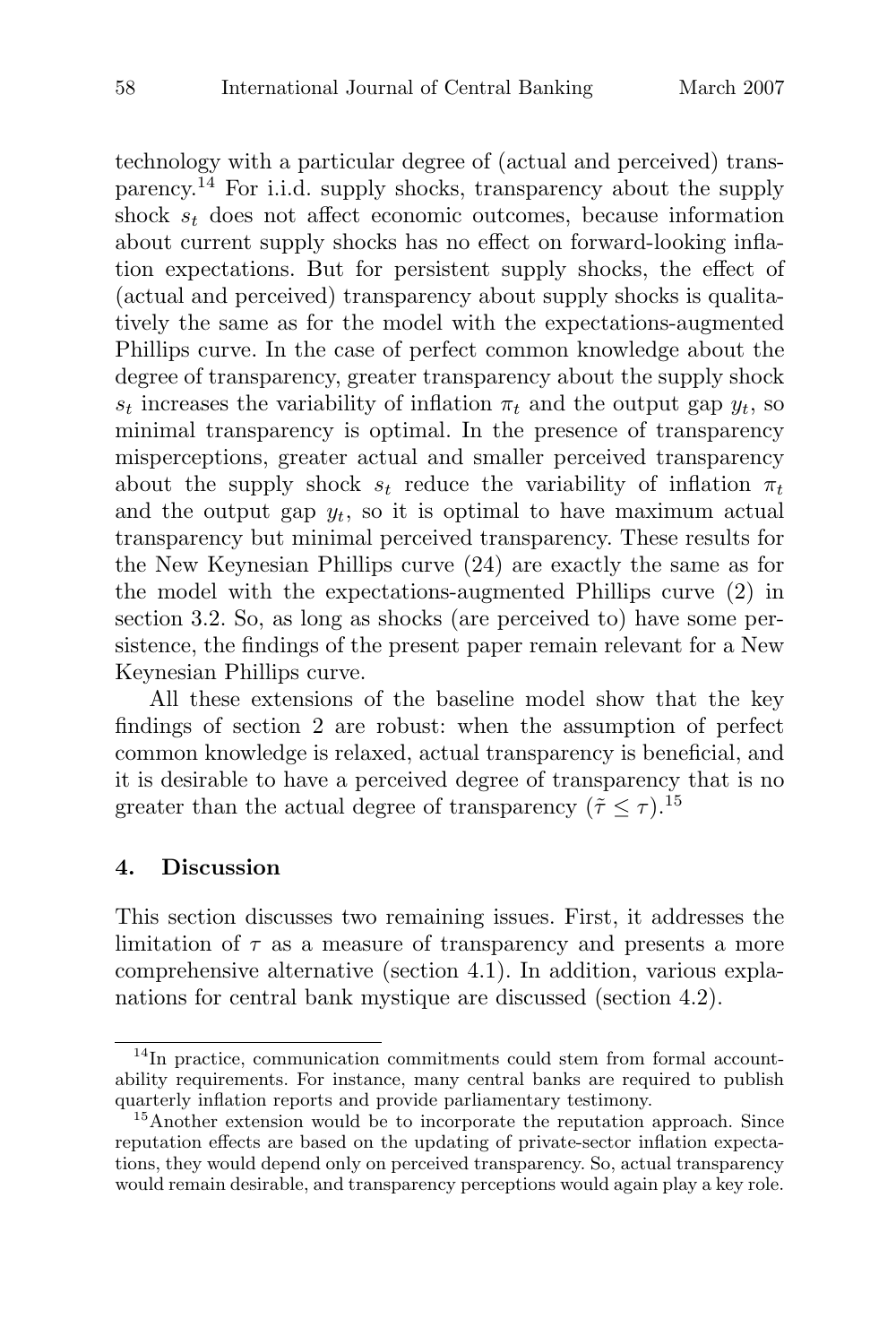technology with a particular degree of (actual and perceived) transparency.[14] For i.i.d. supply shocks, transparency about the supply shock $s_t$ does not affect economic outcomes, because information about current supply shocks has no effect on forward-looking inflation expectations. But for persistent supply shocks, the effect of (actual and perceived) transparency about supply shocks is qualitatively the same as for the model with the expectations-augmented Phillips curve. In the case of perfect common knowledge about the degree of transparency, greater transparency about the supply shock $s_t$ increases the variability of inflation $\pi_t$ and the output gap $y_t$, so minimal transparency is optimal. In the presence of transparency misperceptions, greater actual and smaller perceived transparency about the supply shock $s_t$ reduce the variability of inflation $\pi_t$ and the output gap $y_t$, so it is optimal to have maximum actual transparency but minimal perceived transparency. These results for the New Keynesian Phillips curve (24) are exactly the same as for the model with the expectations-augmented Phillips curve (2) in section 3.2. So, as long as shocks (are perceived to) have some persistence, the findings of the present paper remain relevant for a New Keynesian Phillips curve.

All these extensions of the baseline model show that the key findings of section 2 are robust: when the assumption of perfect common knowledge is relaxed, actual transparency is beneficial, and it is desirable to have a perceived degree of transparency that is no greater than the actual degree of transparency ($\tilde{\tau} \leq \tau$).[15]

## 4. Discussion

This section discusses two remaining issues. First, it addresses the limitation of $\tau$ as a measure of transparency and presents a more comprehensive alternative (section 4.1). In addition, various explanations for central bank mystique are discussed (section 4.2).

[14] In practice, communication commitments could stem from formal accountability requirements. For instance, many central banks are required to publish quarterly inflation reports and provide parliamentary testimony.

[15] Another extension would be to incorporate the reputation approach. Since reputation effects are based on the updating of private-sector inflation expectations, they would depend only on perceived transparency. So, actual transparency would remain desirable, and transparency perceptions would again play a key role.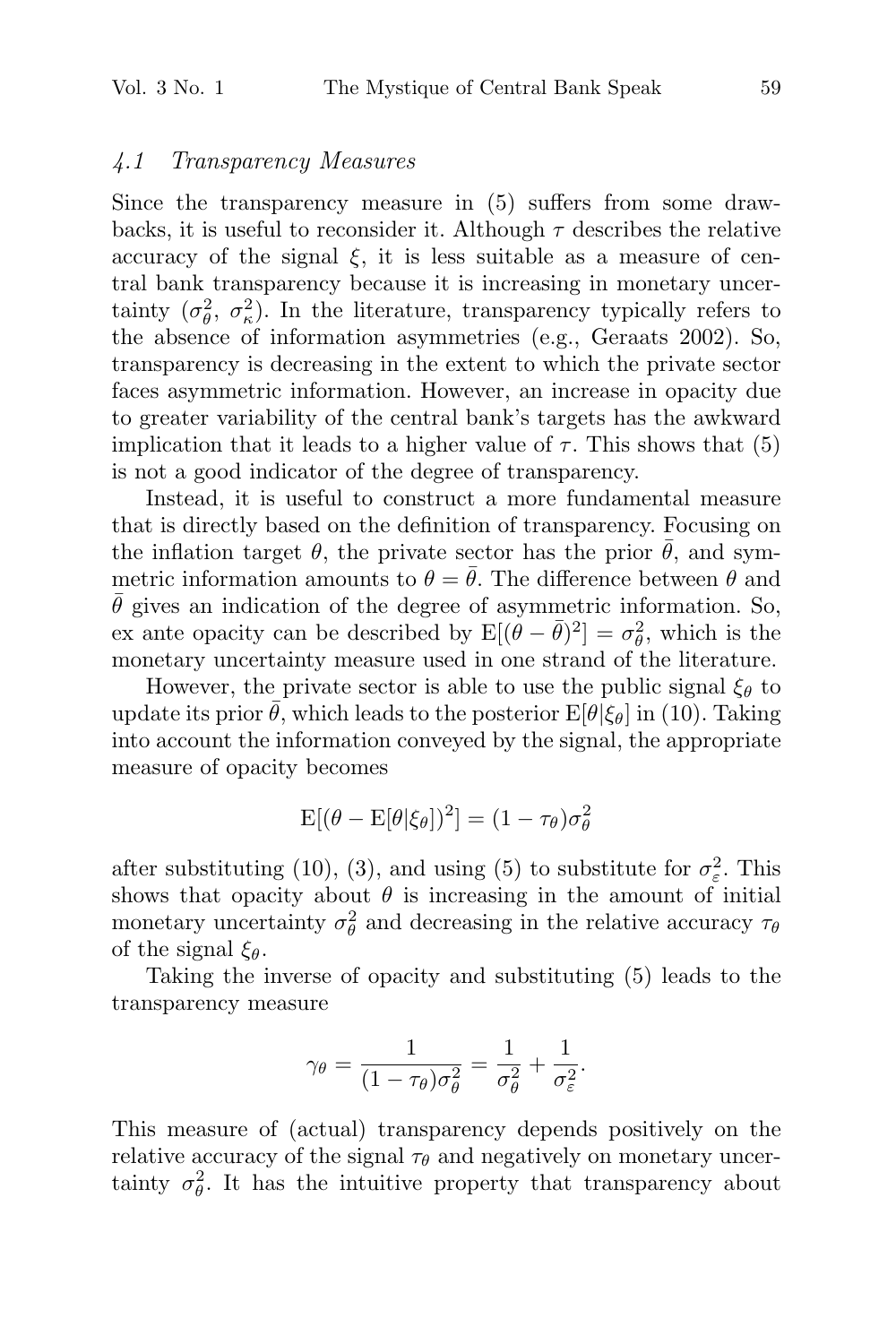### *4.1 Transparency Measures*

Since the transparency measure in (5) suffers from some drawbacks, it is useful to reconsider it. Although $\tau$ describes the relative accuracy of the signal $\xi$, it is less suitable as a measure of central bank transparency because it is increasing in monetary uncertainty ($\sigma_\theta^2$, $\sigma_\kappa^2$). In the literature, transparency typically refers to the absence of information asymmetries (e.g., Geraats 2002). So, transparency is decreasing in the extent to which the private sector faces asymmetric information. However, an increase in opacity due to greater variability of the central bank's targets has the awkward implication that it leads to a higher value of $\tau$. This shows that (5) is not a good indicator of the degree of transparency.

Instead, it is useful to construct a more fundamental measure that is directly based on the definition of transparency. Focusing on the inflation target $\theta$, the private sector has the prior $\bar{\theta}$, and symmetric information amounts to $\theta = \bar{\theta}$. The difference between $\theta$ and $\bar{\theta}$ gives an indication of the degree of asymmetric information. So, ex ante opacity can be described by $\mathrm{E}[(\theta - \bar{\theta})^2] = \sigma_\theta^2$, which is the monetary uncertainty measure used in one strand of the literature.

However, the private sector is able to use the public signal $\xi_\theta$ to update its prior $\bar{\theta}$, which leads to the posterior $\mathrm{E}[\theta|\xi_\theta]$ in (10). Taking into account the information conveyed by the signal, the appropriate measure of opacity becomes

$$\mathrm{E}[(\theta - \mathrm{E}[\theta|\xi_\theta])^2] = (1 - \tau_\theta)\sigma_\theta^2$$

after substituting (10), (3), and using (5) to substitute for $\sigma_\varepsilon^2$. This shows that opacity about $\theta$ is increasing in the amount of initial monetary uncertainty $\sigma_\theta^2$ and decreasing in the relative accuracy $\tau_\theta$ of the signal $\xi_\theta$.

Taking the inverse of opacity and substituting (5) leads to the transparency measure

$$\gamma_\theta = \frac{1}{(1 - \tau_\theta)\sigma_\theta^2} = \frac{1}{\sigma_\theta^2} + \frac{1}{\sigma_\varepsilon^2}.$$

This measure of (actual) transparency depends positively on the relative accuracy of the signal $\tau_\theta$ and negatively on monetary uncertainty $\sigma_\theta^2$. It has the intuitive property that transparency about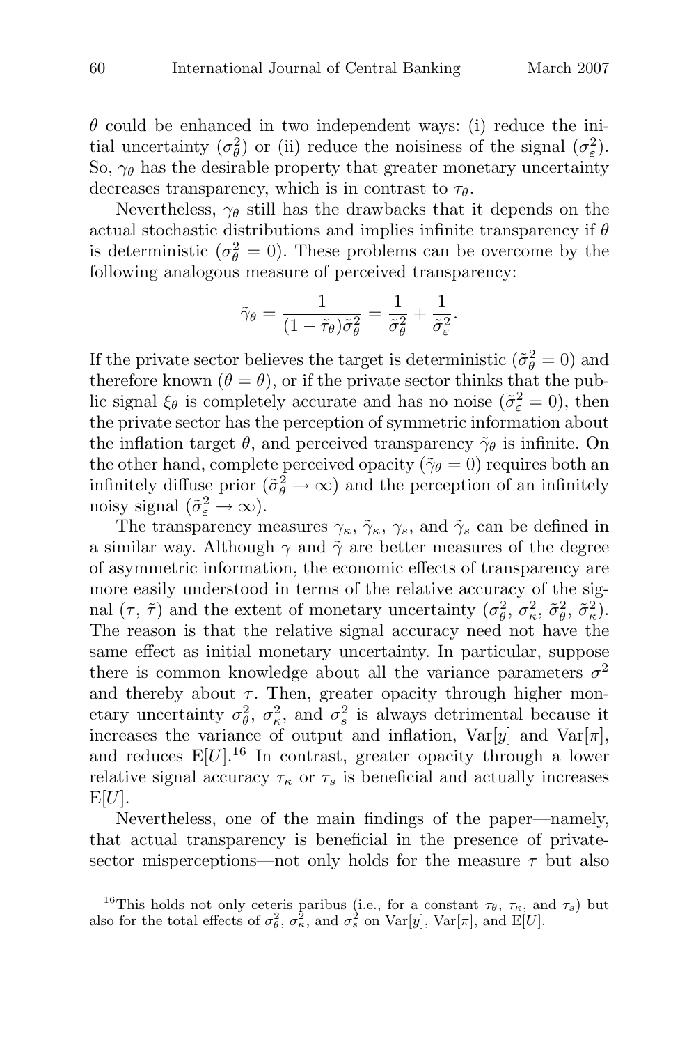$\theta$ could be enhanced in two independent ways: (i) reduce the initial uncertainty ($\sigma_\theta^2$) or (ii) reduce the noisiness of the signal ($\sigma_\varepsilon^2$). So, $\gamma_\theta$ has the desirable property that greater monetary uncertainty decreases transparency, which is in contrast to $\tau_\theta$.

Nevertheless, $\gamma_\theta$ still has the drawbacks that it depends on the actual stochastic distributions and implies infinite transparency if $\theta$ is deterministic ($\sigma_\theta^2 = 0$). These problems can be overcome by the following analogous measure of perceived transparency:

$$\tilde{\gamma}_\theta = \frac{1}{(1 - \tilde{\tau}_\theta)\tilde{\sigma}_\theta^2} = \frac{1}{\tilde{\sigma}_\theta^2} + \frac{1}{\tilde{\sigma}_\varepsilon^2}.$$

If the private sector believes the target is deterministic ($\tilde{\sigma}_\theta^2 = 0$) and therefore known ($\theta = \bar{\theta}$), or if the private sector thinks that the public signal $\xi_\theta$ is completely accurate and has no noise ($\tilde{\sigma}_\varepsilon^2 = 0$), then the private sector has the perception of symmetric information about the inflation target $\theta$, and perceived transparency $\tilde{\gamma}_\theta$ is infinite. On the other hand, complete perceived opacity ($\tilde{\gamma}_\theta = 0$) requires both an infinitely diffuse prior ($\tilde{\sigma}_\theta^2 \to \infty$) and the perception of an infinitely noisy signal ($\tilde{\sigma}_\varepsilon^2 \to \infty$).

The transparency measures $\gamma_\kappa$, $\tilde{\gamma}_\kappa$, $\gamma_s$, and $\tilde{\gamma}_s$ can be defined in a similar way. Although $\gamma$ and $\tilde{\gamma}$ are better measures of the degree of asymmetric information, the economic effects of transparency are more easily understood in terms of the relative accuracy of the signal ($\tau$, $\tilde{\tau}$) and the extent of monetary uncertainty ($\sigma_\theta^2$, $\sigma_\kappa^2$, $\tilde{\sigma}_\theta^2$, $\tilde{\sigma}_\kappa^2$). The reason is that the relative signal accuracy need not have the same effect as initial monetary uncertainty. In particular, suppose there is common knowledge about all the variance parameters $\sigma^2$ and thereby about $\tau$. Then, greater opacity through higher monetary uncertainty $\sigma_\theta^2$, $\sigma_\kappa^2$, and $\sigma_s^2$ is always detrimental because it increases the variance of output and inflation, $\mathrm{Var}[y]$ and $\mathrm{Var}[\pi]$, and reduces $\mathrm{E}[U]$.[16] In contrast, greater opacity through a lower relative signal accuracy $\tau_\kappa$ or $\tau_s$ is beneficial and actually increases $\mathrm{E}[U]$.

Nevertheless, one of the main findings of the paper—namely, that actual transparency is beneficial in the presence of private-sector misperceptions—not only holds for the measure $\tau$ but also

[16] This holds not only ceteris paribus (i.e., for a constant $\tau_\theta$, $\tau_\kappa$, and $\tau_s$) but also for the total effects of $\sigma_\theta^2$, $\sigma_\kappa^2$, and $\sigma_s^2$ on $\mathrm{Var}[y]$, $\mathrm{Var}[\pi]$, and $\mathrm{E}[U]$.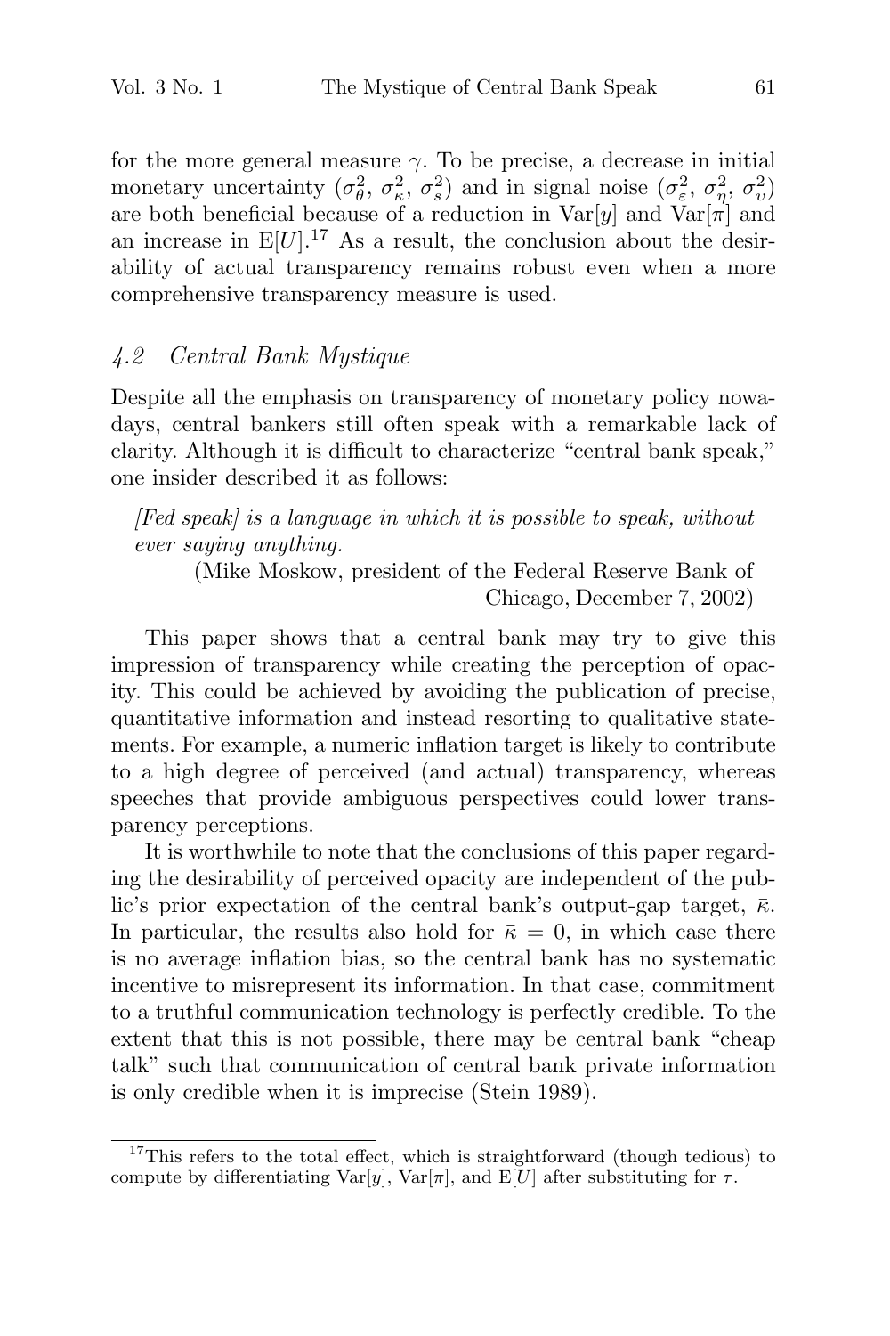for the more general measure $\gamma$. To be precise, a decrease in initial monetary uncertainty ($\sigma_\theta^2$, $\sigma_\kappa^2$, $\sigma_s^2$) and in signal noise ($\sigma_\varepsilon^2$, $\sigma_\eta^2$, $\sigma_\upsilon^2$) are both beneficial because of a reduction in $\text{Var}[y]$ and $\text{Var}[\pi]$ and an increase in $\text{E}[U]$.[17] As a result, the conclusion about the desirability of actual transparency remains robust even when a more comprehensive transparency measure is used.

### *4.2 Central Bank Mystique*

Despite all the emphasis on transparency of monetary policy nowadays, central bankers still often speak with a remarkable lack of clarity. Although it is difficult to characterize "central bank speak," one insider described it as follows:

> *[Fed speak] is a language in which it is possible to speak, without ever saying anything.*
>
> (Mike Moskow, president of the Federal Reserve Bank of Chicago, December 7, 2002)

This paper shows that a central bank may try to give this impression of transparency while creating the perception of opacity. This could be achieved by avoiding the publication of precise, quantitative information and instead resorting to qualitative statements. For example, a numeric inflation target is likely to contribute to a high degree of perceived (and actual) transparency, whereas speeches that provide ambiguous perspectives could lower transparency perceptions.

It is worthwhile to note that the conclusions of this paper regarding the desirability of perceived opacity are independent of the public's prior expectation of the central bank's output-gap target, $\bar{\kappa}$. In particular, the results also hold for $\bar{\kappa} = 0$, in which case there is no average inflation bias, so the central bank has no systematic incentive to misrepresent its information. In that case, commitment to a truthful communication technology is perfectly credible. To the extent that this is not possible, there may be central bank "cheap talk" such that communication of central bank private information is only credible when it is imprecise (Stein 1989).

---

[17] This refers to the total effect, which is straightforward (though tedious) to compute by differentiating $\text{Var}[y]$, $\text{Var}[\pi]$, and $\text{E}[U]$ after substituting for $\tau$.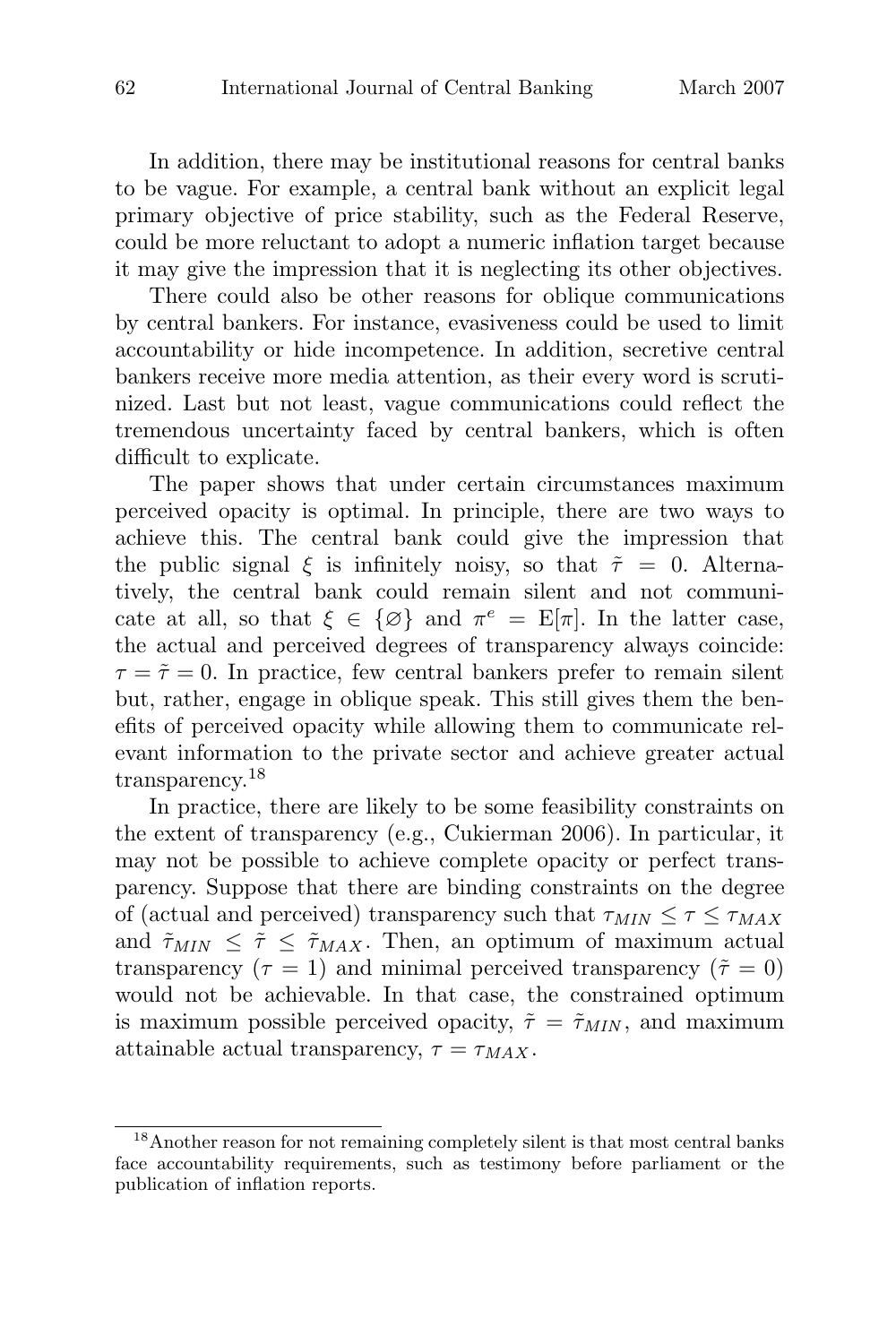In addition, there may be institutional reasons for central banks to be vague. For example, a central bank without an explicit legal primary objective of price stability, such as the Federal Reserve, could be more reluctant to adopt a numeric inflation target because it may give the impression that it is neglecting its other objectives.

There could also be other reasons for oblique communications by central bankers. For instance, evasiveness could be used to limit accountability or hide incompetence. In addition, secretive central bankers receive more media attention, as their every word is scrutinized. Last but not least, vague communications could reflect the tremendous uncertainty faced by central bankers, which is often difficult to explicate.

The paper shows that under certain circumstances maximum perceived opacity is optimal. In principle, there are two ways to achieve this. The central bank could give the impression that the public signal $\xi$ is infinitely noisy, so that $\tilde{\tau} = 0$. Alternatively, the central bank could remain silent and not communicate at all, so that $\xi \in \{\varnothing\}$ and $\pi^e = \mathrm{E}[\pi]$. In the latter case, the actual and perceived degrees of transparency always coincide: $\tau = \tilde{\tau} = 0$. In practice, few central bankers prefer to remain silent but, rather, engage in oblique speak. This still gives them the benefits of perceived opacity while allowing them to communicate relevant information to the private sector and achieve greater actual transparency.[18]

In practice, there are likely to be some feasibility constraints on the extent of transparency (e.g., Cukierman 2006). In particular, it may not be possible to achieve complete opacity or perfect transparency. Suppose that there are binding constraints on the degree of (actual and perceived) transparency such that $\tau_{MIN} \leq \tau \leq \tau_{MAX}$ and $\tilde{\tau}_{MIN} \leq \tilde{\tau} \leq \tilde{\tau}_{MAX}$. Then, an optimum of maximum actual transparency ($\tau = 1$) and minimal perceived transparency ($\tilde{\tau} = 0$) would not be achievable. In that case, the constrained optimum is maximum possible perceived opacity, $\tilde{\tau} = \tilde{\tau}_{MIN}$, and maximum attainable actual transparency, $\tau = \tau_{MAX}$.

[18] Another reason for not remaining completely silent is that most central banks face accountability requirements, such as testimony before parliament or the publication of inflation reports.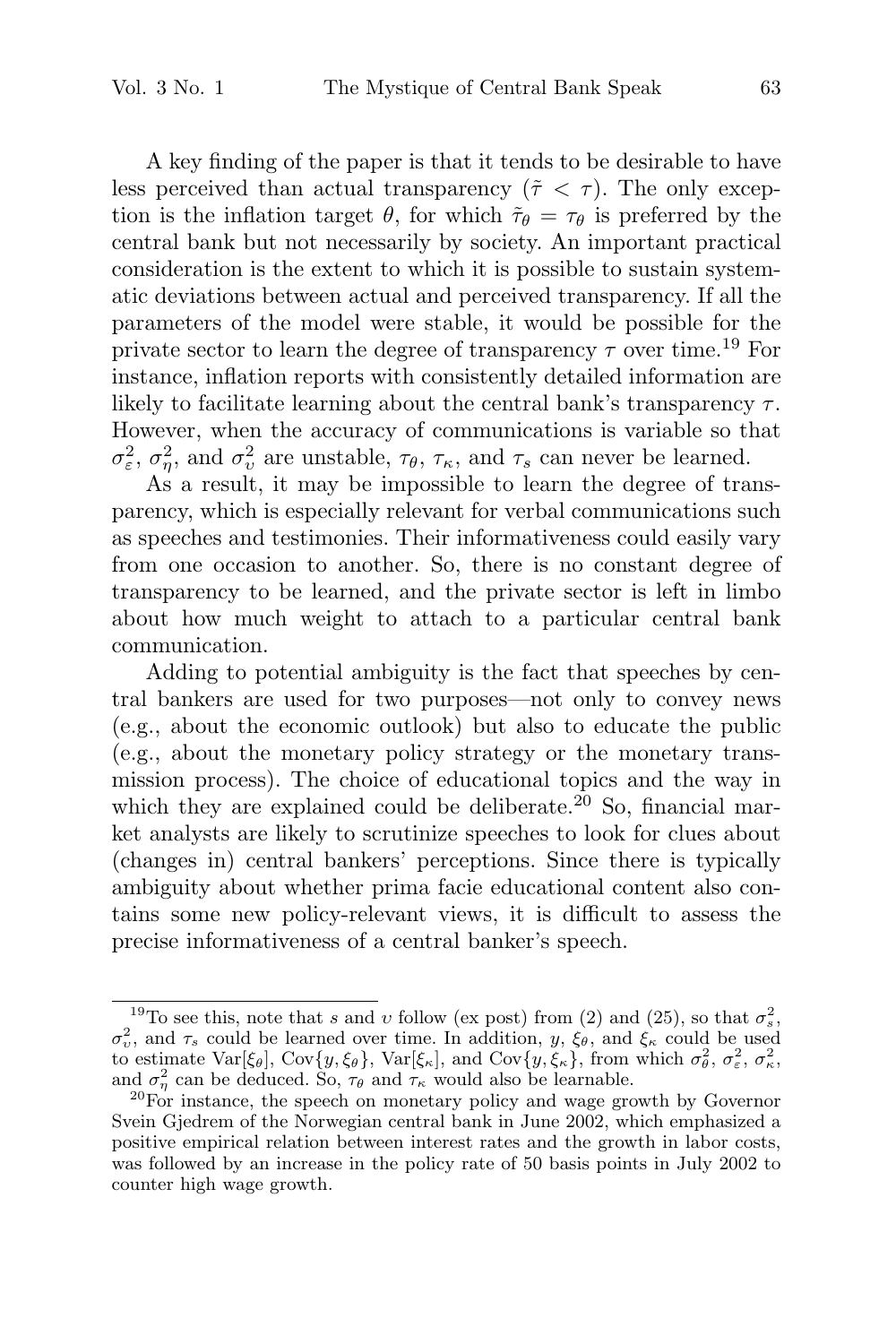A key finding of the paper is that it tends to be desirable to have less perceived than actual transparency ($\tilde{\tau} < \tau$). The only exception is the inflation target $\theta$, for which $\tilde{\tau}_\theta = \tau_\theta$ is preferred by the central bank but not necessarily by society. An important practical consideration is the extent to which it is possible to sustain systematic deviations between actual and perceived transparency. If all the parameters of the model were stable, it would be possible for the private sector to learn the degree of transparency $\tau$ over time.[19] For instance, inflation reports with consistently detailed information are likely to facilitate learning about the central bank's transparency $\tau$. However, when the accuracy of communications is variable so that $\sigma_\varepsilon^2$, $\sigma_\eta^2$, and $\sigma_\upsilon^2$ are unstable, $\tau_\theta$, $\tau_\kappa$, and $\tau_s$ can never be learned.

As a result, it may be impossible to learn the degree of transparency, which is especially relevant for verbal communications such as speeches and testimonies. Their informativeness could easily vary from one occasion to another. So, there is no constant degree of transparency to be learned, and the private sector is left in limbo about how much weight to attach to a particular central bank communication.

Adding to potential ambiguity is the fact that speeches by central bankers are used for two purposes—not only to convey news (e.g., about the economic outlook) but also to educate the public (e.g., about the monetary policy strategy or the monetary transmission process). The choice of educational topics and the way in which they are explained could be deliberate.[20] So, financial market analysts are likely to scrutinize speeches to look for clues about (changes in) central bankers' perceptions. Since there is typically ambiguity about whether prima facie educational content also contains some new policy-relevant views, it is difficult to assess the precise informativeness of a central banker's speech.

---

[19] To see this, note that $s$ and $\upsilon$ follow (ex post) from (2) and (25), so that $\sigma_s^2$, $\sigma_\upsilon^2$, and $\tau_s$ could be learned over time. In addition, $y$, $\xi_\theta$, and $\xi_\kappa$ could be used to estimate $\text{Var}[\xi_\theta]$, $\text{Cov}\{y, \xi_\theta\}$, $\text{Var}[\xi_\kappa]$, and $\text{Cov}\{y, \xi_\kappa\}$, from which $\sigma_\theta^2$, $\sigma_\varepsilon^2$, $\sigma_\kappa^2$, and $\sigma_\eta^2$ can be deduced. So, $\tau_\theta$ and $\tau_\kappa$ would also be learnable.

[20] For instance, the speech on monetary policy and wage growth by Governor Svein Gjedrem of the Norwegian central bank in June 2002, which emphasized a positive empirical relation between interest rates and the growth in labor costs, was followed by an increase in the policy rate of 50 basis points in July 2002 to counter high wage growth.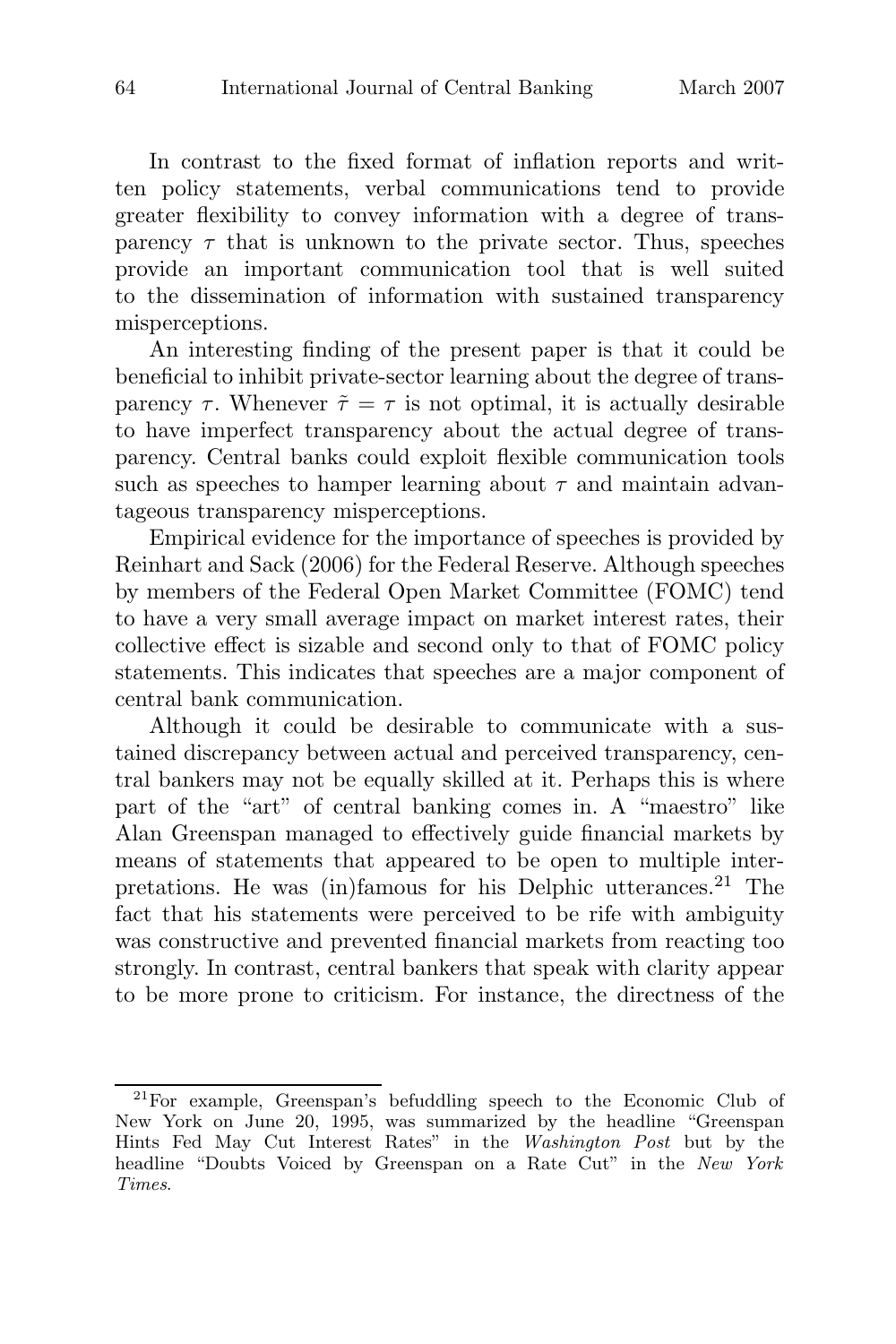In contrast to the fixed format of inflation reports and written policy statements, verbal communications tend to provide greater flexibility to convey information with a degree of transparency $\tau$ that is unknown to the private sector. Thus, speeches provide an important communication tool that is well suited to the dissemination of information with sustained transparency misperceptions.

An interesting finding of the present paper is that it could be beneficial to inhibit private-sector learning about the degree of transparency $\tau$. Whenever $\tilde{\tau} = \tau$ is not optimal, it is actually desirable to have imperfect transparency about the actual degree of transparency. Central banks could exploit flexible communication tools such as speeches to hamper learning about $\tau$ and maintain advantageous transparency misperceptions.

Empirical evidence for the importance of speeches is provided by Reinhart and Sack (2006) for the Federal Reserve. Although speeches by members of the Federal Open Market Committee (FOMC) tend to have a very small average impact on market interest rates, their collective effect is sizable and second only to that of FOMC policy statements. This indicates that speeches are a major component of central bank communication.

Although it could be desirable to communicate with a sustained discrepancy between actual and perceived transparency, central bankers may not be equally skilled at it. Perhaps this is where part of the "art" of central banking comes in. A "maestro" like Alan Greenspan managed to effectively guide financial markets by means of statements that appeared to be open to multiple interpretations. He was (in)famous for his Delphic utterances.[21] The fact that his statements were perceived to be rife with ambiguity was constructive and prevented financial markets from reacting too strongly. In contrast, central bankers that speak with clarity appear to be more prone to criticism. For instance, the directness of the

[21] For example, Greenspan's befuddling speech to the Economic Club of New York on June 20, 1995, was summarized by the headline "Greenspan Hints Fed May Cut Interest Rates" in the *Washington Post* but by the headline "Doubts Voiced by Greenspan on a Rate Cut" in the *New York Times*.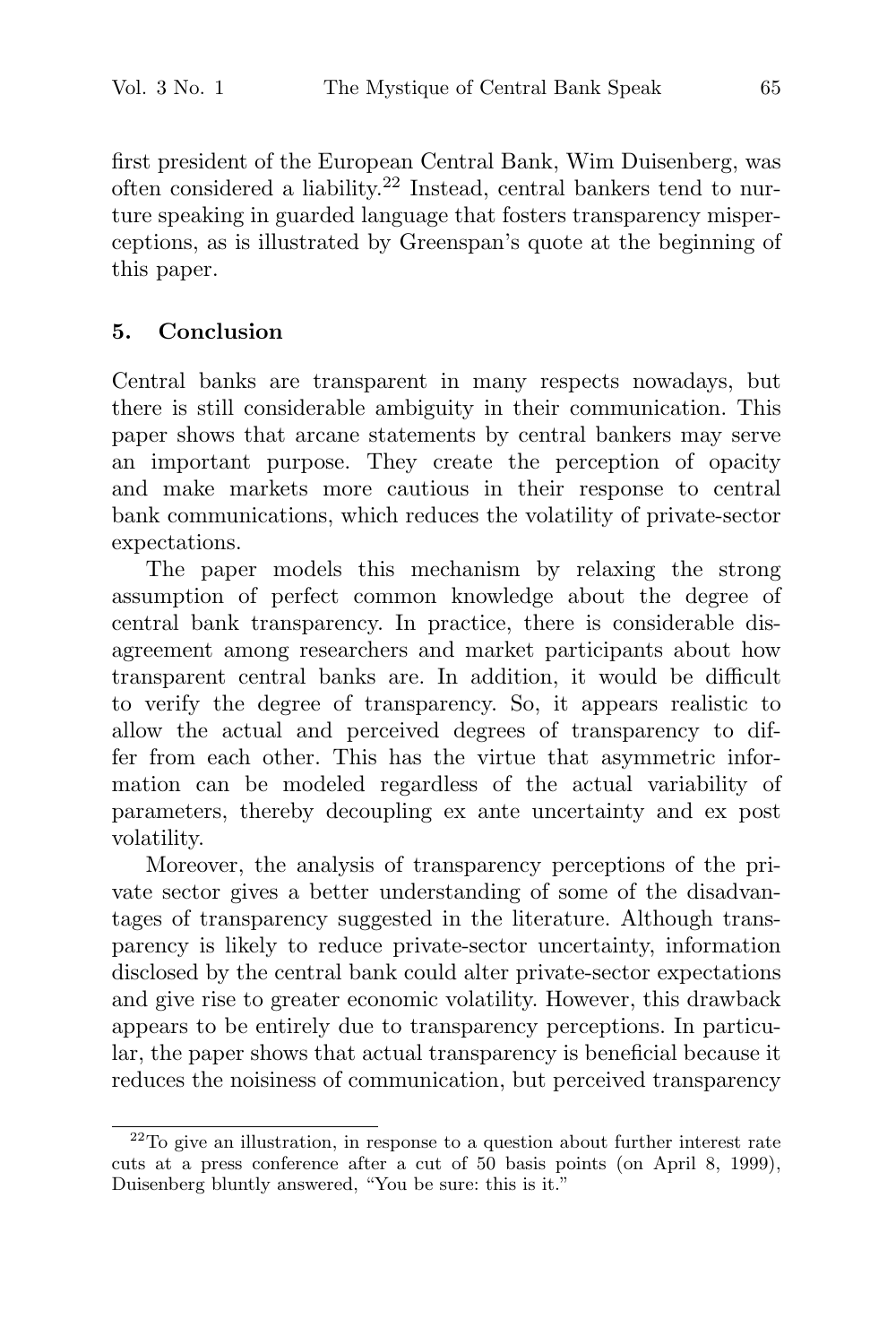first president of the European Central Bank, Wim Duisenberg, was often considered a liability.[22] Instead, central bankers tend to nurture speaking in guarded language that fosters transparency misperceptions, as is illustrated by Greenspan's quote at the beginning of this paper.

## 5. Conclusion

Central banks are transparent in many respects nowadays, but there is still considerable ambiguity in their communication. This paper shows that arcane statements by central bankers may serve an important purpose. They create the perception of opacity and make markets more cautious in their response to central bank communications, which reduces the volatility of private-sector expectations.

The paper models this mechanism by relaxing the strong assumption of perfect common knowledge about the degree of central bank transparency. In practice, there is considerable disagreement among researchers and market participants about how transparent central banks are. In addition, it would be difficult to verify the degree of transparency. So, it appears realistic to allow the actual and perceived degrees of transparency to differ from each other. This has the virtue that asymmetric information can be modeled regardless of the actual variability of parameters, thereby decoupling ex ante uncertainty and ex post volatility.

Moreover, the analysis of transparency perceptions of the private sector gives a better understanding of some of the disadvantages of transparency suggested in the literature. Although transparency is likely to reduce private-sector uncertainty, information disclosed by the central bank could alter private-sector expectations and give rise to greater economic volatility. However, this drawback appears to be entirely due to transparency perceptions. In particular, the paper shows that actual transparency is beneficial because it reduces the noisiness of communication, but perceived transparency

[22] To give an illustration, in response to a question about further interest rate cuts at a press conference after a cut of 50 basis points (on April 8, 1999), Duisenberg bluntly answered, "You be sure: this is it."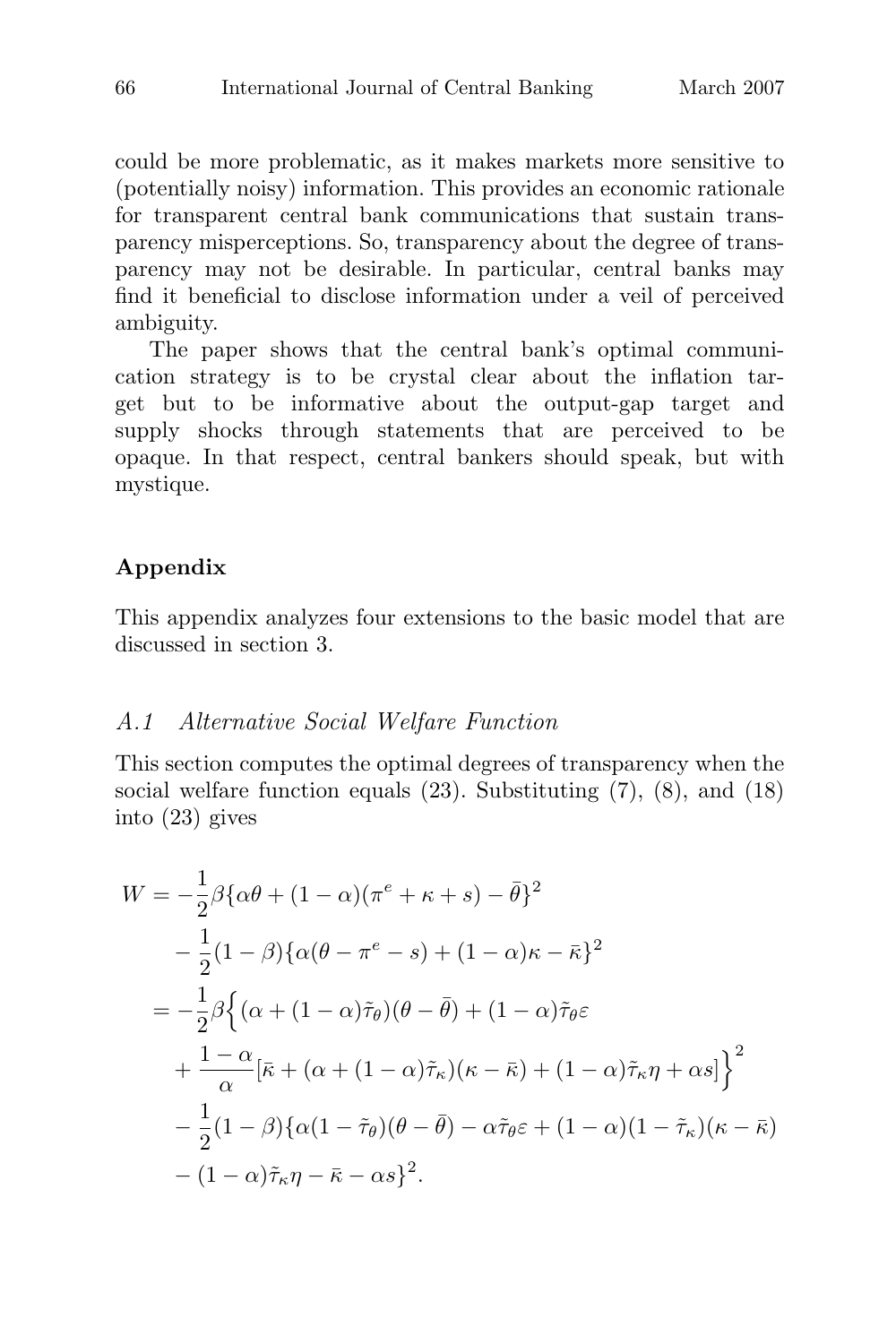could be more problematic, as it makes markets more sensitive to (potentially noisy) information. This provides an economic rationale for transparent central bank communications that sustain transparency misperceptions. So, transparency about the degree of transparency may not be desirable. In particular, central banks may find it beneficial to disclose information under a veil of perceived ambiguity.

The paper shows that the central bank's optimal communication strategy is to be crystal clear about the inflation target but to be informative about the output-gap target and supply shocks through statements that are perceived to be opaque. In that respect, central bankers should speak, but with mystique.

## Appendix

This appendix analyzes four extensions to the basic model that are discussed in section 3.

### *A.1 Alternative Social Welfare Function*

This section computes the optimal degrees of transparency when the social welfare function equals (23). Substituting (7), (8), and (18) into (23) gives

$$
\begin{aligned}
W = & -\frac{1}{2}\beta\{\alpha\theta + (1-\alpha)(\pi^e + \kappa + s) - \bar{\theta}\}^2 \\
& - \frac{1}{2}(1-\beta)\{\alpha(\theta - \pi^e - s) + (1-\alpha)\kappa - \bar{\kappa}\}^2 \\
= & -\frac{1}{2}\beta\Big\{(\alpha + (1-\alpha)\tilde{\tau}_\theta)(\theta - \bar{\theta}) + (1-\alpha)\tilde{\tau}_\theta\varepsilon \\
& + \frac{1-\alpha}{\alpha}[\bar{\kappa} + (\alpha + (1-\alpha)\tilde{\tau}_\kappa)(\kappa - \bar{\kappa}) + (1-\alpha)\tilde{\tau}_\kappa\eta + \alpha s]\Big\}^2 \\
& - \frac{1}{2}(1-\beta)\{\alpha(1-\tilde{\tau}_\theta)(\theta - \bar{\theta}) - \alpha\tilde{\tau}_\theta\varepsilon + (1-\alpha)(1-\tilde{\tau}_\kappa)(\kappa - \bar{\kappa}) \\
& - (1-\alpha)\tilde{\tau}_\kappa\eta - \bar{\kappa} - \alpha s\}^2.
\end{aligned}
$$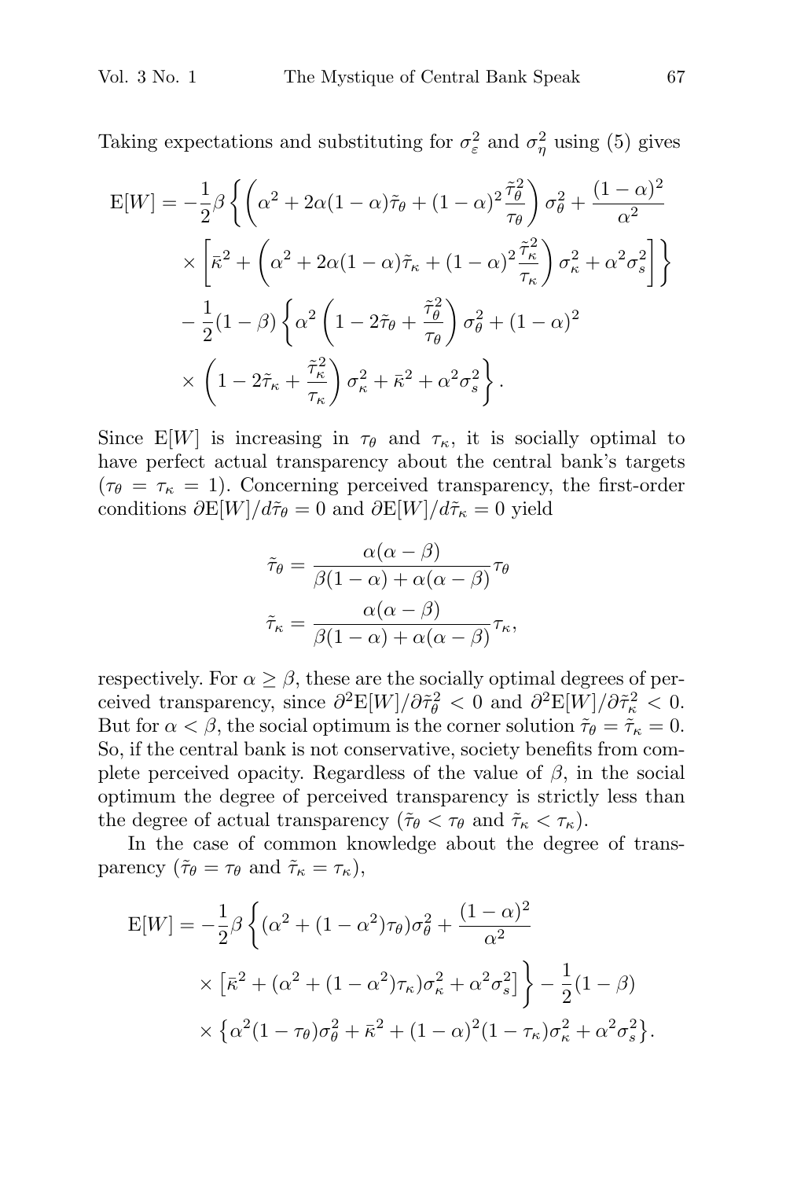Taking expectations and substituting for $\sigma_\varepsilon^2$ and $\sigma_\eta^2$ using (5) gives

$$
\begin{aligned}
\mathrm{E}[W] = &-\frac{1}{2}\beta\left\{\left(\alpha^2 + 2\alpha(1-\alpha)\tilde{\tau}_\theta + (1-\alpha)^2\frac{\tilde{\tau}_\theta^2}{\tau_\theta}\right)\sigma_\theta^2 + \frac{(1-\alpha)^2}{\alpha^2}\right.\\
&\times\left.\left[\bar{\kappa}^2 + \left(\alpha^2 + 2\alpha(1-\alpha)\tilde{\tau}_\kappa + (1-\alpha)^2\frac{\tilde{\tau}_\kappa^2}{\tau_\kappa}\right)\sigma_\kappa^2 + \alpha^2\sigma_s^2\right]\right\}\\
&-\frac{1}{2}(1-\beta)\left\{\alpha^2\left(1 - 2\tilde{\tau}_\theta + \frac{\tilde{\tau}_\theta^2}{\tau_\theta}\right)\sigma_\theta^2 + (1-\alpha)^2\right.\\
&\times\left.\left(1 - 2\tilde{\tau}_\kappa + \frac{\tilde{\tau}_\kappa^2}{\tau_\kappa}\right)\sigma_\kappa^2 + \bar{\kappa}^2 + \alpha^2\sigma_s^2\right\}.
\end{aligned}
$$

Since $\mathrm{E}[W]$ is increasing in $\tau_\theta$ and $\tau_\kappa$, it is socially optimal to have perfect actual transparency about the central bank's targets ($\tau_\theta = \tau_\kappa = 1$). Concerning perceived transparency, the first-order conditions $\partial\mathrm{E}[W]/d\tilde{\tau}_\theta = 0$ and $\partial\mathrm{E}[W]/d\tilde{\tau}_\kappa = 0$ yield

$$
\tilde{\tau}_\theta = \frac{\alpha(\alpha-\beta)}{\beta(1-\alpha) + \alpha(\alpha-\beta)}\tau_\theta
$$

$$
\tilde{\tau}_\kappa = \frac{\alpha(\alpha-\beta)}{\beta(1-\alpha) + \alpha(\alpha-\beta)}\tau_\kappa,
$$

respectively. For $\alpha \geq \beta$, these are the socially optimal degrees of perceived transparency, since $\partial^2\mathrm{E}[W]/\partial\tilde{\tau}_\theta^2 < 0$ and $\partial^2\mathrm{E}[W]/\partial\tilde{\tau}_\kappa^2 < 0$. But for $\alpha < \beta$, the social optimum is the corner solution $\tilde{\tau}_\theta = \tilde{\tau}_\kappa = 0$. So, if the central bank is not conservative, society benefits from complete perceived opacity. Regardless of the value of $\beta$, in the social optimum the degree of perceived transparency is strictly less than the degree of actual transparency ($\tilde{\tau}_\theta < \tau_\theta$ and $\tilde{\tau}_\kappa < \tau_\kappa$).

In the case of common knowledge about the degree of transparency ($\tilde{\tau}_\theta = \tau_\theta$ and $\tilde{\tau}_\kappa = \tau_\kappa$),

$$
\begin{aligned}
\mathrm{E}[W] = &-\frac{1}{2}\beta\left\{(\alpha^2 + (1-\alpha^2)\tau_\theta)\sigma_\theta^2 + \frac{(1-\alpha)^2}{\alpha^2}\right.\\
&\times\left.\left[\bar{\kappa}^2 + (\alpha^2 + (1-\alpha^2)\tau_\kappa)\sigma_\kappa^2 + \alpha^2\sigma_s^2\right]\right\} - \frac{1}{2}(1-\beta)\\
&\times\left\{\alpha^2(1-\tau_\theta)\sigma_\theta^2 + \bar{\kappa}^2 + (1-\alpha)^2(1-\tau_\kappa)\sigma_\kappa^2 + \alpha^2\sigma_s^2\right\}.
\end{aligned}
$$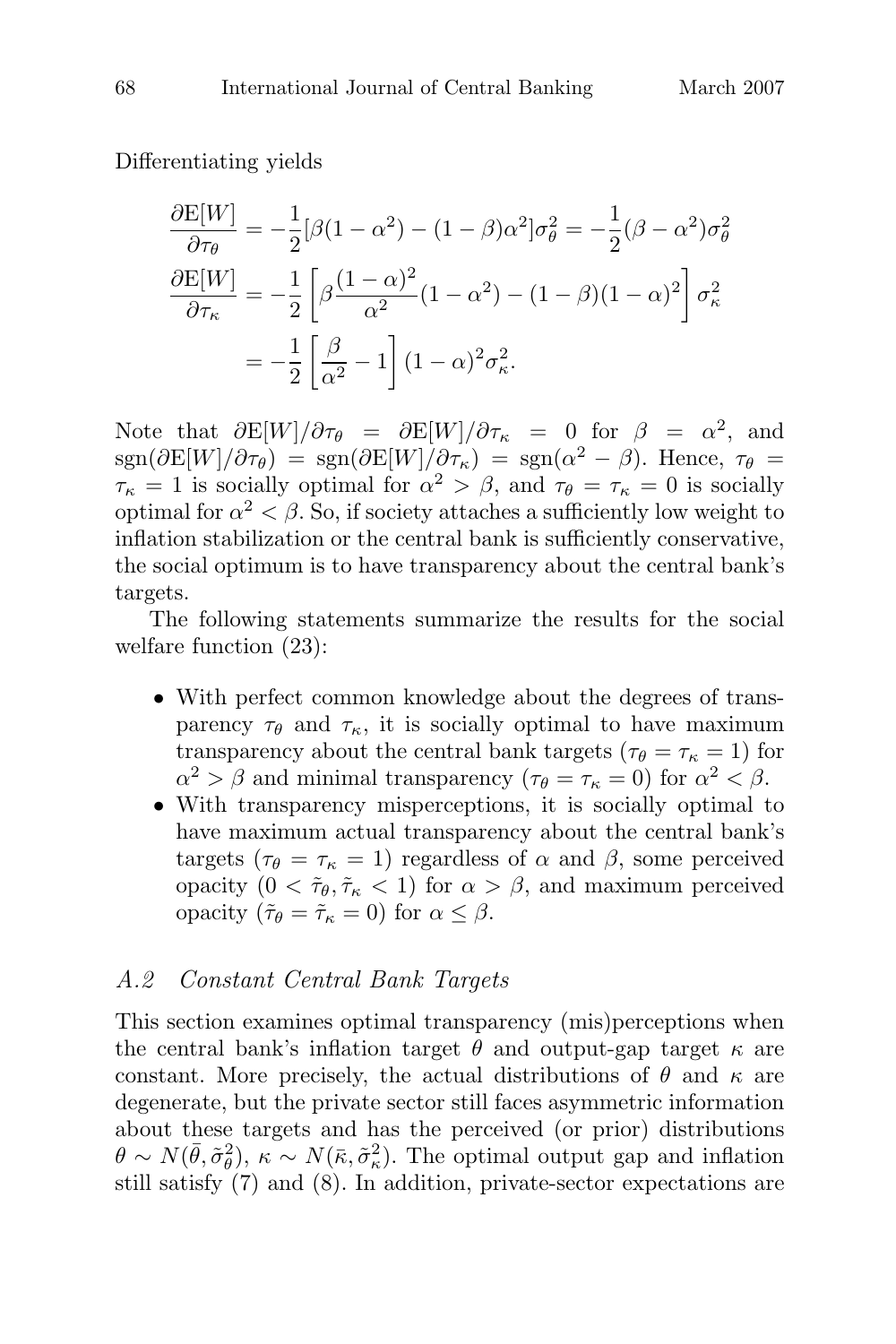Differentiating yields

$$\frac{\partial \mathrm{E}[W]}{\partial \tau_\theta} = -\frac{1}{2}[\beta(1-\alpha^2) - (1-\beta)\alpha^2]\sigma_\theta^2 = -\frac{1}{2}(\beta - \alpha^2)\sigma_\theta^2$$

$$\frac{\partial \mathrm{E}[W]}{\partial \tau_\kappa} = -\frac{1}{2}\left[\beta\frac{(1-\alpha)^2}{\alpha^2}(1-\alpha^2) - (1-\beta)(1-\alpha)^2\right]\sigma_\kappa^2$$

$$= -\frac{1}{2}\left[\frac{\beta}{\alpha^2} - 1\right](1-\alpha)^2\sigma_\kappa^2.$$

Note that $\partial \mathrm{E}[W]/\partial \tau_\theta = \partial \mathrm{E}[W]/\partial \tau_\kappa = 0$ for $\beta = \alpha^2$, and $\mathrm{sgn}(\partial \mathrm{E}[W]/\partial \tau_\theta) = \mathrm{sgn}(\partial \mathrm{E}[W]/\partial \tau_\kappa) = \mathrm{sgn}(\alpha^2 - \beta)$. Hence, $\tau_\theta = \tau_\kappa = 1$ is socially optimal for $\alpha^2 > \beta$, and $\tau_\theta = \tau_\kappa = 0$ is socially optimal for $\alpha^2 < \beta$. So, if society attaches a sufficiently low weight to inflation stabilization or the central bank is sufficiently conservative, the social optimum is to have transparency about the central bank's targets.

The following statements summarize the results for the social welfare function (23):

- With perfect common knowledge about the degrees of transparency $\tau_\theta$ and $\tau_\kappa$, it is socially optimal to have maximum transparency about the central bank targets ($\tau_\theta = \tau_\kappa = 1$) for $\alpha^2 > \beta$ and minimal transparency ($\tau_\theta = \tau_\kappa = 0$) for $\alpha^2 < \beta$.
- With transparency misperceptions, it is socially optimal to have maximum actual transparency about the central bank's targets ($\tau_\theta = \tau_\kappa = 1$) regardless of $\alpha$ and $\beta$, some perceived opacity ($0 < \tilde{\tau}_\theta, \tilde{\tau}_\kappa < 1$) for $\alpha > \beta$, and maximum perceived opacity ($\tilde{\tau}_\theta = \tilde{\tau}_\kappa = 0$) for $\alpha \leq \beta$.

### *A.2 Constant Central Bank Targets*

This section examines optimal transparency (mis)perceptions when the central bank's inflation target $\theta$ and output-gap target $\kappa$ are constant. More precisely, the actual distributions of $\theta$ and $\kappa$ are degenerate, but the private sector still faces asymmetric information about these targets and has the perceived (or prior) distributions $\theta \sim N(\bar{\theta}, \tilde{\sigma}_\theta^2)$, $\kappa \sim N(\bar{\kappa}, \tilde{\sigma}_\kappa^2)$. The optimal output gap and inflation still satisfy (7) and (8). In addition, private-sector expectations are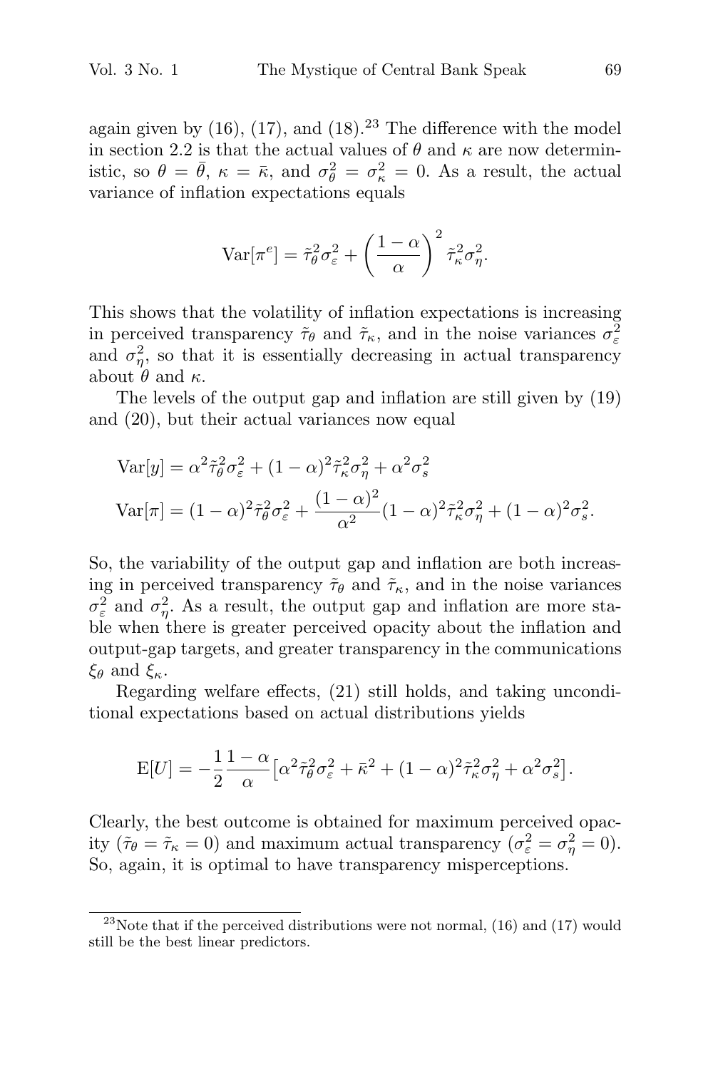again given by (16), (17), and (18).[23] The difference with the model in section 2.2 is that the actual values of $\theta$ and $\kappa$ are now deterministic, so $\theta = \bar{\theta}$, $\kappa = \bar{\kappa}$, and $\sigma_\theta^2 = \sigma_\kappa^2 = 0$. As a result, the actual variance of inflation expectations equals

$$\text{Var}[\pi^e] = \tilde{\tau}_\theta^2 \sigma_\varepsilon^2 + \left(\frac{1-\alpha}{\alpha}\right)^2 \tilde{\tau}_\kappa^2 \sigma_\eta^2.$$

This shows that the volatility of inflation expectations is increasing in perceived transparency $\tilde{\tau}_\theta$ and $\tilde{\tau}_\kappa$, and in the noise variances $\sigma_\varepsilon^2$ and $\sigma_\eta^2$, so that it is essentially decreasing in actual transparency about $\theta$ and $\kappa$.

The levels of the output gap and inflation are still given by (19) and (20), but their actual variances now equal

$$\text{Var}[y] = \alpha^2 \tilde{\tau}_\theta^2 \sigma_\varepsilon^2 + (1-\alpha)^2 \tilde{\tau}_\kappa^2 \sigma_\eta^2 + \alpha^2 \sigma_s^2$$

$$\text{Var}[\pi] = (1-\alpha)^2 \tilde{\tau}_\theta^2 \sigma_\varepsilon^2 + \frac{(1-\alpha)^2}{\alpha^2}(1-\alpha)^2 \tilde{\tau}_\kappa^2 \sigma_\eta^2 + (1-\alpha)^2 \sigma_s^2.$$

So, the variability of the output gap and inflation are both increasing in perceived transparency $\tilde{\tau}_\theta$ and $\tilde{\tau}_\kappa$, and in the noise variances $\sigma_\varepsilon^2$ and $\sigma_\eta^2$. As a result, the output gap and inflation are more stable when there is greater perceived opacity about the inflation and output-gap targets, and greater transparency in the communications $\xi_\theta$ and $\xi_\kappa$.

Regarding welfare effects, (21) still holds, and taking unconditional expectations based on actual distributions yields

$$\text{E}[U] = -\frac{1}{2}\frac{1-\alpha}{\alpha}\left[\alpha^2 \tilde{\tau}_\theta^2 \sigma_\varepsilon^2 + \bar{\kappa}^2 + (1-\alpha)^2 \tilde{\tau}_\kappa^2 \sigma_\eta^2 + \alpha^2 \sigma_s^2\right].$$

Clearly, the best outcome is obtained for maximum perceived opacity ($\tilde{\tau}_\theta = \tilde{\tau}_\kappa = 0$) and maximum actual transparency ($\sigma_\varepsilon^2 = \sigma_\eta^2 = 0$). So, again, it is optimal to have transparency misperceptions.

---

[23] Note that if the perceived distributions were not normal, (16) and (17) would still be the best linear predictors.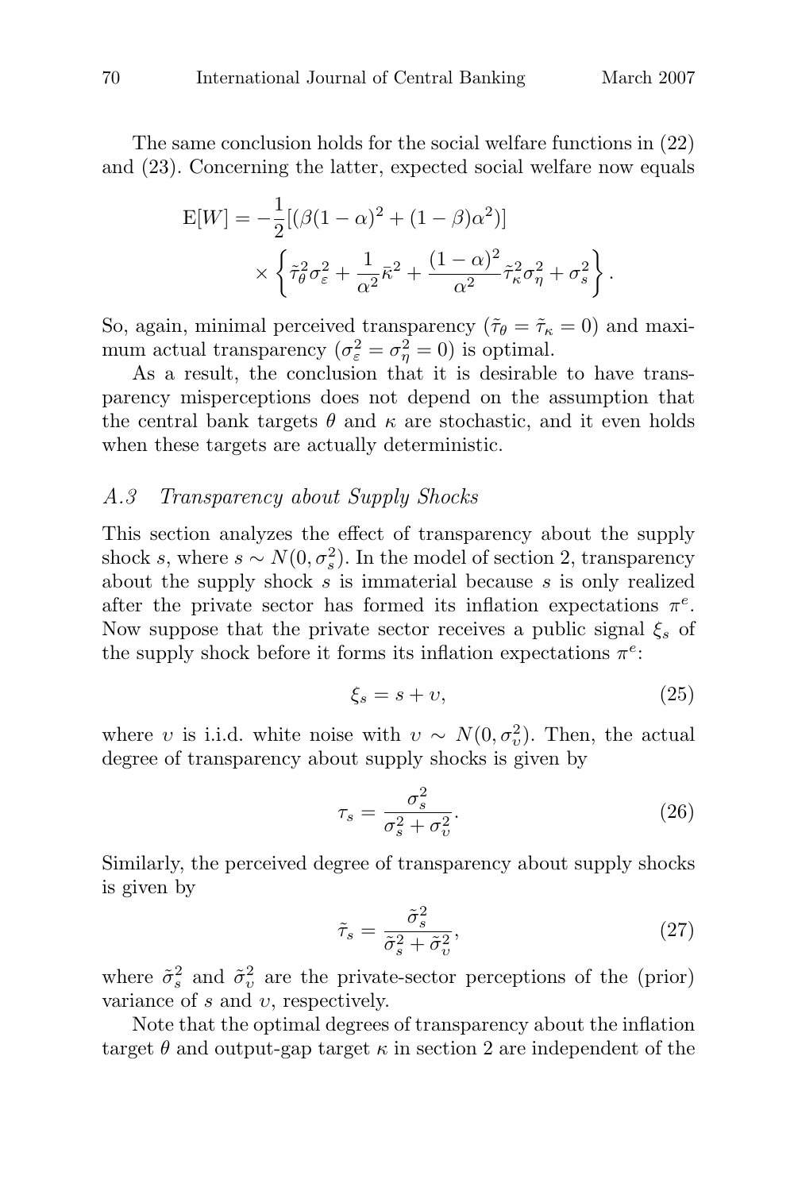The same conclusion holds for the social welfare functions in (22) and (23). Concerning the latter, expected social welfare now equals

$$
\begin{aligned}
\mathrm{E}[W] = & -\frac{1}{2}[(\beta(1-\alpha)^2 + (1-\beta)\alpha^2)] \\
& \times \left\{ \tilde{\tau}_\theta^2 \sigma_\varepsilon^2 + \frac{1}{\alpha^2}\bar{\kappa}^2 + \frac{(1-\alpha)^2}{\alpha^2}\tilde{\tau}_\kappa^2 \sigma_\eta^2 + \sigma_s^2 \right\}.
\end{aligned}
$$

So, again, minimal perceived transparency ($\tilde{\tau}_\theta = \tilde{\tau}_\kappa = 0$) and maximum actual transparency ($\sigma_\varepsilon^2 = \sigma_\eta^2 = 0$) is optimal.

As a result, the conclusion that it is desirable to have transparency misperceptions does not depend on the assumption that the central bank targets $\theta$ and $\kappa$ are stochastic, and it even holds when these targets are actually deterministic.

### *A.3 Transparency about Supply Shocks*

This section analyzes the effect of transparency about the supply shock $s$, where $s \sim N(0, \sigma_s^2)$. In the model of section 2, transparency about the supply shock $s$ is immaterial because $s$ is only realized after the private sector has formed its inflation expectations $\pi^e$. Now suppose that the private sector receives a public signal $\xi_s$ of the supply shock before it forms its inflation expectations $\pi^e$:

$$
\xi_s = s + \upsilon, \tag{25}
$$

where $\upsilon$ is i.i.d. white noise with $\upsilon \sim N(0, \sigma_\upsilon^2)$. Then, the actual degree of transparency about supply shocks is given by

$$
\tau_s = \frac{\sigma_s^2}{\sigma_s^2 + \sigma_\upsilon^2}. \tag{26}
$$

Similarly, the perceived degree of transparency about supply shocks is given by

$$
\tilde{\tau}_s = \frac{\tilde{\sigma}_s^2}{\tilde{\sigma}_s^2 + \tilde{\sigma}_\upsilon^2}, \tag{27}
$$

where $\tilde{\sigma}_s^2$ and $\tilde{\sigma}_\upsilon^2$ are the private-sector perceptions of the (prior) variance of $s$ and $\upsilon$, respectively.

Note that the optimal degrees of transparency about the inflation target $\theta$ and output-gap target $\kappa$ in section 2 are independent of the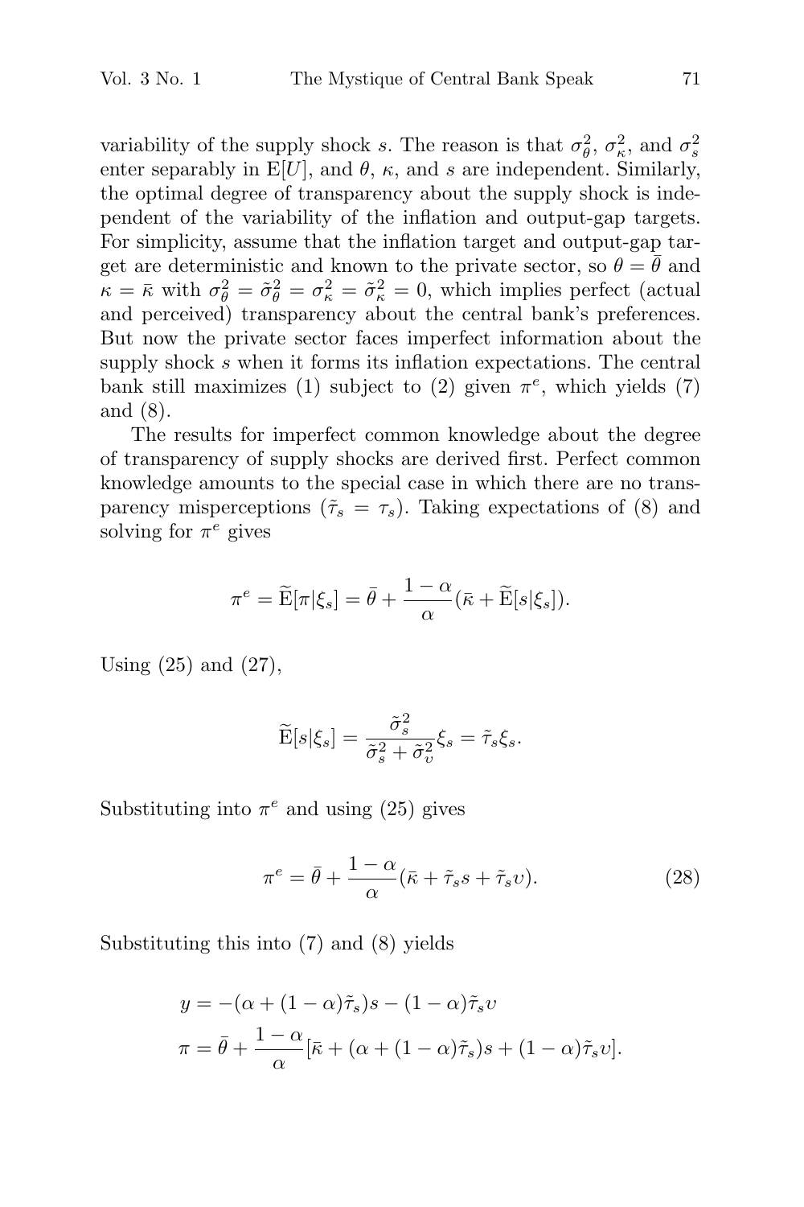variability of the supply shock $s$. The reason is that $\sigma_\theta^2$, $\sigma_\kappa^2$, and $\sigma_s^2$ enter separably in $\mathrm{E}[U]$, and $\theta$, $\kappa$, and $s$ are independent. Similarly, the optimal degree of transparency about the supply shock is independent of the variability of the inflation and output-gap targets. For simplicity, assume that the inflation target and output-gap target are deterministic and known to the private sector, so $\theta = \bar{\theta}$ and $\kappa = \bar{\kappa}$ with $\sigma_\theta^2 = \tilde{\sigma}_\theta^2 = \sigma_\kappa^2 = \tilde{\sigma}_\kappa^2 = 0$, which implies perfect (actual and perceived) transparency about the central bank's preferences. But now the private sector faces imperfect information about the supply shock $s$ when it forms its inflation expectations. The central bank still maximizes (1) subject to (2) given $\pi^e$, which yields (7) and (8).

The results for imperfect common knowledge about the degree of transparency of supply shocks are derived first. Perfect common knowledge amounts to the special case in which there are no transparency misperceptions ($\tilde{\tau}_s = \tau_s$). Taking expectations of (8) and solving for $\pi^e$ gives

$$\pi^e = \widetilde{\mathrm{E}}[\pi|\xi_s] = \bar{\theta} + \frac{1-\alpha}{\alpha}(\bar{\kappa} + \widetilde{\mathrm{E}}[s|\xi_s]).$$

Using (25) and (27),

$$\widetilde{\mathrm{E}}[s|\xi_s] = \frac{\tilde{\sigma}_s^2}{\tilde{\sigma}_s^2 + \tilde{\sigma}_\upsilon^2}\xi_s = \tilde{\tau}_s \xi_s.$$

Substituting into $\pi^e$ and using (25) gives

$$\pi^e = \bar{\theta} + \frac{1-\alpha}{\alpha}(\bar{\kappa} + \tilde{\tau}_s s + \tilde{\tau}_s \upsilon). \tag{28}$$

Substituting this into (7) and (8) yields

$$\begin{aligned} y &= -(\alpha + (1-\alpha)\tilde{\tau}_s)s - (1-\alpha)\tilde{\tau}_s \upsilon \\ \pi &= \bar{\theta} + \frac{1-\alpha}{\alpha}[\bar{\kappa} + (\alpha + (1-\alpha)\tilde{\tau}_s)s + (1-\alpha)\tilde{\tau}_s \upsilon]. \end{aligned}$$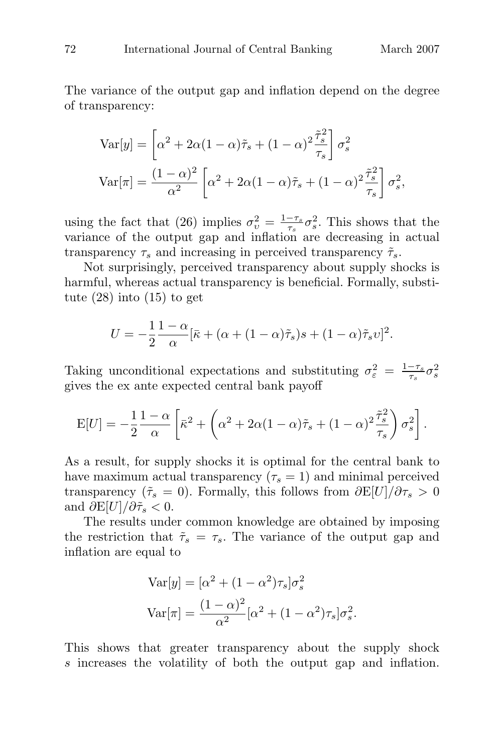The variance of the output gap and inflation depend on the degree of transparency:

$$\mathrm{Var}[y] = \left[\alpha^2 + 2\alpha(1-\alpha)\tilde{\tau}_s + (1-\alpha)^2\frac{\tilde{\tau}_s^2}{\tau_s}\right]\sigma_s^2$$

$$\mathrm{Var}[\pi] = \frac{(1-\alpha)^2}{\alpha^2}\left[\alpha^2 + 2\alpha(1-\alpha)\tilde{\tau}_s + (1-\alpha)^2\frac{\tilde{\tau}_s^2}{\tau_s}\right]\sigma_s^2,$$

using the fact that (26) implies $\sigma_\upsilon^2 = \frac{1-\tau_s}{\tau_s}\sigma_s^2$. This shows that the variance of the output gap and inflation are decreasing in actual transparency $\tau_s$ and increasing in perceived transparency $\tilde{\tau}_s$.

Not surprisingly, perceived transparency about supply shocks is harmful, whereas actual transparency is beneficial. Formally, substitute (28) into (15) to get

$$U = -\frac{1}{2}\frac{1-\alpha}{\alpha}[\bar{\kappa} + (\alpha + (1-\alpha)\tilde{\tau}_s)s + (1-\alpha)\tilde{\tau}_s\upsilon]^2.$$

Taking unconditional expectations and substituting $\sigma_\varepsilon^2 = \frac{1-\tau_s}{\tau_s}\sigma_s^2$ gives the ex ante expected central bank payoff

$$\mathrm{E}[U] = -\frac{1}{2}\frac{1-\alpha}{\alpha}\left[\bar{\kappa}^2 + \left(\alpha^2 + 2\alpha(1-\alpha)\tilde{\tau}_s + (1-\alpha)^2\frac{\tilde{\tau}_s^2}{\tau_s}\right)\sigma_s^2\right].$$

As a result, for supply shocks it is optimal for the central bank to have maximum actual transparency ($\tau_s = 1$) and minimal perceived transparency ($\tilde{\tau}_s = 0$). Formally, this follows from $\partial\mathrm{E}[U]/\partial\tau_s > 0$ and $\partial\mathrm{E}[U]/\partial\tilde{\tau}_s < 0$.

The results under common knowledge are obtained by imposing the restriction that $\tilde{\tau}_s = \tau_s$. The variance of the output gap and inflation are equal to

$$\mathrm{Var}[y] = [\alpha^2 + (1-\alpha^2)\tau_s]\sigma_s^2$$

$$\mathrm{Var}[\pi] = \frac{(1-\alpha)^2}{\alpha^2}[\alpha^2 + (1-\alpha^2)\tau_s]\sigma_s^2.$$

This shows that greater transparency about the supply shock $s$ increases the volatility of both the output gap and inflation.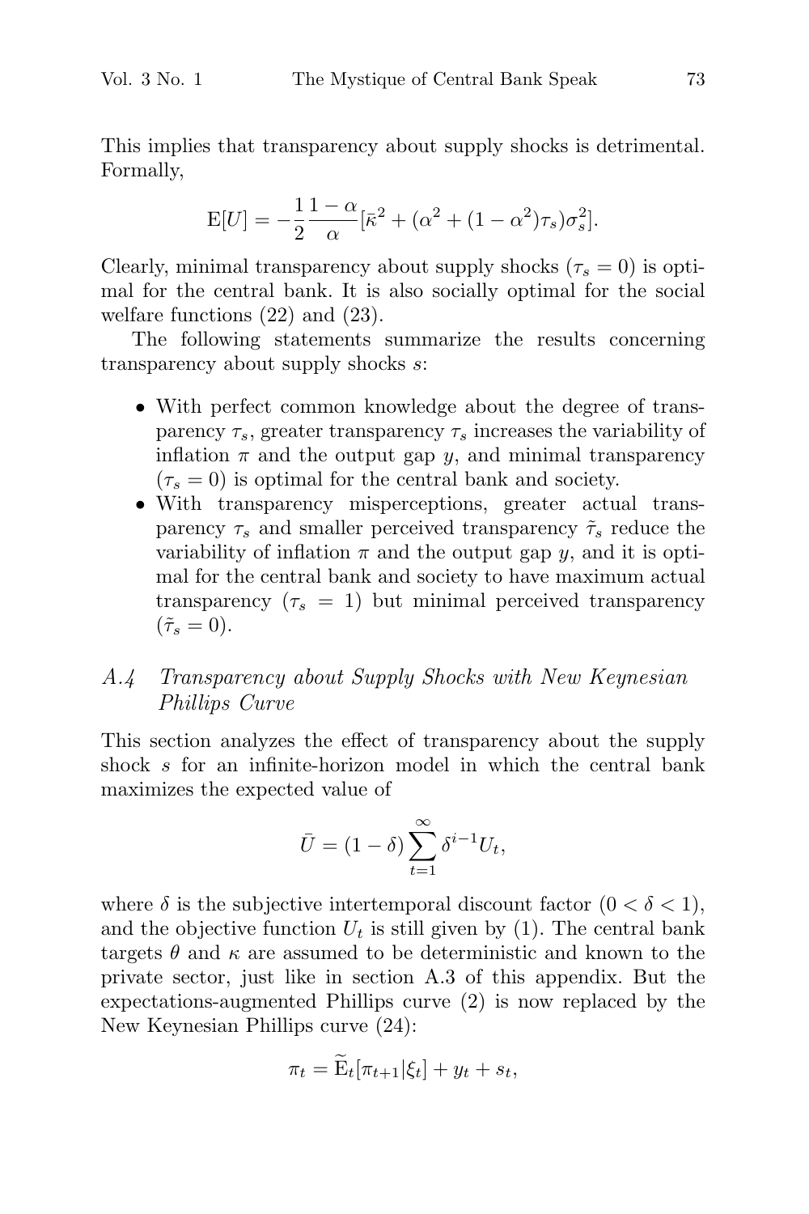This implies that transparency about supply shocks is detrimental. Formally,

$$\mathrm{E}[U] = -\frac{1}{2}\frac{1-\alpha}{\alpha}[\bar{\kappa}^2 + (\alpha^2 + (1-\alpha^2)\tau_s)\sigma_s^2].$$

Clearly, minimal transparency about supply shocks ($\tau_s = 0$) is optimal for the central bank. It is also socially optimal for the social welfare functions (22) and (23).

The following statements summarize the results concerning transparency about supply shocks $s$:

- With perfect common knowledge about the degree of transparency $\tau_s$, greater transparency $\tau_s$ increases the variability of inflation $\pi$ and the output gap $y$, and minimal transparency ($\tau_s = 0$) is optimal for the central bank and society.
- With transparency misperceptions, greater actual transparency $\tau_s$ and smaller perceived transparency $\tilde{\tau}_s$ reduce the variability of inflation $\pi$ and the output gap $y$, and it is optimal for the central bank and society to have maximum actual transparency ($\tau_s = 1$) but minimal perceived transparency ($\tilde{\tau}_s = 0$).

### *A.4 Transparency about Supply Shocks with New Keynesian Phillips Curve*

This section analyzes the effect of transparency about the supply shock $s$ for an infinite-horizon model in which the central bank maximizes the expected value of

$$\bar{U} = (1-\delta)\sum_{t=1}^{\infty}\delta^{i-1}U_t,$$

where $\delta$ is the subjective intertemporal discount factor ($0 < \delta < 1$), and the objective function $U_t$ is still given by (1). The central bank targets $\theta$ and $\kappa$ are assumed to be deterministic and known to the private sector, just like in section A.3 of this appendix. But the expectations-augmented Phillips curve (2) is now replaced by the New Keynesian Phillips curve (24):

$$\pi_t = \widetilde{\mathrm{E}}_t[\pi_{t+1}|\xi_t] + y_t + s_t,$$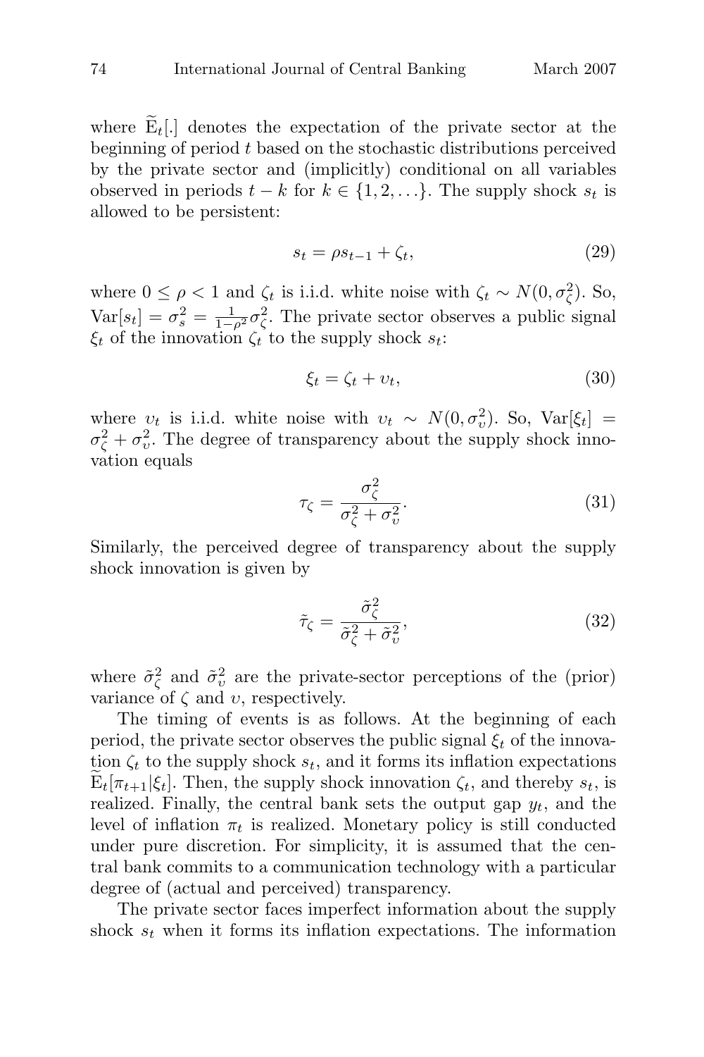where $\widetilde{\mathrm{E}}_t[.]$ denotes the expectation of the private sector at the beginning of period $t$ based on the stochastic distributions perceived by the private sector and (implicitly) conditional on all variables observed in periods $t-k$ for $k \in \{1, 2, \ldots\}$. The supply shock $s_t$ is allowed to be persistent:

$$s_t = \rho s_{t-1} + \zeta_t, \tag{29}$$

where $0 \leq \rho < 1$ and $\zeta_t$ is i.i.d. white noise with $\zeta_t \sim N(0, \sigma_\zeta^2)$. So, $\mathrm{Var}[s_t] = \sigma_s^2 = \frac{1}{1-\rho^2}\sigma_\zeta^2$. The private sector observes a public signal $\xi_t$ of the innovation $\zeta_t$ to the supply shock $s_t$:

$$\xi_t = \zeta_t + \upsilon_t, \tag{30}$$

where $\upsilon_t$ is i.i.d. white noise with $\upsilon_t \sim N(0, \sigma_\upsilon^2)$. So, $\mathrm{Var}[\xi_t] = \sigma_\zeta^2 + \sigma_\upsilon^2$. The degree of transparency about the supply shock innovation equals

$$\tau_\zeta = \frac{\sigma_\zeta^2}{\sigma_\zeta^2 + \sigma_\upsilon^2}. \tag{31}$$

Similarly, the perceived degree of transparency about the supply shock innovation is given by

$$\tilde{\tau}_\zeta = \frac{\tilde{\sigma}_\zeta^2}{\tilde{\sigma}_\zeta^2 + \tilde{\sigma}_\upsilon^2}, \tag{32}$$

where $\tilde{\sigma}_\zeta^2$ and $\tilde{\sigma}_\upsilon^2$ are the private-sector perceptions of the (prior) variance of $\zeta$ and $\upsilon$, respectively.

The timing of events is as follows. At the beginning of each period, the private sector observes the public signal $\xi_t$ of the innovation $\zeta_t$ to the supply shock $s_t$, and it forms its inflation expectations $\widetilde{\mathrm{E}}_t[\pi_{t+1}|\xi_t]$. Then, the supply shock innovation $\zeta_t$, and thereby $s_t$, is realized. Finally, the central bank sets the output gap $y_t$, and the level of inflation $\pi_t$ is realized. Monetary policy is still conducted under pure discretion. For simplicity, it is assumed that the central bank commits to a communication technology with a particular degree of (actual and perceived) transparency.

The private sector faces imperfect information about the supply shock $s_t$ when it forms its inflation expectations. The information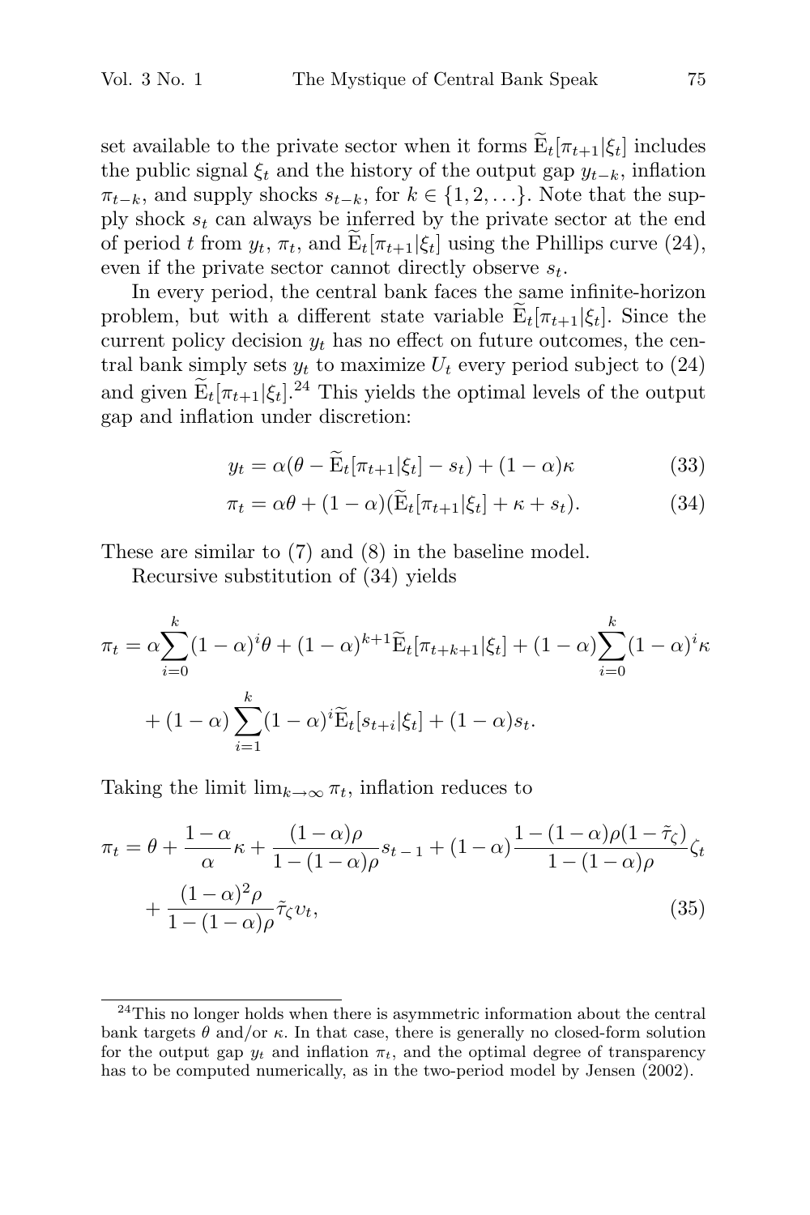set available to the private sector when it forms $\widetilde{\mathrm{E}}_t[\pi_{t+1}|\xi_t]$ includes the public signal $\xi_t$ and the history of the output gap $y_{t-k}$, inflation $\pi_{t-k}$, and supply shocks $s_{t-k}$, for $k \in \{1, 2, \ldots\}$. Note that the supply shock $s_t$ can always be inferred by the private sector at the end of period $t$ from $y_t$, $\pi_t$, and $\widetilde{\mathrm{E}}_t[\pi_{t+1}|\xi_t]$ using the Phillips curve (24), even if the private sector cannot directly observe $s_t$.

In every period, the central bank faces the same infinite-horizon problem, but with a different state variable $\widetilde{\mathrm{E}}_t[\pi_{t+1}|\xi_t]$. Since the current policy decision $y_t$ has no effect on future outcomes, the central bank simply sets $y_t$ to maximize $U_t$ every period subject to (24) and given $\widetilde{\mathrm{E}}_t[\pi_{t+1}|\xi_t]$.[24] This yields the optimal levels of the output gap and inflation under discretion:

$$y_t = \alpha(\theta - \widetilde{\mathrm{E}}_t[\pi_{t+1}|\xi_t] - s_t) + (1-\alpha)\kappa \tag{33}$$

$$\pi_t = \alpha\theta + (1-\alpha)(\widetilde{\mathrm{E}}_t[\pi_{t+1}|\xi_t] + \kappa + s_t). \tag{34}$$

These are similar to (7) and (8) in the baseline model.

Recursive substitution of (34) yields

$$\pi_t = \alpha\sum_{i=0}^{k}(1-\alpha)^i\theta + (1-\alpha)^{k+1}\widetilde{\mathrm{E}}_t[\pi_{t+k+1}|\xi_t] + (1-\alpha)\sum_{i=0}^{k}(1-\alpha)^i\kappa$$
$$+ (1-\alpha)\sum_{i=1}^{k}(1-\alpha)^i\widetilde{\mathrm{E}}_t[s_{t+i}|\xi_t] + (1-\alpha)s_t.$$

Taking the limit $\lim_{k\to\infty}\pi_t$, inflation reduces to

$$\pi_t = \theta + \frac{1-\alpha}{\alpha}\kappa + \frac{(1-\alpha)\rho}{1-(1-\alpha)\rho}s_{t-1} + (1-\alpha)\frac{1-(1-\alpha)\rho(1-\tilde{\tau}_\zeta)}{1-(1-\alpha)\rho}\zeta_t$$
$$+ \frac{(1-\alpha)^2\rho}{1-(1-\alpha)\rho}\tilde{\tau}_\zeta\upsilon_t, \tag{35}$$

[24] This no longer holds when there is asymmetric information about the central bank targets $\theta$ and/or $\kappa$. In that case, there is generally no closed-form solution for the output gap $y_t$ and inflation $\pi_t$, and the optimal degree of transparency has to be computed numerically, as in the two-period model by Jensen (2002).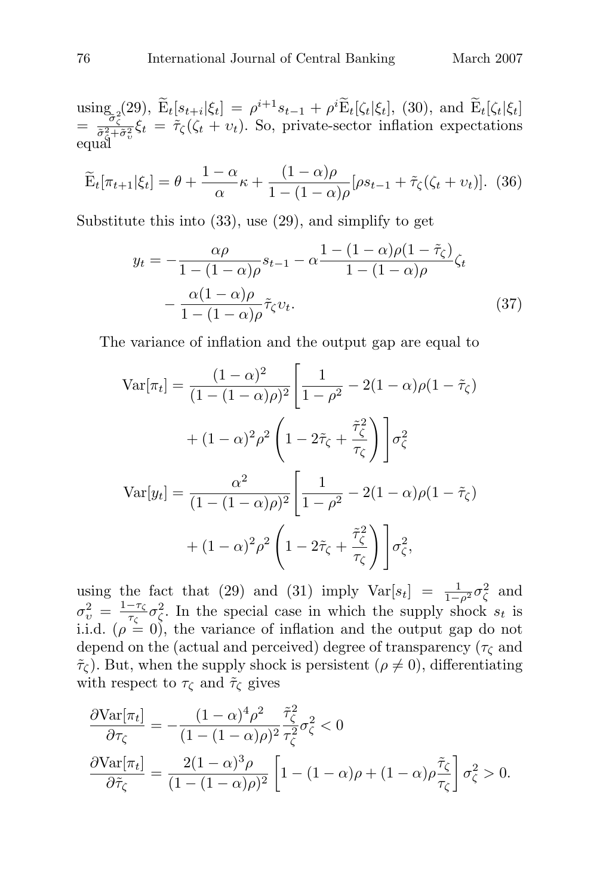using (29), $\widetilde{\mathrm{E}}_t[s_{t+i}|\xi_t] = \rho^{i+1}s_{t-1} + \rho^i \widetilde{\mathrm{E}}_t[\zeta_t|\xi_t]$, (30), and $\widetilde{\mathrm{E}}_t[\zeta_t|\xi_t] = \frac{\tilde{\sigma}_\zeta^2}{\tilde{\sigma}_\zeta^2+\tilde{\sigma}_\upsilon^2}\xi_t = \tilde{\tau}_\zeta(\zeta_t + \upsilon_t)$. So, private-sector inflation expectations equal

$$\widetilde{\mathrm{E}}_t[\pi_{t+1}|\xi_t] = \theta + \frac{1-\alpha}{\alpha}\kappa + \frac{(1-\alpha)\rho}{1-(1-\alpha)\rho}[\rho s_{t-1} + \tilde{\tau}_\zeta(\zeta_t + \upsilon_t)]. \quad (36)$$

Substitute this into (33), use (29), and simplify to get

$$y_t = -\frac{\alpha\rho}{1-(1-\alpha)\rho}s_{t-1} - \alpha\frac{1-(1-\alpha)\rho(1-\tilde{\tau}_\zeta)}{1-(1-\alpha)\rho}\zeta_t - \frac{\alpha(1-\alpha)\rho}{1-(1-\alpha)\rho}\tilde{\tau}_\zeta\upsilon_t. \quad (37)$$

The variance of inflation and the output gap are equal to

$$\mathrm{Var}[\pi_t] = \frac{(1-\alpha)^2}{(1-(1-\alpha)\rho)^2}\left[\frac{1}{1-\rho^2} - 2(1-\alpha)\rho(1-\tilde{\tau}_\zeta) + (1-\alpha)^2\rho^2\left(1 - 2\tilde{\tau}_\zeta + \frac{\tilde{\tau}_\zeta^2}{\tau_\zeta}\right)\right]\sigma_\zeta^2$$

$$\mathrm{Var}[y_t] = \frac{\alpha^2}{(1-(1-\alpha)\rho)^2}\left[\frac{1}{1-\rho^2} - 2(1-\alpha)\rho(1-\tilde{\tau}_\zeta) + (1-\alpha)^2\rho^2\left(1 - 2\tilde{\tau}_\zeta + \frac{\tilde{\tau}_\zeta^2}{\tau_\zeta}\right)\right]\sigma_\zeta^2,$$

using the fact that (29) and (31) imply $\mathrm{Var}[s_t] = \frac{1}{1-\rho^2}\sigma_\zeta^2$ and $\sigma_\upsilon^2 = \frac{1-\tau_\zeta}{\tau_\zeta}\sigma_\zeta^2$. In the special case in which the supply shock $s_t$ is i.i.d. ($\rho = 0$), the variance of inflation and the output gap do not depend on the (actual and perceived) degree of transparency ($\tau_\zeta$ and $\tilde{\tau}_\zeta$). But, when the supply shock is persistent ($\rho \neq 0$), differentiating with respect to $\tau_\zeta$ and $\tilde{\tau}_\zeta$ gives

$$\frac{\partial \mathrm{Var}[\pi_t]}{\partial \tau_\zeta} = -\frac{(1-\alpha)^4\rho^2}{(1-(1-\alpha)\rho)^2}\frac{\tilde{\tau}_\zeta^2}{\tau_\zeta^2}\sigma_\zeta^2 < 0$$

$$\frac{\partial \mathrm{Var}[\pi_t]}{\partial \tilde{\tau}_\zeta} = \frac{2(1-\alpha)^3\rho}{(1-(1-\alpha)\rho)^2}\left[1 - (1-\alpha)\rho + (1-\alpha)\rho\frac{\tilde{\tau}_\zeta}{\tau_\zeta}\right]\sigma_\zeta^2 > 0.$$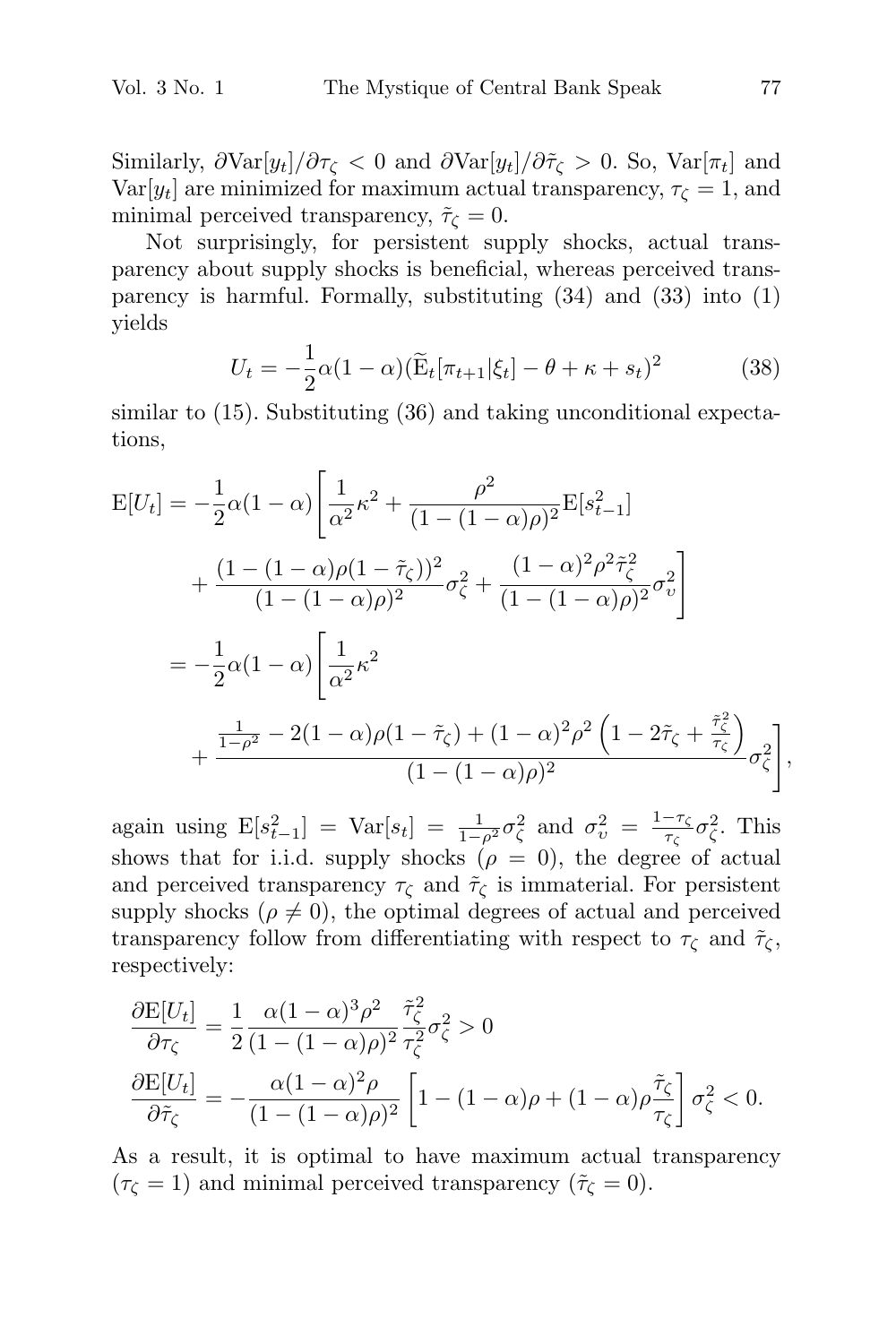Similarly, $\partial \text{Var}[y_t]/\partial \tau_\zeta < 0$ and $\partial \text{Var}[y_t]/\partial \tilde{\tau}_\zeta > 0$. So, $\text{Var}[\pi_t]$ and $\text{Var}[y_t]$ are minimized for maximum actual transparency, $\tau_\zeta = 1$, and minimal perceived transparency, $\tilde{\tau}_\zeta = 0$.

Not surprisingly, for persistent supply shocks, actual transparency about supply shocks is beneficial, whereas perceived transparency is harmful. Formally, substituting (34) and (33) into (1) yields

$$U_t = -\frac{1}{2}\alpha(1-\alpha)(\widetilde{\text{E}}_t[\pi_{t+1}|\xi_t] - \theta + \kappa + s_t)^2 \tag{38}$$

similar to (15). Substituting (36) and taking unconditional expectations,

$$\begin{aligned}
\text{E}[U_t] &= -\frac{1}{2}\alpha(1-\alpha)\Bigg[\frac{1}{\alpha^2}\kappa^2 + \frac{\rho^2}{(1-(1-\alpha)\rho)^2}\text{E}[s_{t-1}^2] \\
&\quad + \frac{(1-(1-\alpha)\rho(1-\tilde{\tau}_\zeta))^2}{(1-(1-\alpha)\rho)^2}\sigma_\zeta^2 + \frac{(1-\alpha)^2\rho^2\tilde{\tau}_\zeta^2}{(1-(1-\alpha)\rho)^2}\sigma_\upsilon^2\Bigg] \\
&= -\frac{1}{2}\alpha(1-\alpha)\Bigg[\frac{1}{\alpha^2}\kappa^2 \\
&\quad + \frac{\frac{1}{1-\rho^2} - 2(1-\alpha)\rho(1-\tilde{\tau}_\zeta) + (1-\alpha)^2\rho^2\left(1 - 2\tilde{\tau}_\zeta + \frac{\tilde{\tau}_\zeta^2}{\tau_\zeta}\right)}{(1-(1-\alpha)\rho)^2}\sigma_\zeta^2\Bigg],
\end{aligned}$$

again using $\text{E}[s_{t-1}^2] = \text{Var}[s_t] = \frac{1}{1-\rho^2}\sigma_\zeta^2$ and $\sigma_\upsilon^2 = \frac{1-\tau_\zeta}{\tau_\zeta}\sigma_\zeta^2$. This shows that for i.i.d. supply shocks ($\rho = 0$), the degree of actual and perceived transparency $\tau_\zeta$ and $\tilde{\tau}_\zeta$ is immaterial. For persistent supply shocks ($\rho \neq 0$), the optimal degrees of actual and perceived transparency follow from differentiating with respect to $\tau_\zeta$ and $\tilde{\tau}_\zeta$, respectively:

$$\frac{\partial \text{E}[U_t]}{\partial \tau_\zeta} = \frac{1}{2}\frac{\alpha(1-\alpha)^3\rho^2}{(1-(1-\alpha)\rho)^2}\frac{\tilde{\tau}_\zeta^2}{\tau_\zeta^2}\sigma_\zeta^2 > 0$$

$$\frac{\partial \text{E}[U_t]}{\partial \tilde{\tau}_\zeta} = -\frac{\alpha(1-\alpha)^2\rho}{(1-(1-\alpha)\rho)^2}\left[1 - (1-\alpha)\rho + (1-\alpha)\rho\frac{\tilde{\tau}_\zeta}{\tau_\zeta}\right]\sigma_\zeta^2 < 0.$$

As a result, it is optimal to have maximum actual transparency ($\tau_\zeta = 1$) and minimal perceived transparency ($\tilde{\tau}_\zeta = 0$).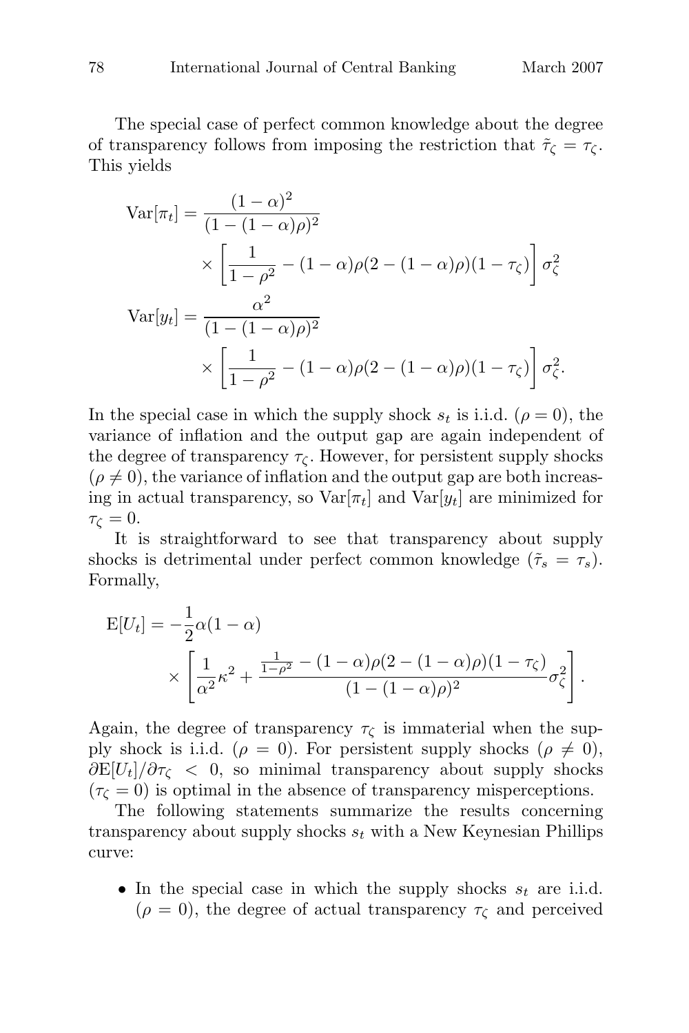The special case of perfect common knowledge about the degree of transparency follows from imposing the restriction that $\tilde{\tau}_\zeta = \tau_\zeta$. This yields

$$
\begin{aligned}
\mathrm{Var}[\pi_t] &= \frac{(1-\alpha)^2}{(1-(1-\alpha)\rho)^2} \\
&\quad \times \left[\frac{1}{1-\rho^2} - (1-\alpha)\rho(2-(1-\alpha)\rho)(1-\tau_\zeta)\right]\sigma_\zeta^2 \\
\mathrm{Var}[y_t] &= \frac{\alpha^2}{(1-(1-\alpha)\rho)^2} \\
&\quad \times \left[\frac{1}{1-\rho^2} - (1-\alpha)\rho(2-(1-\alpha)\rho)(1-\tau_\zeta)\right]\sigma_\zeta^2.
\end{aligned}
$$

In the special case in which the supply shock $s_t$ is i.i.d. ($\rho = 0$), the variance of inflation and the output gap are again independent of the degree of transparency $\tau_\zeta$. However, for persistent supply shocks ($\rho \neq 0$), the variance of inflation and the output gap are both increasing in actual transparency, so $\mathrm{Var}[\pi_t]$ and $\mathrm{Var}[y_t]$ are minimized for $\tau_\zeta = 0$.

It is straightforward to see that transparency about supply shocks is detrimental under perfect common knowledge ($\tilde{\tau}_s = \tau_s$). Formally,

$$
\begin{aligned}
\mathrm{E}[U_t] &= -\frac{1}{2}\alpha(1-\alpha) \\
&\quad \times \left[\frac{1}{\alpha^2}\kappa^2 + \frac{\frac{1}{1-\rho^2} - (1-\alpha)\rho(2-(1-\alpha)\rho)(1-\tau_\zeta)}{(1-(1-\alpha)\rho)^2}\sigma_\zeta^2\right].
\end{aligned}
$$

Again, the degree of transparency $\tau_\zeta$ is immaterial when the supply shock is i.i.d. ($\rho = 0$). For persistent supply shocks ($\rho \neq 0$), $\partial \mathrm{E}[U_t]/\partial \tau_\zeta < 0$, so minimal transparency about supply shocks ($\tau_\zeta = 0$) is optimal in the absence of transparency misperceptions.

The following statements summarize the results concerning transparency about supply shocks $s_t$ with a New Keynesian Phillips curve:

- In the special case in which the supply shocks $s_t$ are i.i.d. ($\rho = 0$), the degree of actual transparency $\tau_\zeta$ and perceived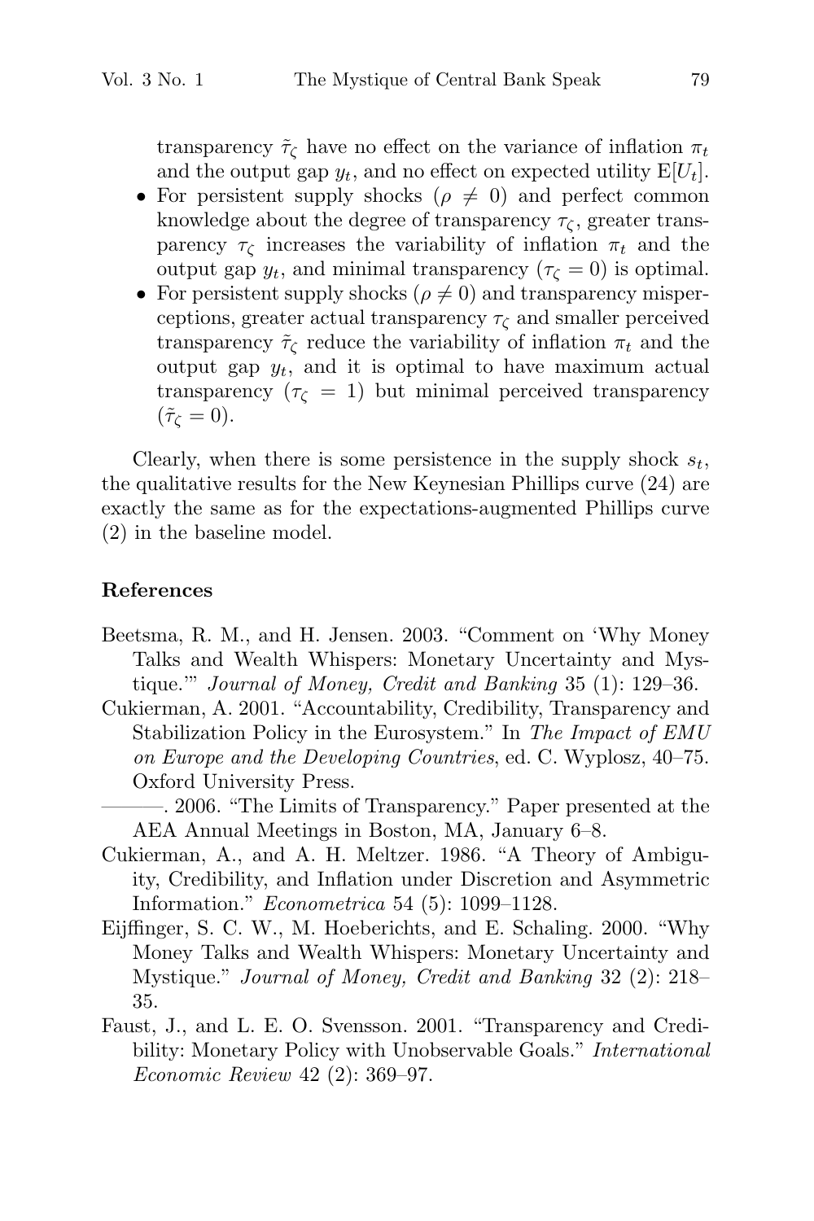transparency $\tilde{\tau}_\zeta$ have no effect on the variance of inflation $\pi_t$ and the output gap $y_t$, and no effect on expected utility $\mathrm{E}[U_t]$.

- For persistent supply shocks ($\rho \neq 0$) and perfect common knowledge about the degree of transparency $\tau_\zeta$, greater transparency $\tau_\zeta$ increases the variability of inflation $\pi_t$ and the output gap $y_t$, and minimal transparency ($\tau_\zeta = 0$) is optimal.
- For persistent supply shocks ($\rho \neq 0$) and transparency misperceptions, greater actual transparency $\tau_\zeta$ and smaller perceived transparency $\tilde{\tau}_\zeta$ reduce the variability of inflation $\pi_t$ and the output gap $y_t$, and it is optimal to have maximum actual transparency ($\tau_\zeta = 1$) but minimal perceived transparency ($\tilde{\tau}_\zeta = 0$).

Clearly, when there is some persistence in the supply shock $s_t$, the qualitative results for the New Keynesian Phillips curve (24) are exactly the same as for the expectations-augmented Phillips curve (2) in the baseline model.

## References

Beetsma, R. M., and H. Jensen. 2003. "Comment on 'Why Money Talks and Wealth Whispers: Monetary Uncertainty and Mystique.'" *Journal of Money, Credit and Banking* 35 (1): 129–36.

Cukierman, A. 2001. "Accountability, Credibility, Transparency and Stabilization Policy in the Eurosystem." In *The Impact of EMU on Europe and the Developing Countries*, ed. C. Wyplosz, 40–75. Oxford University Press.

———. 2006. "The Limits of Transparency." Paper presented at the AEA Annual Meetings in Boston, MA, January 6–8.

Cukierman, A., and A. H. Meltzer. 1986. "A Theory of Ambiguity, Credibility, and Inflation under Discretion and Asymmetric Information." *Econometrica* 54 (5): 1099–1128.

Eijffinger, S. C. W., M. Hoeberichts, and E. Schaling. 2000. "Why Money Talks and Wealth Whispers: Monetary Uncertainty and Mystique." *Journal of Money, Credit and Banking* 32 (2): 218–35.

Faust, J., and L. E. O. Svensson. 2001. "Transparency and Credibility: Monetary Policy with Unobservable Goals." *International Economic Review* 42 (2): 369–97.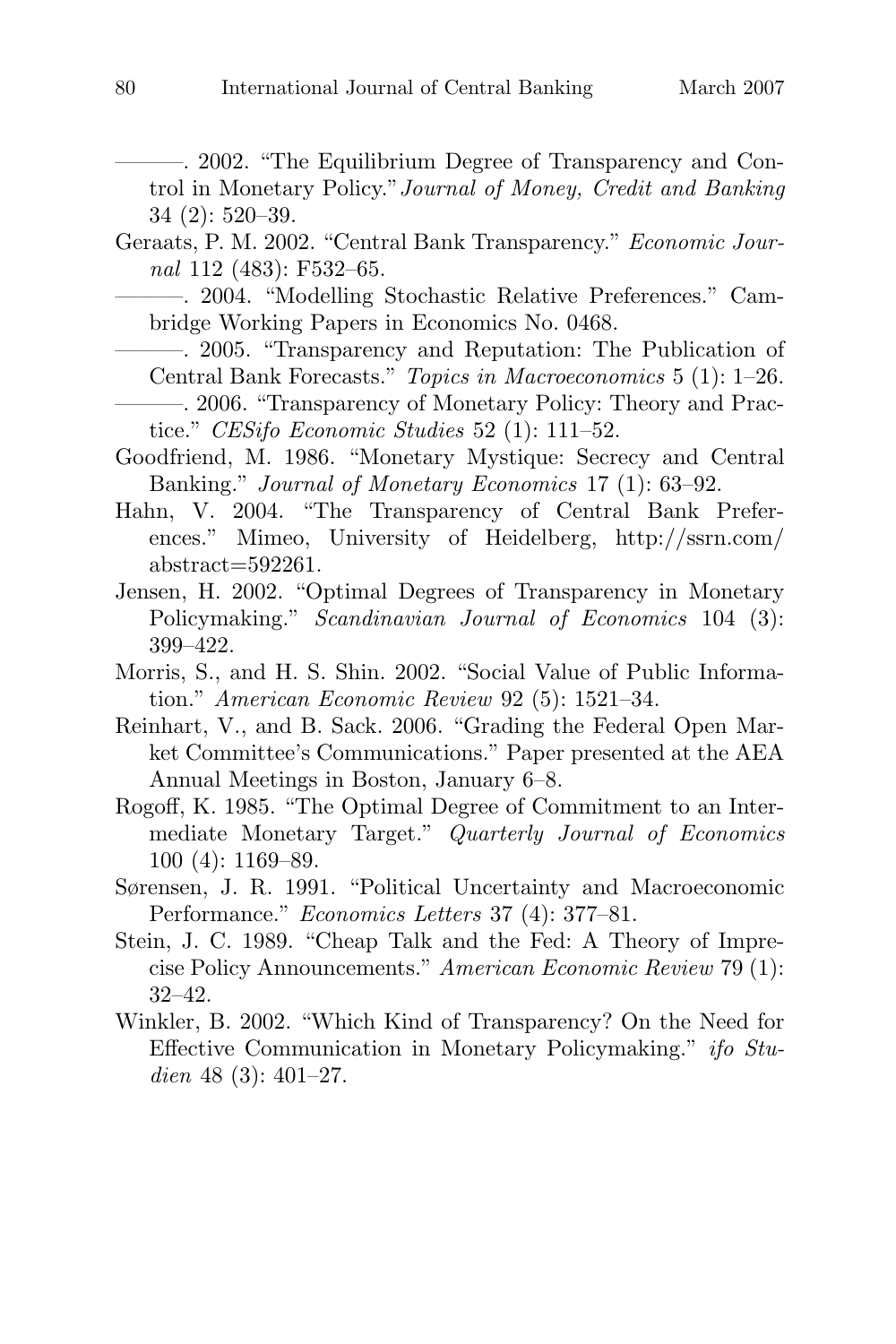———. 2002. "The Equilibrium Degree of Transparency and Control in Monetary Policy." *Journal of Money, Credit and Banking* 34 (2): 520–39.

Geraats, P. M. 2002. "Central Bank Transparency." *Economic Journal* 112 (483): F532–65.

———. 2004. "Modelling Stochastic Relative Preferences." Cambridge Working Papers in Economics No. 0468.

———. 2005. "Transparency and Reputation: The Publication of Central Bank Forecasts." *Topics in Macroeconomics* 5 (1): 1–26.

———. 2006. "Transparency of Monetary Policy: Theory and Practice." *CESifo Economic Studies* 52 (1): 111–52.

Goodfriend, M. 1986. "Monetary Mystique: Secrecy and Central Banking." *Journal of Monetary Economics* 17 (1): 63–92.

Hahn, V. 2004. "The Transparency of Central Bank Preferences." Mimeo, University of Heidelberg, http://ssrn.com/abstract=592261.

Jensen, H. 2002. "Optimal Degrees of Transparency in Monetary Policymaking." *Scandinavian Journal of Economics* 104 (3): 399–422.

Morris, S., and H. S. Shin. 2002. "Social Value of Public Information." *American Economic Review* 92 (5): 1521–34.

Reinhart, V., and B. Sack. 2006. "Grading the Federal Open Market Committee's Communications." Paper presented at the AEA Annual Meetings in Boston, January 6–8.

Rogoff, K. 1985. "The Optimal Degree of Commitment to an Intermediate Monetary Target." *Quarterly Journal of Economics* 100 (4): 1169–89.

Sørensen, J. R. 1991. "Political Uncertainty and Macroeconomic Performance." *Economics Letters* 37 (4): 377–81.

Stein, J. C. 1989. "Cheap Talk and the Fed: A Theory of Imprecise Policy Announcements." *American Economic Review* 79 (1): 32–42.

Winkler, B. 2002. "Which Kind of Transparency? On the Need for Effective Communication in Monetary Policymaking." *ifo Studien* 48 (3): 401–27.